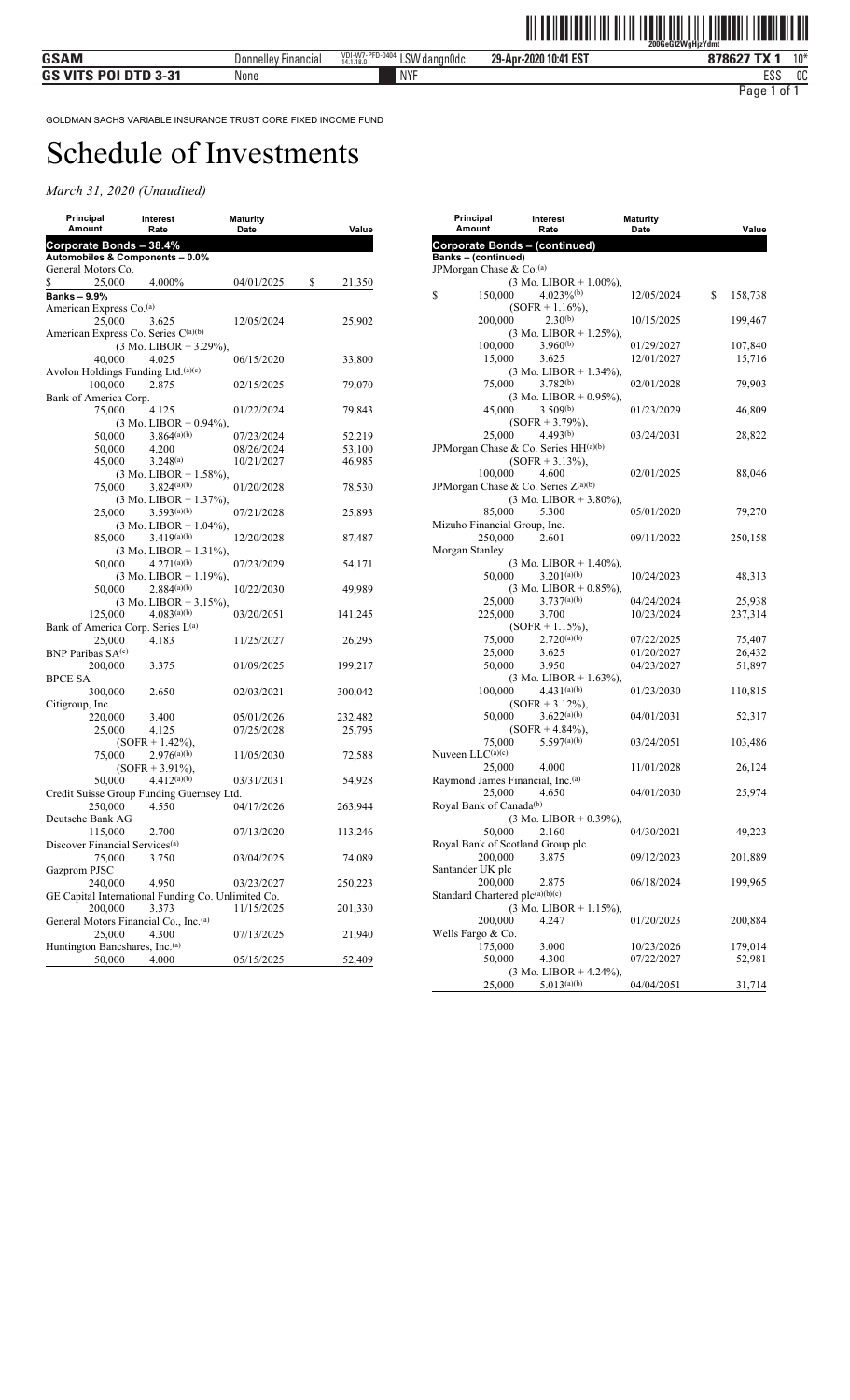GOLDMAN SACHS VARIABLE INSURANCE TRUST CORE FIXED INCOME FUND

# Schedule of Investments

*March 31, 2020 (Unaudited)*

| Principal Amount | Interest Rate | Maturity Date | Value |
|---|---|---|---|
| **Corporate Bonds – 38.4%** | | | |
| **Automobiles & Components – 0.0%** | | | |
| General Motors Co. | | | |
| $ 25,000 | 4.000% | 04/01/2025 | $ 21,350 |
| **Banks – 9.9%** | | | |
| American Express Co.[(a)] | | | |
| 25,000 | 3.625 | 12/05/2024 | 25,902 |
| American Express Co. Series C[(a)(b)] | | | |
| | (3 Mo. LIBOR + 3.29%), | | |
| 40,000 | 4.025 | 06/15/2020 | 33,800 |
| Avolon Holdings Funding Ltd.[(a)(c)] | | | |
| 100,000 | 2.875 | 02/15/2025 | 79,070 |
| Bank of America Corp. | | | |
| 75,000 | 4.125 | 01/22/2024 | 79,843 |
| | (3 Mo. LIBOR + 0.94%), | | |
| 50,000 | 3.864[(a)(b)] | 07/23/2024 | 52,219 |
| 50,000 | 4.200 | 08/26/2024 | 53,100 |
| 45,000 | 3.248[(a)] | 10/21/2027 | 46,985 |
| | (3 Mo. LIBOR + 1.58%), | | |
| 75,000 | 3.824[(a)(b)] | 01/20/2028 | 78,530 |
| | (3 Mo. LIBOR + 1.37%), | | |
| 25,000 | 3.593[(a)(b)] | 07/21/2028 | 25,893 |
| | (3 Mo. LIBOR + 1.04%), | | |
| 85,000 | 3.419[(a)(b)] | 12/20/2028 | 87,487 |
| | (3 Mo. LIBOR + 1.31%), | | |
| 50,000 | 4.271[(a)(b)] | 07/23/2029 | 54,171 |
| | (3 Mo. LIBOR + 1.19%), | | |
| 50,000 | 2.884[(a)(b)] | 10/22/2030 | 49,989 |
| | (3 Mo. LIBOR + 3.15%), | | |
| 125,000 | 4.083[(a)(b)] | 03/20/2051 | 141,245 |
| Bank of America Corp. Series L[(a)] | | | |
| 25,000 | 4.183 | 11/25/2027 | 26,295 |
| BNP Paribas SA[(c)] | | | |
| 200,000 | 3.375 | 01/09/2025 | 199,217 |
| BPCE SA | | | |
| 300,000 | 2.650 | 02/03/2021 | 300,042 |
| Citigroup, Inc. | | | |
| 220,000 | 3.400 | 05/01/2026 | 232,482 |
| 25,000 | 4.125 | 07/25/2028 | 25,795 |
| | (SOFR + 1.42%), | | |
| 75,000 | 2.976[(a)(b)] | 11/05/2030 | 72,588 |
| | (SOFR + 3.91%), | | |
| 50,000 | 4.412[(a)(b)] | 03/31/2031 | 54,928 |
| Credit Suisse Group Funding Guernsey Ltd. | | | |
| 250,000 | 4.550 | 04/17/2026 | 263,944 |
| Deutsche Bank AG | | | |
| 115,000 | 2.700 | 07/13/2020 | 113,246 |
| Discover Financial Services[(a)] | | | |
| 75,000 | 3.750 | 03/04/2025 | 74,089 |
| Gazprom PJSC | | | |
| 240,000 | 4.950 | 03/23/2027 | 250,223 |
| GE Capital International Funding Co. Unlimited Co. | | | |
| 200,000 | 3.373 | 11/15/2025 | 201,330 |
| General Motors Financial Co., Inc.[(a)] | | | |
| 25,000 | 4.300 | 07/13/2025 | 21,940 |
| Huntington Bancshares, Inc.[(a)] | | | |
| 50,000 | 4.000 | 05/15/2025 | 52,409 |
| **Corporate Bonds – (continued)** | | | |
| **Banks – (continued)** | | | |
| JPMorgan Chase & Co.[(a)] | | | |
| | (3 Mo. LIBOR + 1.00%), | | |
| $ 150,000 | 4.023%[(b)] | 12/05/2024 | $ 158,738 |
| | (SOFR + 1.16%), | | |
| 200,000 | 2.30[(b)] | 10/15/2025 | 199,467 |
| | (3 Mo. LIBOR + 1.25%), | | |
| 100,000 | 3.960[(b)] | 01/29/2027 | 107,840 |
| 15,000 | 3.625 | 12/01/2027 | 15,716 |
| | (3 Mo. LIBOR + 1.34%), | | |
| 75,000 | 3.782[(b)] | 02/01/2028 | 79,903 |
| | (3 Mo. LIBOR + 0.95%), | | |
| 45,000 | 3.509[(b)] | 01/23/2029 | 46,809 |
| | (SOFR + 3.79%), | | |
| 25,000 | 4.493[(b)] | 03/24/2031 | 28,822 |
| JPMorgan Chase & Co. Series HH[(a)(b)] | | | |
| | (SOFR + 3.13%), | | |
| 100,000 | 4.600 | 02/01/2025 | 88,046 |
| JPMorgan Chase & Co. Series Z[(a)(b)] | | | |
| | (3 Mo. LIBOR + 3.80%), | | |
| 85,000 | 5.300 | 05/01/2020 | 79,270 |
| Mizuho Financial Group, Inc. | | | |
| 250,000 | 2.601 | 09/11/2022 | 250,158 |
| Morgan Stanley | | | |
| | (3 Mo. LIBOR + 1.40%), | | |
| 50,000 | 3.201[(a)(b)] | 10/24/2023 | 48,313 |
| | (3 Mo. LIBOR + 0.85%), | | |
| 25,000 | 3.737[(a)(b)] | 04/24/2024 | 25,938 |
| 225,000 | 3.700 | 10/23/2024 | 237,314 |
| | (SOFR + 1.15%), | | |
| 75,000 | 2.720[(a)(b)] | 07/22/2025 | 75,407 |
| 25,000 | 3.625 | 01/20/2027 | 26,432 |
| 50,000 | 3.950 | 04/23/2027 | 51,897 |
| | (3 Mo. LIBOR + 1.63%), | | |
| 100,000 | 4.431[(a)(b)] | 01/23/2030 | 110,815 |
| | (SOFR + 3.12%), | | |
| 50,000 | 3.622[(a)(b)] | 04/01/2031 | 52,317 |
| | (SOFR + 4.84%), | | |
| 75,000 | 5.597[(a)(b)] | 03/24/2051 | 103,486 |
| Nuveen LLC[(a)(c)] | | | |
| 25,000 | 4.000 | 11/01/2028 | 26,124 |
| Raymond James Financial, Inc.[(a)] | | | |
| 25,000 | 4.650 | 04/01/2030 | 25,974 |
| Royal Bank of Canada[(b)] | | | |
| | (3 Mo. LIBOR + 0.39%), | | |
| 50,000 | 2.160 | 04/30/2021 | 49,223 |
| Royal Bank of Scotland Group plc | | | |
| 200,000 | 3.875 | 09/12/2023 | 201,889 |
| Santander UK plc | | | |
| 200,000 | 2.875 | 06/18/2024 | 199,965 |
| Standard Chartered plc[(a)(b)(c)] | | | |
| | (3 Mo. LIBOR + 1.15%), | | |
| 200,000 | 4.247 | 01/20/2023 | 200,884 |
| Wells Fargo & Co. | | | |
| 175,000 | 3.000 | 10/23/2026 | 179,014 |
| 50,000 | 4.300 | 07/22/2027 | 52,981 |
| | (3 Mo. LIBOR + 4.24%), | | |
| 25,000 | 5.013[(a)(b)] | 04/04/2051 | 31,714 |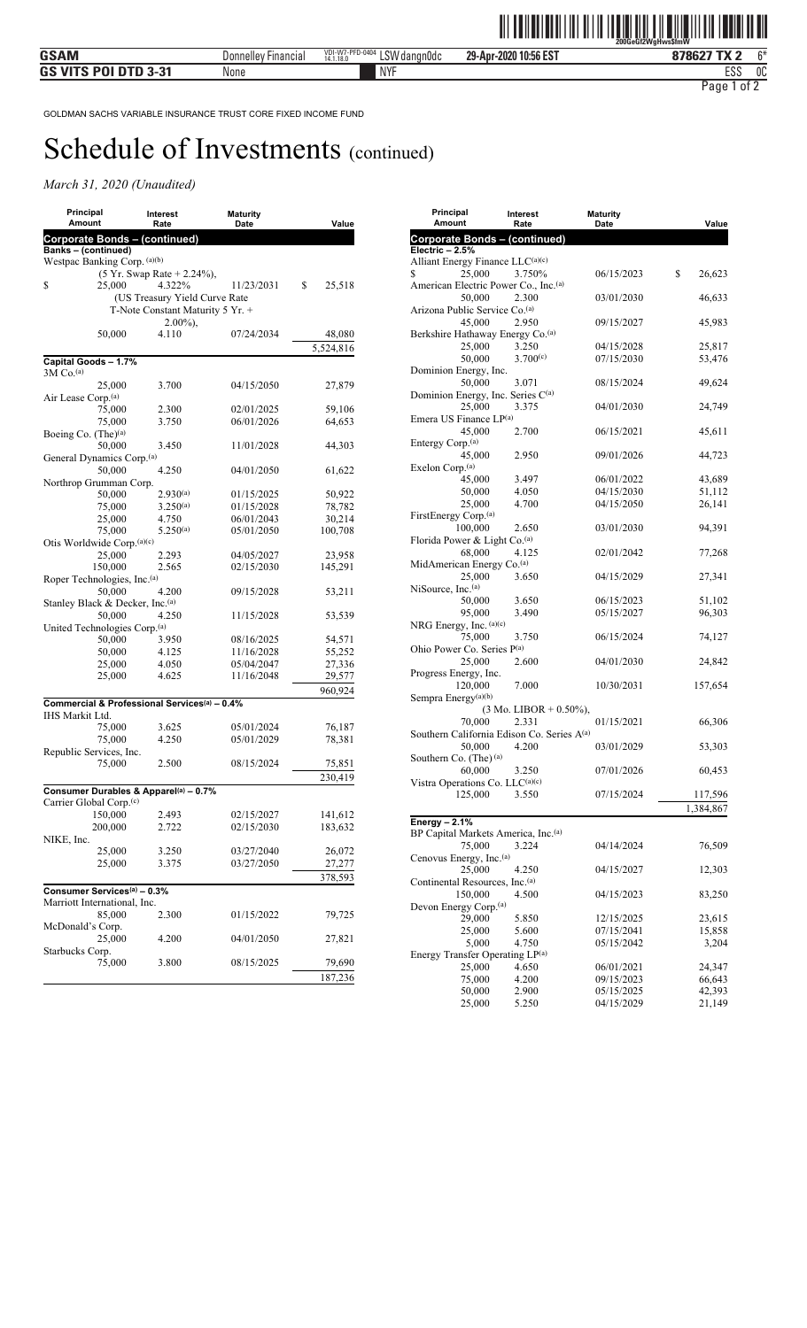GOLDMAN SACHS VARIABLE INSURANCE TRUST CORE FIXED INCOME FUND

# Schedule of Investments (continued)

*March 31, 2020 (Unaudited)*

| Principal Amount | Interest Rate | Maturity Date | Value |
|---|---|---|---|
| **Corporate Bonds – (continued)** | | | |
| **Banks – (continued)** | | | |
| Westpac Banking Corp. (a)(b) | | | |
| | (5 Yr. Swap Rate + 2.24%), | | |
| $ 25,000 | 4.322% | 11/23/2031 | $ 25,518 |
| | (US Treasury Yield Curve Rate T-Note Constant Maturity 5 Yr. + 2.00%), | | |
| 50,000 | 4.110 | 07/24/2034 | 48,080 |
| | | | 5,524,816 |
| **Capital Goods – 1.7%** | | | |
| 3M Co.(a) | | | |
| 25,000 | 3.700 | 04/15/2050 | 27,879 |
| Air Lease Corp.(a) | | | |
| 75,000 | 2.300 | 02/01/2025 | 59,106 |
| 75,000 | 3.750 | 06/01/2026 | 64,653 |
| Boeing Co. (The)(a) | | | |
| 50,000 | 3.450 | 11/01/2028 | 44,303 |
| General Dynamics Corp.(a) | | | |
| 50,000 | 4.250 | 04/01/2050 | 61,622 |
| Northrop Grumman Corp. | | | |
| 50,000 | 2.930(a) | 01/15/2025 | 50,922 |
| 75,000 | 3.250(a) | 01/15/2028 | 78,782 |
| 25,000 | 4.750 | 06/01/2043 | 30,214 |
| 75,000 | 5.250(a) | 05/01/2050 | 100,708 |
| Otis Worldwide Corp.(a)(c) | | | |
| 25,000 | 2.293 | 04/05/2027 | 23,958 |
| 150,000 | 2.565 | 02/15/2030 | 145,291 |
| Roper Technologies, Inc.(a) | | | |
| 50,000 | 4.200 | 09/15/2028 | 53,211 |
| Stanley Black & Decker, Inc.(a) | | | |
| 50,000 | 4.250 | 11/15/2028 | 53,539 |
| United Technologies Corp.(a) | | | |
| 50,000 | 3.950 | 08/16/2025 | 54,571 |
| 50,000 | 4.125 | 11/16/2028 | 55,252 |
| 25,000 | 4.050 | 05/04/2047 | 27,336 |
| 25,000 | 4.625 | 11/16/2048 | 29,577 |
| | | | 960,924 |
| **Commercial & Professional Services(a) – 0.4%** | | | |
| IHS Markit Ltd. | | | |
| 75,000 | 3.625 | 05/01/2024 | 76,187 |
| 75,000 | 4.250 | 05/01/2029 | 78,381 |
| Republic Services, Inc. | | | |
| 75,000 | 2.500 | 08/15/2024 | 75,851 |
| | | | 230,419 |
| **Consumer Durables & Apparel(a) – 0.7%** | | | |
| Carrier Global Corp.(c) | | | |
| 150,000 | 2.493 | 02/15/2027 | 141,612 |
| 200,000 | 2.722 | 02/15/2030 | 183,632 |
| NIKE, Inc. | | | |
| 25,000 | 3.250 | 03/27/2040 | 26,072 |
| 25,000 | 3.375 | 03/27/2050 | 27,277 |
| | | | 378,593 |
| **Consumer Services(a) – 0.3%** | | | |
| Marriott International, Inc. | | | |
| 85,000 | 2.300 | 01/15/2022 | 79,725 |
| McDonald's Corp. | | | |
| 25,000 | 4.200 | 04/01/2050 | 27,821 |
| Starbucks Corp. | | | |
| 75,000 | 3.800 | 08/15/2025 | 79,690 |
| | | | 187,236 |

| Principal Amount | Interest Rate | Maturity Date | Value |
|---|---|---|---|
| **Corporate Bonds – (continued)** | | | |
| **Electric – 2.5%** | | | |
| Alliant Energy Finance LLC(a)(c) | | | |
| $ 25,000 | 3.750% | 06/15/2023 | $ 26,623 |
| American Electric Power Co., Inc.(a) | | | |
| 50,000 | 2.300 | 03/01/2030 | 46,633 |
| Arizona Public Service Co.(a) | | | |
| 45,000 | 2.950 | 09/15/2027 | 45,983 |
| Berkshire Hathaway Energy Co.(a) | | | |
| 25,000 | 3.250 | 04/15/2028 | 25,817 |
| 50,000 | 3.700(c) | 07/15/2030 | 53,476 |
| Dominion Energy, Inc. | | | |
| 50,000 | 3.071 | 08/15/2024 | 49,624 |
| Dominion Energy, Inc. Series C(a) | | | |
| 25,000 | 3.375 | 04/01/2030 | 24,749 |
| Emera US Finance LP(a) | | | |
| 45,000 | 2.700 | 06/15/2021 | 45,611 |
| Entergy Corp.(a) | | | |
| 45,000 | 2.950 | 09/01/2026 | 44,723 |
| Exelon Corp.(a) | | | |
| 45,000 | 3.497 | 06/01/2022 | 43,689 |
| 50,000 | 4.050 | 04/15/2030 | 51,112 |
| 25,000 | 4.700 | 04/15/2050 | 26,141 |
| FirstEnergy Corp.(a) | | | |
| 100,000 | 2.650 | 03/01/2030 | 94,391 |
| Florida Power & Light Co.(a) | | | |
| 68,000 | 4.125 | 02/01/2042 | 77,268 |
| MidAmerican Energy Co.(a) | | | |
| 25,000 | 3.650 | 04/15/2029 | 27,341 |
| NiSource, Inc.(a) | | | |
| 50,000 | 3.650 | 06/15/2023 | 51,102 |
| 95,000 | 3.490 | 05/15/2027 | 96,303 |
| NRG Energy, Inc. (a)(c) | | | |
| 75,000 | 3.750 | 06/15/2024 | 74,127 |
| Ohio Power Co. Series P(a) | | | |
| 25,000 | 2.600 | 04/01/2030 | 24,842 |
| Progress Energy, Inc. | | | |
| 120,000 | 7.000 | 10/30/2031 | 157,654 |
| Sempra Energy(a)(b) | | | |
| | (3 Mo. LIBOR + 0.50%), | | |
| 70,000 | 2.331 | 01/15/2021 | 66,306 |
| Southern California Edison Co. Series A(a) | | | |
| 50,000 | 4.200 | 03/01/2029 | 53,303 |
| Southern Co. (The) (a) | | | |
| 60,000 | 3.250 | 07/01/2026 | 60,453 |
| Vistra Operations Co. LLC(a)(c) | | | |
| 125,000 | 3.550 | 07/15/2024 | 117,596 |
| | | | 1,384,867 |
| **Energy – 2.1%** | | | |
| BP Capital Markets America, Inc.(a) | | | |
| 75,000 | 3.224 | 04/14/2024 | 76,509 |
| Cenovus Energy, Inc.(a) | | | |
| 25,000 | 4.250 | 04/15/2027 | 12,303 |
| Continental Resources, Inc.(a) | | | |
| 150,000 | 4.500 | 04/15/2023 | 83,250 |
| Devon Energy Corp.(a) | | | |
| 29,000 | 5.850 | 12/15/2025 | 23,615 |
| 25,000 | 5.600 | 07/15/2041 | 15,858 |
| 5,000 | 4.750 | 05/15/2042 | 3,204 |
| Energy Transfer Operating LP(a) | | | |
| 25,000 | 4.650 | 06/01/2021 | 24,347 |
| 75,000 | 4.200 | 09/15/2023 | 66,643 |
| 50,000 | 2.900 | 05/15/2025 | 42,393 |
| 25,000 | 5.250 | 04/15/2029 | 21,149 |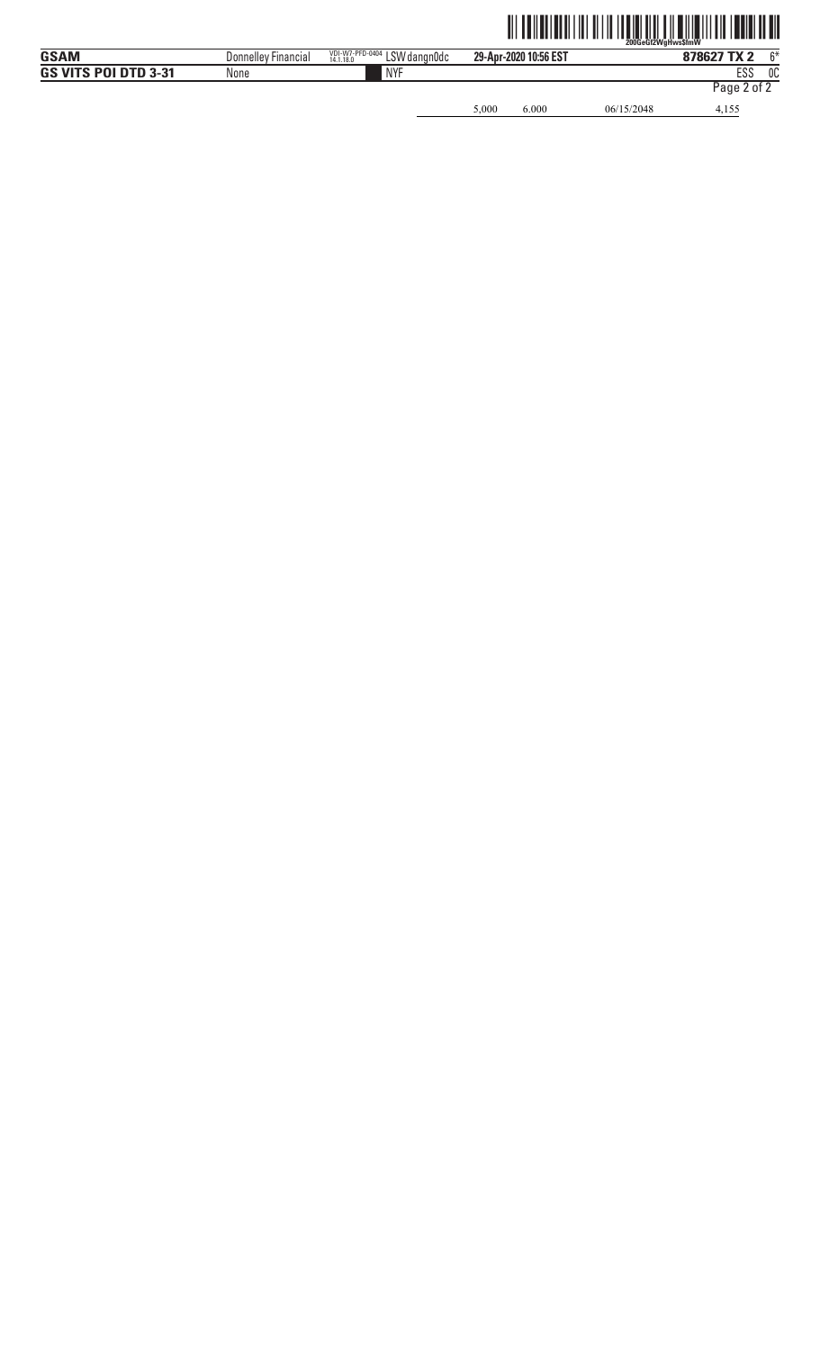| | | | |
|---|---|---|---|
| 5,000 | 6.000 | 06/15/2048 | 4,155 |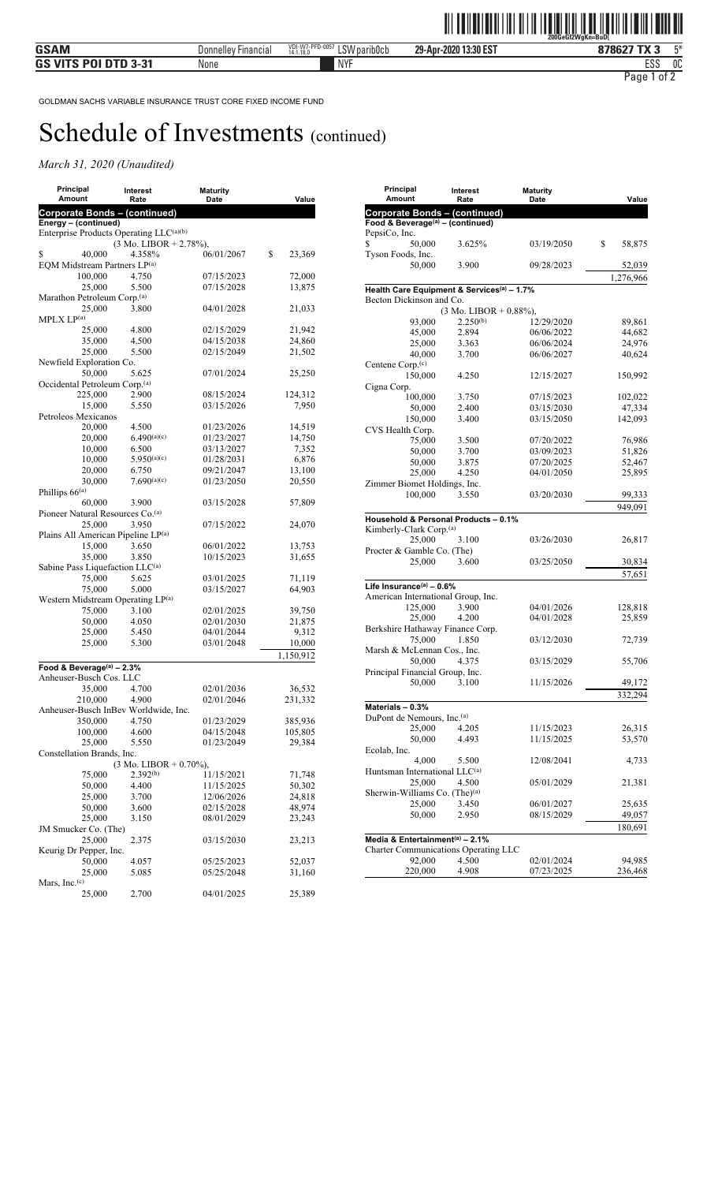GOLDMAN SACHS VARIABLE INSURANCE TRUST CORE FIXED INCOME FUND

# Schedule of Investments (continued)

*March 31, 2020 (Unaudited)*

| Principal Amount | Interest Rate | Maturity Date | Value |
|---|---|---|---|
| **Corporate Bonds – (continued)** | | | |
| **Energy – (continued)** | | | |
| Enterprise Products Operating LLC[(a)(b)] | | | |
| | (3 Mo. LIBOR + 2.78%), | | |
| $ 40,000 | 4.358% | 06/01/2067 | $ 23,369 |
| EQM Midstream Partners LP[(a)] | | | |
| 100,000 | 4.750 | 07/15/2023 | 72,000 |
| 25,000 | 5.500 | 07/15/2028 | 13,875 |
| Marathon Petroleum Corp.[(a)] | | | |
| 25,000 | 3.800 | 04/01/2028 | 21,033 |
| MPLX LP[(a)] | | | |
| 25,000 | 4.800 | 02/15/2029 | 21,942 |
| 35,000 | 4.500 | 04/15/2038 | 24,860 |
| 25,000 | 5.500 | 02/15/2049 | 21,502 |
| Newfield Exploration Co. | | | |
| 50,000 | 5.625 | 07/01/2024 | 25,250 |
| Occidental Petroleum Corp.[(a)] | | | |
| 225,000 | 2.900 | 08/15/2024 | 124,312 |
| 15,000 | 5.550 | 03/15/2026 | 7,950 |
| Petroleos Mexicanos | | | |
| 20,000 | 4.500 | 01/23/2026 | 14,519 |
| 20,000 | 6.490[(a)(c)] | 01/23/2027 | 14,750 |
| 10,000 | 6.500 | 03/13/2027 | 7,352 |
| 10,000 | 5.950[(a)(c)] | 01/28/2031 | 6,876 |
| 20,000 | 6.750 | 09/21/2047 | 13,100 |
| 30,000 | 7.690[(a)(c)] | 01/23/2050 | 20,550 |
| Phillips 66[(a)] | | | |
| 60,000 | 3.900 | 03/15/2028 | 57,809 |
| Pioneer Natural Resources Co.[(a)] | | | |
| 25,000 | 3.950 | 07/15/2022 | 24,070 |
| Plains All American Pipeline LP[(a)] | | | |
| 15,000 | 3.650 | 06/01/2022 | 13,753 |
| 35,000 | 3.850 | 10/15/2023 | 31,655 |
| Sabine Pass Liquefaction LLC[(a)] | | | |
| 75,000 | 5.625 | 03/01/2025 | 71,119 |
| 75,000 | 5.000 | 03/15/2027 | 64,903 |
| Western Midstream Operating LP[(a)] | | | |
| 75,000 | 3.100 | 02/01/2025 | 39,750 |
| 50,000 | 4.050 | 02/01/2030 | 21,875 |
| 25,000 | 5.450 | 04/01/2044 | 9,312 |
| 25,000 | 5.300 | 03/01/2048 | 10,000 |
| | | | 1,150,912 |
| **Food & Beverage[(a)] – 2.3%** | | | |
| Anheuser-Busch Cos. LLC | | | |
| 35,000 | 4.700 | 02/01/2036 | 36,532 |
| 210,000 | 4.900 | 02/01/2046 | 231,332 |
| Anheuser-Busch InBev Worldwide, Inc. | | | |
| 350,000 | 4.750 | 01/23/2029 | 385,936 |
| 100,000 | 4.600 | 04/15/2048 | 105,805 |
| 25,000 | 5.550 | 01/23/2049 | 29,384 |
| Constellation Brands, Inc. | | | |
| | (3 Mo. LIBOR + 0.70%), | | |
| 75,000 | 2.392[(b)] | 11/15/2021 | 71,748 |
| 50,000 | 4.400 | 11/15/2025 | 50,302 |
| 25,000 | 3.700 | 12/06/2026 | 24,818 |
| 50,000 | 3.600 | 02/15/2028 | 48,974 |
| 25,000 | 3.150 | 08/01/2029 | 23,243 |
| JM Smucker Co. (The) | | | |
| 25,000 | 2.375 | 03/15/2030 | 23,213 |
| Keurig Dr Pepper, Inc. | | | |
| 50,000 | 4.057 | 05/25/2023 | 52,037 |
| 25,000 | 5.085 | 05/25/2048 | 31,160 |
| Mars, Inc.[(c)] | | | |
| 25,000 | 2.700 | 04/01/2025 | 25,389 |
| **Corporate Bonds – (continued)** | | | |
| **Food & Beverage[(a)] – (continued)** | | | |
| PepsiCo, Inc. | | | |
| $ 50,000 | 3.625% | 03/19/2050 | $ 58,875 |
| Tyson Foods, Inc. | | | |
| 50,000 | 3.900 | 09/28/2023 | 52,039 |
| | | | 1,276,966 |
| **Health Care Equipment & Services[(a)] – 1.7%** | | | |
| Becton Dickinson and Co. | | | |
| | (3 Mo. LIBOR + 0.88%), | | |
| 93,000 | 2.250[(b)] | 12/29/2020 | 89,861 |
| 45,000 | 2.894 | 06/06/2022 | 44,682 |
| 25,000 | 3.363 | 06/06/2024 | 24,976 |
| 40,000 | 3.700 | 06/06/2027 | 40,624 |
| Centene Corp.[(c)] | | | |
| 150,000 | 4.250 | 12/15/2027 | 150,992 |
| Cigna Corp. | | | |
| 100,000 | 3.750 | 07/15/2023 | 102,022 |
| 50,000 | 2.400 | 03/15/2030 | 47,334 |
| 150,000 | 3.400 | 03/15/2050 | 142,093 |
| CVS Health Corp. | | | |
| 75,000 | 3.500 | 07/20/2022 | 76,986 |
| 50,000 | 3.700 | 03/09/2023 | 51,826 |
| 50,000 | 3.875 | 07/20/2025 | 52,467 |
| 25,000 | 4.250 | 04/01/2050 | 25,895 |
| Zimmer Biomet Holdings, Inc. | | | |
| 100,000 | 3.550 | 03/20/2030 | 99,333 |
| | | | 949,091 |
| **Household & Personal Products – 0.1%** | | | |
| Kimberly-Clark Corp.[(a)] | | | |
| 25,000 | 3.100 | 03/26/2030 | 26,817 |
| Procter & Gamble Co. (The) | | | |
| 25,000 | 3.600 | 03/25/2050 | 30,834 |
| | | | 57,651 |
| **Life Insurance[(a)] – 0.6%** | | | |
| American International Group, Inc. | | | |
| 125,000 | 3.900 | 04/01/2026 | 128,818 |
| 25,000 | 4.200 | 04/01/2028 | 25,859 |
| Berkshire Hathaway Finance Corp. | | | |
| 75,000 | 1.850 | 03/12/2030 | 72,739 |
| Marsh & McLennan Cos., Inc. | | | |
| 50,000 | 4.375 | 03/15/2029 | 55,706 |
| Principal Financial Group, Inc. | | | |
| 50,000 | 3.100 | 11/15/2026 | 49,172 |
| | | | 332,294 |
| **Materials – 0.3%** | | | |
| DuPont de Nemours, Inc.[(a)] | | | |
| 25,000 | 4.205 | 11/15/2023 | 26,315 |
| 50,000 | 4.493 | 11/15/2025 | 53,570 |
| Ecolab, Inc. | | | |
| 4,000 | 5.500 | 12/08/2041 | 4,733 |
| Huntsman International LLC[(a)] | | | |
| 25,000 | 4.500 | 05/01/2029 | 21,381 |
| Sherwin-Williams Co. (The)[(a)] | | | |
| 25,000 | 3.450 | 06/01/2027 | 25,635 |
| 50,000 | 2.950 | 08/15/2029 | 49,057 |
| | | | 180,691 |
| **Media & Entertainment[(a)] – 2.1%** | | | |
| Charter Communications Operating LLC | | | |
| 92,000 | 4.500 | 02/01/2024 | 94,985 |
| 220,000 | 4.908 | 07/23/2025 | 236,468 |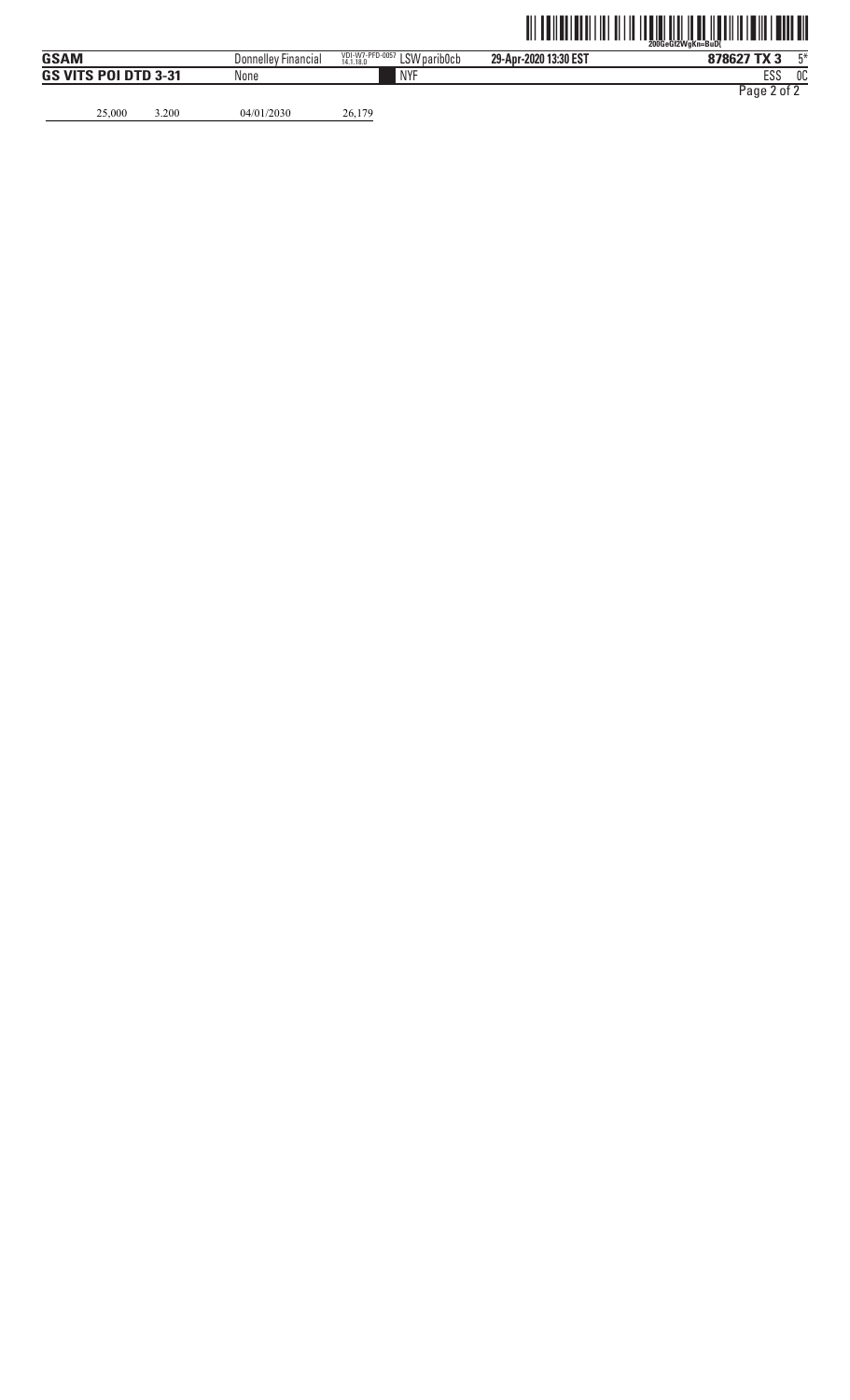| | | | |
|---|---|---|---|
| 25,000 | 3.200 | 04/01/2030 | 26,179 |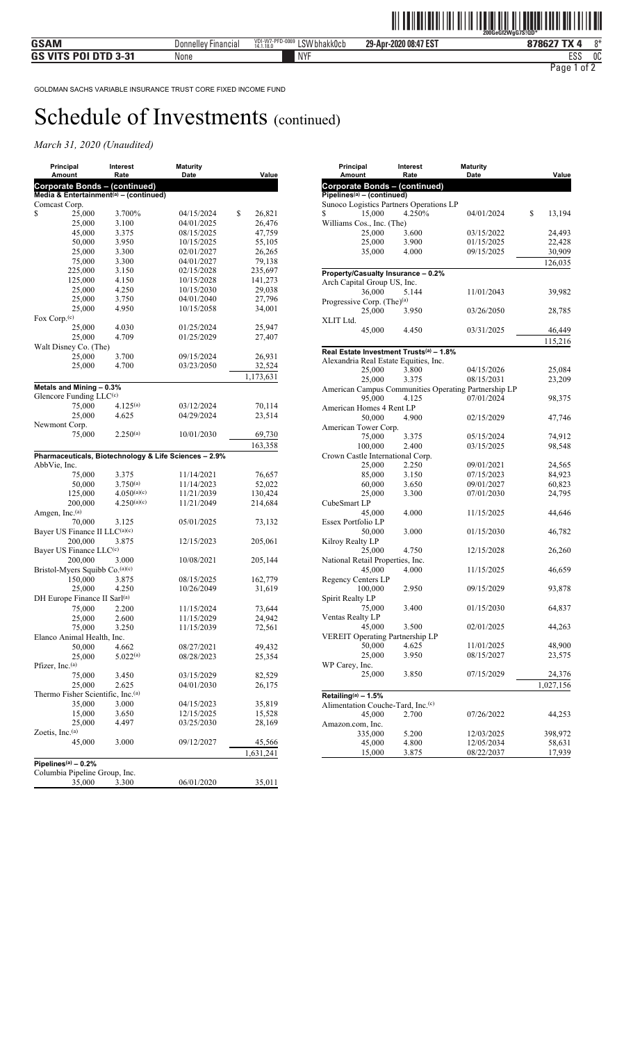GOLDMAN SACHS VARIABLE INSURANCE TRUST CORE FIXED INCOME FUND

# Schedule of Investments (continued)

*March 31, 2020 (Unaudited)*

| Principal Amount | Interest Rate | Maturity Date | Value |
|---|---|---|---|
| **Corporate Bonds – (continued)** | | | |
| **Media & Entertainment[(a)] – (continued)** | | | |
| Comcast Corp. | | | |
| $ 25,000 | 3.700% | 04/15/2024 | $ 26,821 |
| 25,000 | 3.100 | 04/01/2025 | 26,476 |
| 45,000 | 3.375 | 08/15/2025 | 47,759 |
| 50,000 | 3.950 | 10/15/2025 | 55,105 |
| 25,000 | 3.300 | 02/01/2027 | 26,265 |
| 75,000 | 3.300 | 04/01/2027 | 79,138 |
| 225,000 | 3.150 | 02/15/2028 | 235,697 |
| 125,000 | 4.150 | 10/15/2028 | 141,273 |
| 25,000 | 4.250 | 10/15/2030 | 29,038 |
| 25,000 | 3.750 | 04/01/2040 | 27,796 |
| 25,000 | 4.950 | 10/15/2058 | 34,001 |
| Fox Corp.[(c)] | | | |
| 25,000 | 4.030 | 01/25/2024 | 25,947 |
| 25,000 | 4.709 | 01/25/2029 | 27,407 |
| Walt Disney Co. (The) | | | |
| 25,000 | 3.700 | 09/15/2024 | 26,931 |
| 25,000 | 4.700 | 03/23/2050 | 32,524 |
| | | | 1,173,631 |
| **Metals and Mining – 0.3%** | | | |
| Glencore Funding LLC[(c)] | | | |
| 75,000 | 4.125[(a)] | 03/12/2024 | 70,114 |
| 25,000 | 4.625 | 04/29/2024 | 23,514 |
| Newmont Corp. | | | |
| 75,000 | 2.250[(a)] | 10/01/2030 | 69,730 |
| | | | 163,358 |
| **Pharmaceuticals, Biotechnology & Life Sciences – 2.9%** | | | |
| AbbVie, Inc. | | | |
| 75,000 | 3.375 | 11/14/2021 | 76,657 |
| 50,000 | 3.750[(a)] | 11/14/2023 | 52,022 |
| 125,000 | 4.050[(a)(c)] | 11/21/2039 | 130,424 |
| 200,000 | 4.250[(a)(c)] | 11/21/2049 | 214,684 |
| Amgen, Inc.[(a)] | | | |
| 70,000 | 3.125 | 05/01/2025 | 73,132 |
| Bayer US Finance II LLC[(a)(c)] | | | |
| 200,000 | 3.875 | 12/15/2023 | 205,061 |
| Bayer US Finance LLC[(c)] | | | |
| 200,000 | 3.000 | 10/08/2021 | 205,144 |
| Bristol-Myers Squibb Co.[(a)(c)] | | | |
| 150,000 | 3.875 | 08/15/2025 | 162,779 |
| 25,000 | 4.250 | 10/26/2049 | 31,619 |
| DH Europe Finance II Sarl[(a)] | | | |
| 75,000 | 2.200 | 11/15/2024 | 73,644 |
| 25,000 | 2.600 | 11/15/2029 | 24,942 |
| 75,000 | 3.250 | 11/15/2039 | 72,561 |
| Elanco Animal Health, Inc. | | | |
| 50,000 | 4.662 | 08/27/2021 | 49,432 |
| 25,000 | 5.022[(a)] | 08/28/2023 | 25,354 |
| Pfizer, Inc.[(a)] | | | |
| 75,000 | 3.450 | 03/15/2029 | 82,529 |
| 25,000 | 2.625 | 04/01/2030 | 26,175 |
| Thermo Fisher Scientific, Inc.[(a)] | | | |
| 35,000 | 3.000 | 04/15/2023 | 35,819 |
| 15,000 | 3.650 | 12/15/2025 | 15,528 |
| 25,000 | 4.497 | 03/25/2030 | 28,169 |
| Zoetis, Inc.[(a)] | | | |
| 45,000 | 3.000 | 09/12/2027 | 45,566 |
| | | | 1,631,241 |
| **Pipelines[(a)] – 0.2%** | | | |
| Columbia Pipeline Group, Inc. | | | |
| 35,000 | 3.300 | 06/01/2020 | 35,011 |
| **Pipelines[(a)] – (continued)** | | | |
| Sunoco Logistics Partners Operations LP | | | |
| $ 15,000 | 4.250% | 04/01/2024 | $ 13,194 |
| Williams Cos., Inc. (The) | | | |
| 25,000 | 3.600 | 03/15/2022 | 24,493 |
| 25,000 | 3.900 | 01/15/2025 | 22,428 |
| 35,000 | 4.000 | 09/15/2025 | 30,909 |
| | | | 126,035 |
| **Property/Casualty Insurance – 0.2%** | | | |
| Arch Capital Group US, Inc. | | | |
| 36,000 | 5.144 | 11/01/2043 | 39,982 |
| Progressive Corp. (The)[(a)] | | | |
| 25,000 | 3.950 | 03/26/2050 | 28,785 |
| XLIT Ltd. | | | |
| 45,000 | 4.450 | 03/31/2025 | 46,449 |
| | | | 115,216 |
| **Real Estate Investment Trusts[(a)] – 1.8%** | | | |
| Alexandria Real Estate Equities, Inc. | | | |
| 25,000 | 3.800 | 04/15/2026 | 25,084 |
| 25,000 | 3.375 | 08/15/2031 | 23,209 |
| American Campus Communities Operating Partnership LP | | | |
| 95,000 | 4.125 | 07/01/2024 | 98,375 |
| American Homes 4 Rent LP | | | |
| 50,000 | 4.900 | 02/15/2029 | 47,746 |
| American Tower Corp. | | | |
| 75,000 | 3.375 | 05/15/2024 | 74,912 |
| 100,000 | 2.400 | 03/15/2025 | 98,548 |
| Crown Castle International Corp. | | | |
| 25,000 | 2.250 | 09/01/2021 | 24,565 |
| 85,000 | 3.150 | 07/15/2023 | 84,923 |
| 60,000 | 3.650 | 09/01/2027 | 60,823 |
| 25,000 | 3.300 | 07/01/2030 | 24,795 |
| CubeSmart LP | | | |
| 45,000 | 4.000 | 11/15/2025 | 44,646 |
| Essex Portfolio LP | | | |
| 50,000 | 3.000 | 01/15/2030 | 46,782 |
| Kilroy Realty LP | | | |
| 25,000 | 4.750 | 12/15/2028 | 26,260 |
| National Retail Properties, Inc. | | | |
| 45,000 | 4.000 | 11/15/2025 | 46,659 |
| Regency Centers LP | | | |
| 100,000 | 2.950 | 09/15/2029 | 93,878 |
| Spirit Realty LP | | | |
| 75,000 | 3.400 | 01/15/2030 | 64,837 |
| Ventas Realty LP | | | |
| 45,000 | 3.500 | 02/01/2025 | 44,263 |
| VEREIT Operating Partnership LP | | | |
| 50,000 | 4.625 | 11/01/2025 | 48,900 |
| 25,000 | 3.950 | 08/15/2027 | 23,575 |
| WP Carey, Inc. | | | |
| 25,000 | 3.850 | 07/15/2029 | 24,376 |
| | | | 1,027,156 |
| **Retailing[(a)] – 1.5%** | | | |
| Alimentation Couche-Tard, Inc.[(c)] | | | |
| 45,000 | 2.700 | 07/26/2022 | 44,253 |
| Amazon.com, Inc. | | | |
| 335,000 | 5.200 | 12/03/2025 | 398,972 |
| 45,000 | 4.800 | 12/05/2034 | 58,631 |
| 15,000 | 3.875 | 08/22/2037 | 17,939 |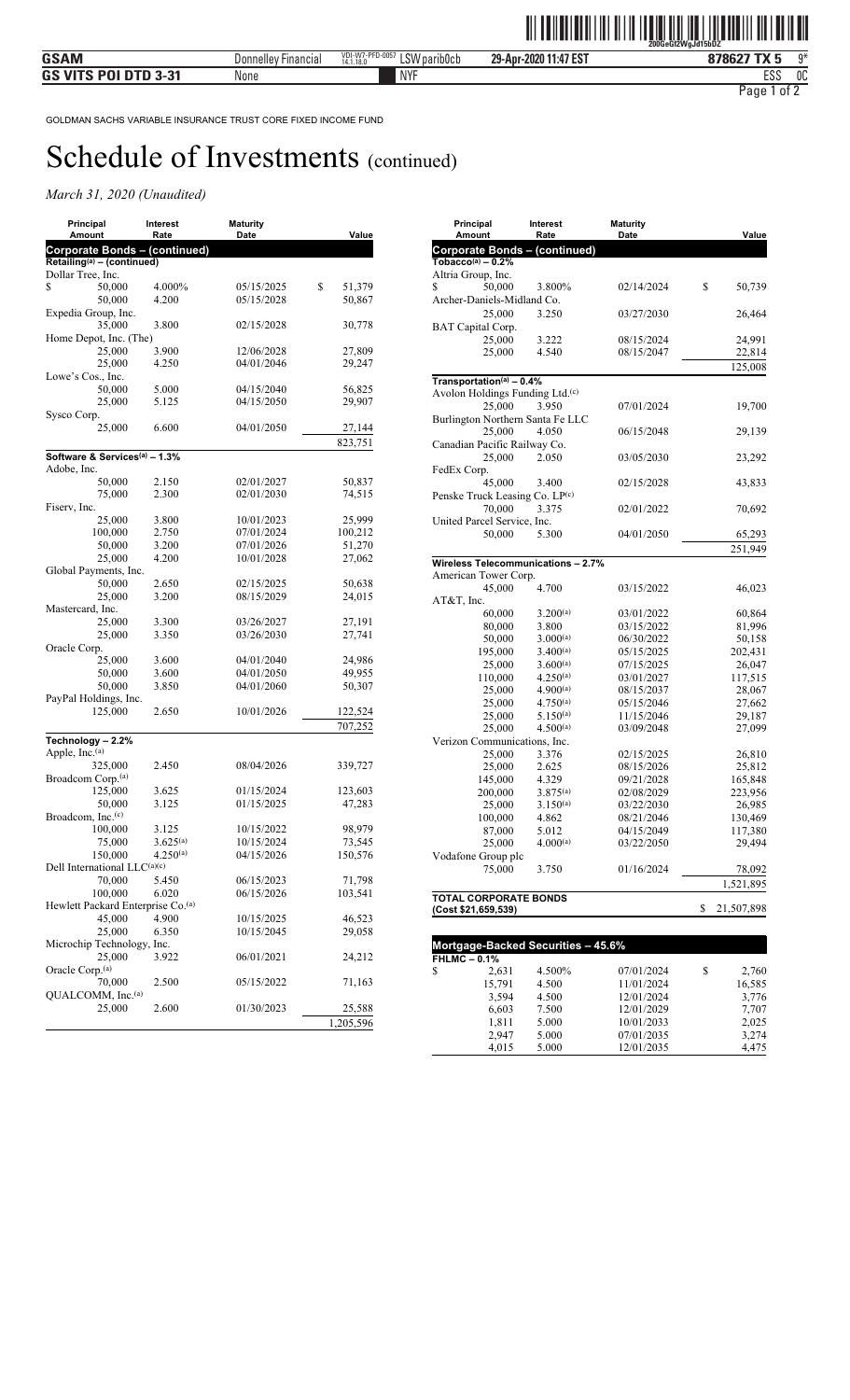GOLDMAN SACHS VARIABLE INSURANCE TRUST CORE FIXED INCOME FUND

# Schedule of Investments (continued)

*March 31, 2020 (Unaudited)*

| Principal Amount | Interest Rate | Maturity Date | Value |
|---|---|---|---|
| **Corporate Bonds – (continued)** | | | |
| **Retailing[(a)] – (continued)** | | | |
| Dollar Tree, Inc. | | | |
| $ 50,000 | 4.000% | 05/15/2025 | $ 51,379 |
| 50,000 | 4.200 | 05/15/2028 | 50,867 |
| Expedia Group, Inc. | | | |
| 35,000 | 3.800 | 02/15/2028 | 30,778 |
| Home Depot, Inc. (The) | | | |
| 25,000 | 3.900 | 12/06/2028 | 27,809 |
| 25,000 | 4.250 | 04/01/2046 | 29,247 |
| Lowe's Cos., Inc. | | | |
| 50,000 | 5.000 | 04/15/2040 | 56,825 |
| 25,000 | 5.125 | 04/15/2050 | 29,907 |
| Sysco Corp. | | | |
| 25,000 | 6.600 | 04/01/2050 | 27,144 |
| | | | 823,751 |
| **Software & Services[(a)] – 1.3%** | | | |
| Adobe, Inc. | | | |
| 50,000 | 2.150 | 02/01/2027 | 50,837 |
| 75,000 | 2.300 | 02/01/2030 | 74,515 |
| Fiserv, Inc. | | | |
| 25,000 | 3.800 | 10/01/2023 | 25,999 |
| 100,000 | 2.750 | 07/01/2024 | 100,212 |
| 50,000 | 3.200 | 07/01/2026 | 51,270 |
| 25,000 | 4.200 | 10/01/2028 | 27,062 |
| Global Payments, Inc. | | | |
| 50,000 | 2.650 | 02/15/2025 | 50,638 |
| 25,000 | 3.200 | 08/15/2029 | 24,015 |
| Mastercard, Inc. | | | |
| 25,000 | 3.300 | 03/26/2027 | 27,191 |
| 25,000 | 3.350 | 03/26/2030 | 27,741 |
| Oracle Corp. | | | |
| 25,000 | 3.600 | 04/01/2040 | 24,986 |
| 50,000 | 3.600 | 04/01/2050 | 49,955 |
| 50,000 | 3.850 | 04/01/2060 | 50,307 |
| PayPal Holdings, Inc. | | | |
| 125,000 | 2.650 | 10/01/2026 | 122,524 |
| | | | 707,252 |
| **Technology – 2.2%** | | | |
| Apple, Inc.[(a)] | | | |
| 325,000 | 2.450 | 08/04/2026 | 339,727 |
| Broadcom Corp.[(a)] | | | |
| 125,000 | 3.625 | 01/15/2024 | 123,603 |
| 50,000 | 3.125 | 01/15/2025 | 47,283 |
| Broadcom, Inc.[(c)] | | | |
| 100,000 | 3.125 | 10/15/2022 | 98,979 |
| 75,000 | 3.625[(a)] | 10/15/2024 | 73,545 |
| 150,000 | 4.250[(a)] | 04/15/2026 | 150,576 |
| Dell International LLC[(a)(c)] | | | |
| 70,000 | 5.450 | 06/15/2023 | 71,798 |
| 100,000 | 6.020 | 06/15/2026 | 103,541 |
| Hewlett Packard Enterprise Co.[(a)] | | | |
| 45,000 | 4.900 | 10/15/2025 | 46,523 |
| 25,000 | 6.350 | 10/15/2045 | 29,058 |
| Microchip Technology, Inc. | | | |
| 25,000 | 3.922 | 06/01/2021 | 24,212 |
| Oracle Corp.[(a)] | | | |
| 70,000 | 2.500 | 05/15/2022 | 71,163 |
| QUALCOMM, Inc.[(a)] | | | |
| 25,000 | 2.600 | 01/30/2023 | 25,588 |
| | | | 1,205,596 |
| **Tobacco[(a)] – 0.2%** | | | |
| Altria Group, Inc. | | | |
| $ 50,000 | 3.800% | 02/14/2024 | $ 50,739 |
| Archer-Daniels-Midland Co. | | | |
| 25,000 | 3.250 | 03/27/2030 | 26,464 |
| BAT Capital Corp. | | | |
| 25,000 | 3.222 | 08/15/2024 | 24,991 |
| 25,000 | 4.540 | 08/15/2047 | 22,814 |
| | | | 125,008 |
| **Transportation[(a)] – 0.4%** | | | |
| Avolon Holdings Funding Ltd.[(c)] | | | |
| 25,000 | 3.950 | 07/01/2024 | 19,700 |
| Burlington Northern Santa Fe LLC | | | |
| 25,000 | 4.050 | 06/15/2048 | 29,139 |
| Canadian Pacific Railway Co. | | | |
| 25,000 | 2.050 | 03/05/2030 | 23,292 |
| FedEx Corp. | | | |
| 45,000 | 3.400 | 02/15/2028 | 43,833 |
| Penske Truck Leasing Co. LP[(c)] | | | |
| 70,000 | 3.375 | 02/01/2022 | 70,692 |
| United Parcel Service, Inc. | | | |
| 50,000 | 5.300 | 04/01/2050 | 65,293 |
| | | | 251,949 |
| **Wireless Telecommunications – 2.7%** | | | |
| American Tower Corp. | | | |
| 45,000 | 4.700 | 03/15/2022 | 46,023 |
| AT&T, Inc. | | | |
| 60,000 | 3.200[(a)] | 03/01/2022 | 60,864 |
| 80,000 | 3.800 | 03/15/2022 | 81,996 |
| 50,000 | 3.000[(a)] | 06/30/2022 | 50,158 |
| 195,000 | 3.400[(a)] | 05/15/2025 | 202,431 |
| 25,000 | 3.600[(a)] | 07/15/2025 | 26,047 |
| 110,000 | 4.250[(a)] | 03/01/2027 | 117,515 |
| 25,000 | 4.900[(a)] | 08/15/2037 | 28,067 |
| 25,000 | 4.750[(a)] | 05/15/2046 | 27,662 |
| 25,000 | 5.150[(a)] | 11/15/2046 | 29,187 |
| 25,000 | 4.500[(a)] | 03/09/2048 | 27,099 |
| Verizon Communications, Inc. | | | |
| 25,000 | 3.376 | 02/15/2025 | 26,810 |
| 25,000 | 2.625 | 08/15/2026 | 25,812 |
| 145,000 | 4.329 | 09/21/2028 | 165,848 |
| 200,000 | 3.875[(a)] | 02/08/2029 | 223,956 |
| 25,000 | 3.150[(a)] | 03/22/2030 | 26,985 |
| 100,000 | 4.862 | 08/21/2046 | 130,469 |
| 87,000 | 5.012 | 04/15/2049 | 117,380 |
| 25,000 | 4.000[(a)] | 03/22/2050 | 29,494 |
| Vodafone Group plc | | | |
| 75,000 | 3.750 | 01/16/2024 | 78,092 |
| | | | 1,521,895 |
| **TOTAL CORPORATE BONDS (Cost $21,659,539)** | | | $ 21,507,898 |

| Principal Amount | Interest Rate | Maturity Date | Value |
|---|---|---|---|
| **Mortgage-Backed Securities – 45.6%** | | | |
| **FHLMC – 0.1%** | | | |
| $ 2,631 | 4.500% | 07/01/2024 | $ 2,760 |
| 15,791 | 4.500 | 11/01/2024 | 16,585 |
| 3,594 | 4.500 | 12/01/2024 | 3,776 |
| 6,603 | 7.500 | 12/01/2029 | 7,707 |
| 1,811 | 5.000 | 10/01/2033 | 2,025 |
| 2,947 | 5.000 | 07/01/2035 | 3,274 |
| 4,015 | 5.000 | 12/01/2035 | 4,475 |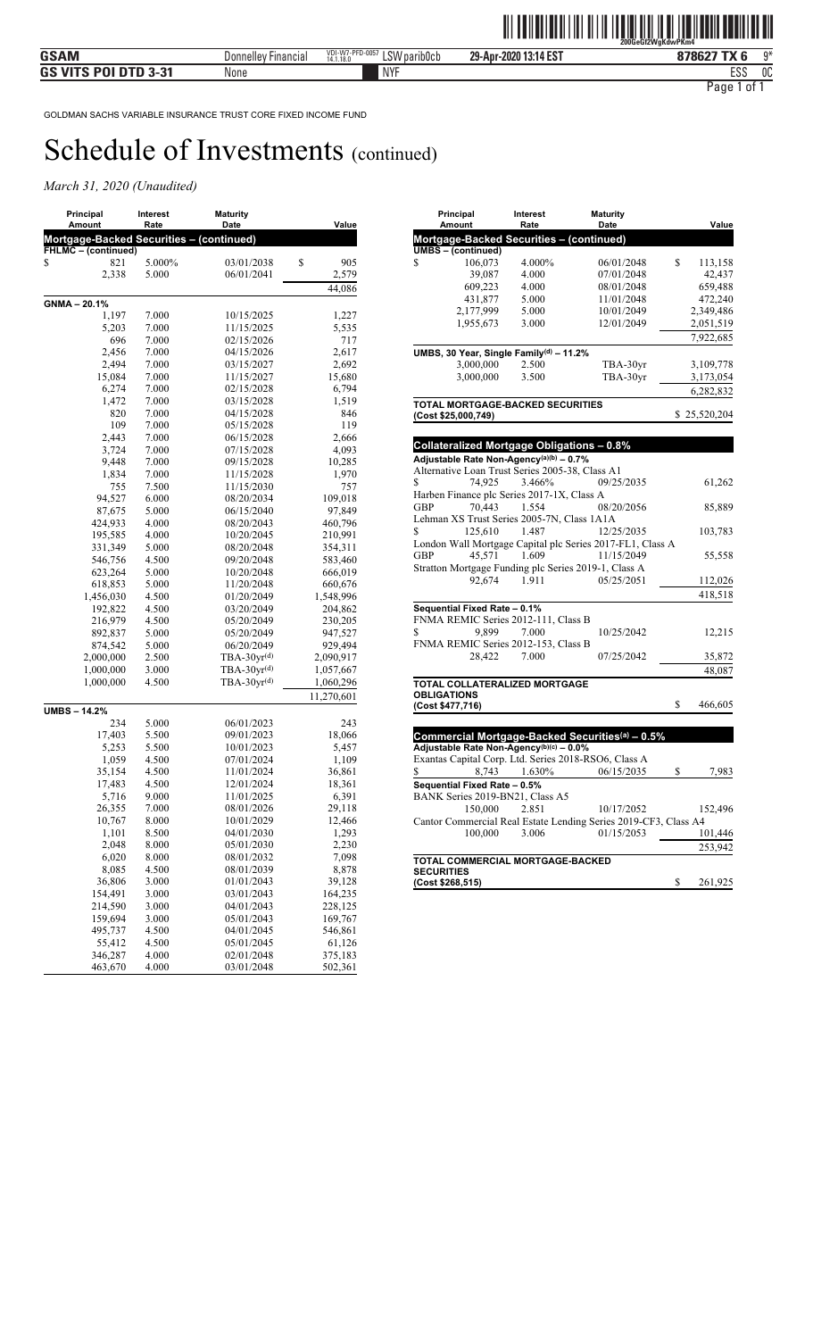GOLDMAN SACHS VARIABLE INSURANCE TRUST CORE FIXED INCOME FUND

# Schedule of Investments (continued)

*March 31, 2020 (Unaudited)*

| Principal Amount | Interest Rate | Maturity Date | Value |
|---|---|---|---|
| **Mortgage-Backed Securities – (continued)** | | | |
| **FHLMC – (continued)** | | | |
| $ 821 | 5.000% | 03/01/2038 | $ 905 |
| 2,338 | 5.000 | 06/01/2041 | 2,579 |
| | | | 44,086 |
| **GNMA – 20.1%** | | | |
| 1,197 | 7.000 | 10/15/2025 | 1,227 |
| 5,203 | 7.000 | 11/15/2025 | 5,535 |
| 696 | 7.000 | 02/15/2026 | 717 |
| 2,456 | 7.000 | 04/15/2026 | 2,617 |
| 2,494 | 7.000 | 03/15/2027 | 2,692 |
| 15,084 | 7.000 | 11/15/2027 | 15,680 |
| 6,274 | 7.000 | 02/15/2028 | 6,794 |
| 1,472 | 7.000 | 03/15/2028 | 1,519 |
| 820 | 7.000 | 04/15/2028 | 846 |
| 109 | 7.000 | 05/15/2028 | 119 |
| 2,443 | 7.000 | 06/15/2028 | 2,666 |
| 3,724 | 7.000 | 07/15/2028 | 4,093 |
| 9,448 | 7.000 | 09/15/2028 | 10,285 |
| 1,834 | 7.000 | 11/15/2028 | 1,970 |
| 755 | 7.500 | 11/15/2030 | 757 |
| 94,527 | 6.000 | 08/20/2034 | 109,018 |
| 87,675 | 5.000 | 06/15/2040 | 97,849 |
| 424,933 | 4.000 | 08/20/2043 | 460,796 |
| 195,585 | 4.000 | 10/20/2045 | 210,991 |
| 331,349 | 5.000 | 08/20/2048 | 354,311 |
| 546,756 | 4.500 | 09/20/2048 | 583,460 |
| 623,264 | 5.000 | 10/20/2048 | 666,019 |
| 618,853 | 5.000 | 11/20/2048 | 660,676 |
| 1,456,030 | 4.500 | 01/20/2049 | 1,548,996 |
| 192,822 | 4.500 | 03/20/2049 | 204,862 |
| 216,979 | 4.500 | 05/20/2049 | 230,205 |
| 892,837 | 5.000 | 05/20/2049 | 947,527 |
| 874,542 | 5.000 | 06/20/2049 | 929,494 |
| 2,000,000 | 2.500 | TBA-30yr(d) | 2,090,917 |
| 1,000,000 | 3.000 | TBA-30yr(d) | 1,057,667 |
| 1,000,000 | 4.500 | TBA-30yr(d) | 1,060,296 |
| | | | 11,270,601 |
| **UMBS – 14.2%** | | | |
| 234 | 5.000 | 06/01/2023 | 243 |
| 17,403 | 5.500 | 09/01/2023 | 18,066 |
| 5,253 | 5.500 | 10/01/2023 | 5,457 |
| 1,059 | 4.500 | 07/01/2024 | 1,109 |
| 35,154 | 4.500 | 11/01/2024 | 36,861 |
| 17,483 | 4.500 | 12/01/2024 | 18,361 |
| 5,716 | 9.000 | 11/01/2025 | 6,391 |
| 26,355 | 7.000 | 08/01/2026 | 29,118 |
| 10,767 | 8.000 | 10/01/2029 | 12,466 |
| 1,101 | 8.500 | 04/01/2030 | 1,293 |
| 2,048 | 8.000 | 05/01/2030 | 2,230 |
| 6,020 | 8.000 | 08/01/2032 | 7,098 |
| 8,085 | 4.500 | 08/01/2039 | 8,878 |
| 36,806 | 3.000 | 01/01/2043 | 39,128 |
| 154,491 | 3.000 | 03/01/2043 | 164,235 |
| 214,590 | 3.000 | 04/01/2043 | 228,125 |
| 159,694 | 3.000 | 05/01/2043 | 169,767 |
| 495,737 | 4.500 | 04/01/2045 | 546,861 |
| 55,412 | 4.500 | 05/01/2045 | 61,126 |
| 346,287 | 4.000 | 02/01/2048 | 375,183 |
| 463,670 | 4.000 | 03/01/2048 | 502,361 |
| **UMBS – (continued)** | | | |
| $ 106,073 | 4.000% | 06/01/2048 | $ 113,158 |
| 39,087 | 4.000 | 07/01/2048 | 42,437 |
| 609,223 | 4.000 | 08/01/2048 | 659,488 |
| 431,877 | 5.000 | 11/01/2048 | 472,240 |
| 2,177,999 | 5.000 | 10/01/2049 | 2,349,486 |
| 1,955,673 | 3.000 | 12/01/2049 | 2,051,519 |
| | | | 7,922,685 |
| **UMBS, 30 Year, Single Family(d) – 11.2%** | | | |
| 3,000,000 | 2.500 | TBA-30yr | 3,109,778 |
| 3,000,000 | 3.500 | TBA-30yr | 3,173,054 |
| | | | 6,282,832 |
| **TOTAL MORTGAGE-BACKED SECURITIES (Cost $25,000,749)** | | | $ 25,520,204 |

| Principal Amount | Interest Rate | Maturity Date | Value |
|---|---|---|---|
| **Collateralized Mortgage Obligations – 0.8%** | | | |
| **Adjustable Rate Non-Agency(a)(b) – 0.7%** | | | |
| Alternative Loan Trust Series 2005-38, Class A1 | | | |
| $ 74,925 | 3.466% | 09/25/2035 | 61,262 |
| Harben Finance plc Series 2017-1X, Class A | | | |
| GBP 70,443 | 1.554 | 08/20/2056 | 85,889 |
| Lehman XS Trust Series 2005-7N, Class 1A1A | | | |
| $ 125,610 | 1.487 | 12/25/2035 | 103,783 |
| London Wall Mortgage Capital plc Series 2017-FL1, Class A | | | |
| GBP 45,571 | 1.609 | 11/15/2049 | 55,558 |
| Stratton Mortgage Funding plc Series 2019-1, Class A | | | |
| 92,674 | 1.911 | 05/25/2051 | 112,026 |
| | | | 418,518 |
| **Sequential Fixed Rate – 0.1%** | | | |
| FNMA REMIC Series 2012-111, Class B | | | |
| $ 9,899 | 7.000 | 10/25/2042 | 12,215 |
| FNMA REMIC Series 2012-153, Class B | | | |
| 28,422 | 7.000 | 07/25/2042 | 35,872 |
| | | | 48,087 |
| **TOTAL COLLATERALIZED MORTGAGE OBLIGATIONS (Cost $477,716)** | | | $ 466,605 |

| Principal Amount | Interest Rate | Maturity Date | Value |
|---|---|---|---|
| **Commercial Mortgage-Backed Securities(a) – 0.5%** | | | |
| **Adjustable Rate Non-Agency(b)(c) – 0.0%** | | | |
| Exantas Capital Corp. Ltd. Series 2018-RSO6, Class A | | | |
| $ 8,743 | 1.630% | 06/15/2035 | $ 7,983 |
| **Sequential Fixed Rate – 0.5%** | | | |
| BANK Series 2019-BN21, Class A5 | | | |
| 150,000 | 2.851 | 10/17/2052 | 152,496 |
| Cantor Commercial Real Estate Lending Series 2019-CF3, Class A4 | | | |
| 100,000 | 3.006 | 01/15/2053 | 101,446 |
| | | | 253,942 |
| **TOTAL COMMERCIAL MORTGAGE-BACKED SECURITIES (Cost $268,515)** | | | $ 261,925 |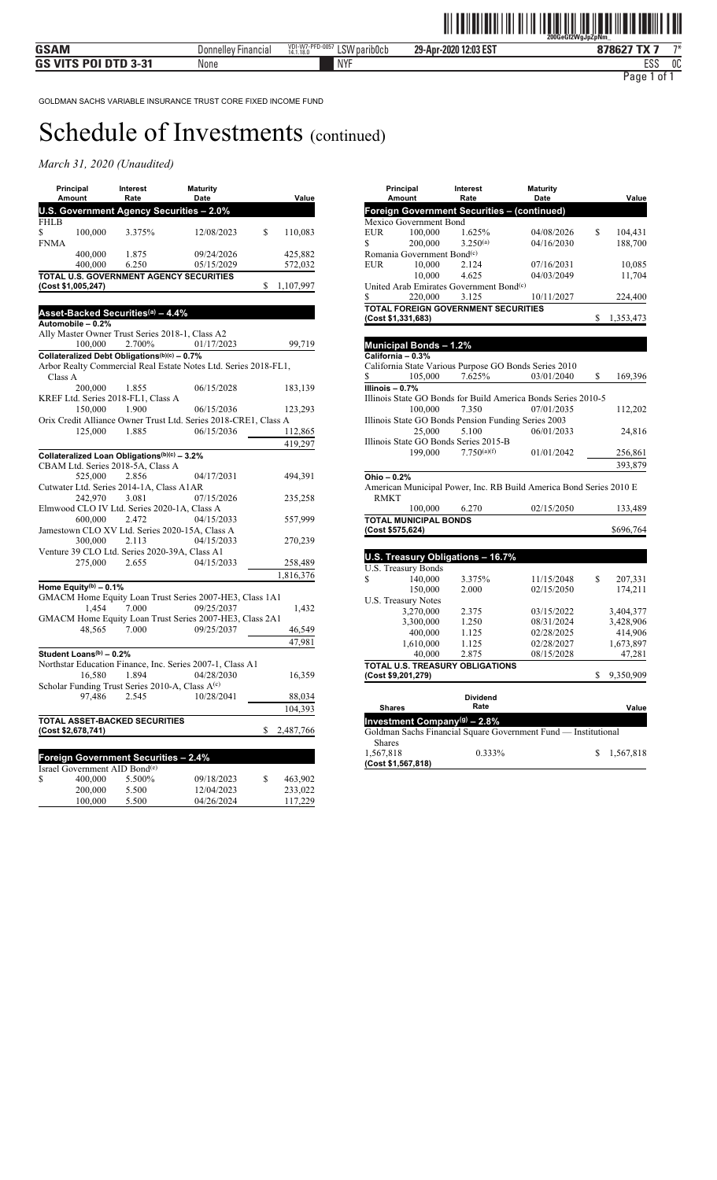GOLDMAN SACHS VARIABLE INSURANCE TRUST CORE FIXED INCOME FUND

# Schedule of Investments (continued)

*March 31, 2020 (Unaudited)*

| Principal Amount | Interest Rate | Maturity Date | Value |
|---|---|---|---|
| **U.S. Government Agency Securities – 2.0%** | | | |
| FHLB | | | |
| $ 100,000 | 3.375% | 12/08/2023 | $ 110,083 |
| FNMA | | | |
| 400,000 | 1.875 | 09/24/2026 | 425,882 |
| 400,000 | 6.250 | 05/15/2029 | 572,032 |
| **TOTAL U.S. GOVERNMENT AGENCY SECURITIES (Cost $1,005,247)** | | | $ 1,107,997 |

| Principal Amount | Interest Rate | Maturity Date | Value |
|---|---|---|---|
| **Asset-Backed Securities[(a)] – 4.4%** | | | |
| **Automobile – 0.2%** | | | |
| Ally Master Owner Trust Series 2018-1, Class A2 | | | |
| 100,000 | 2.700% | 01/17/2023 | 99,719 |
| **Collateralized Debt Obligations[(b)(c)] – 0.7%** | | | |
| Arbor Realty Commercial Real Estate Notes Ltd. Series 2018-FL1, Class A | | | |
| 200,000 | 1.855 | 06/15/2028 | 183,139 |
| KREF Ltd. Series 2018-FL1, Class A | | | |
| 150,000 | 1.900 | 06/15/2036 | 123,293 |
| Orix Credit Alliance Owner Trust Ltd. Series 2018-CRE1, Class A | | | |
| 125,000 | 1.885 | 06/15/2036 | 112,865 |
| | | | 419,297 |
| **Collateralized Loan Obligations[(b)(c)] – 3.2%** | | | |
| CBAM Ltd. Series 2018-5A, Class A | | | |
| 525,000 | 2.856 | 04/17/2031 | 494,391 |
| Cutwater Ltd. Series 2014-1A, Class A1AR | | | |
| 242,970 | 3.081 | 07/15/2026 | 235,258 |
| Elmwood CLO IV Ltd. Series 2020-1A, Class A | | | |
| 600,000 | 2.472 | 04/15/2033 | 557,999 |
| Jamestown CLO XV Ltd. Series 2020-15A, Class A | | | |
| 300,000 | 2.113 | 04/15/2033 | 270,239 |
| Venture 39 CLO Ltd. Series 2020-39A, Class A1 | | | |
| 275,000 | 2.655 | 04/15/2033 | 258,489 |
| | | | 1,816,376 |
| **Home Equity[(b)] – 0.1%** | | | |
| GMACM Home Equity Loan Trust Series 2007-HE3, Class 1A1 | | | |
| 1,454 | 7.000 | 09/25/2037 | 1,432 |
| GMACM Home Equity Loan Trust Series 2007-HE3, Class 2A1 | | | |
| 48,565 | 7.000 | 09/25/2037 | 46,549 |
| | | | 47,981 |
| **Student Loans[(b)] – 0.2%** | | | |
| Northstar Education Finance, Inc. Series 2007-1, Class A1 | | | |
| 16,580 | 1.894 | 04/28/2030 | 16,359 |
| Scholar Funding Trust Series 2010-A, Class A[(c)] | | | |
| 97,486 | 2.545 | 10/28/2041 | 88,034 |
| | | | 104,393 |
| **TOTAL ASSET-BACKED SECURITIES (Cost $2,678,741)** | | | $ 2,487,766 |

| Principal Amount | Interest Rate | Maturity Date | Value |
|---|---|---|---|
| **Foreign Government Securities – 2.4%** | | | |
| Israel Government AID Bond[(c)] | | | |
| $ 400,000 | 5.500% | 09/18/2023 | $ 463,902 |
| 200,000 | 5.500 | 12/04/2023 | 233,022 |
| 100,000 | 5.500 | 04/26/2024 | 117,229 |
| Mexico Government Bond | | | |
| EUR 100,000 | 1.625% | 04/08/2026 | $ 104,431 |
| $ 200,000 | 3.250[(a)] | 04/16/2030 | 188,700 |
| Romania Government Bond[(c)] | | | |
| EUR 10,000 | 2.124 | 07/16/2031 | 10,085 |
| 10,000 | 4.625 | 04/03/2049 | 11,704 |
| United Arab Emirates Government Bond[(c)] | | | |
| $ 220,000 | 3.125 | 10/11/2027 | 224,400 |
| **TOTAL FOREIGN GOVERNMENT SECURITIES (Cost $1,331,683)** | | | $ 1,353,473 |

| Principal Amount | Interest Rate | Maturity Date | Value |
|---|---|---|---|
| **Municipal Bonds – 1.2%** | | | |
| **California – 0.3%** | | | |
| California State Various Purpose GO Bonds Series 2010 | | | |
| $ 105,000 | 7.625% | 03/01/2040 | $ 169,396 |
| **Illinois – 0.7%** | | | |
| Illinois State GO Bonds for Build America Bonds Series 2010-5 | | | |
| 100,000 | 7.350 | 07/01/2035 | 112,202 |
| Illinois State GO Bonds Pension Funding Series 2003 | | | |
| 25,000 | 5.100 | 06/01/2033 | 24,816 |
| Illinois State GO Bonds Series 2015-B | | | |
| 199,000 | 7.750[(a)(f)] | 01/01/2042 | 256,861 |
| | | | 393,879 |
| **Ohio – 0.2%** | | | |
| American Municipal Power, Inc. RB Build America Bond Series 2010 E RMKT | | | |
| 100,000 | 6.270 | 02/15/2050 | 133,489 |
| **TOTAL MUNICIPAL BONDS (Cost $575,624)** | | | $696,764 |

| Principal Amount | Interest Rate | Maturity Date | Value |
|---|---|---|---|
| **U.S. Treasury Obligations – 16.7%** | | | |
| U.S. Treasury Bonds | | | |
| $ 140,000 | 3.375% | 11/15/2048 | $ 207,331 |
| 150,000 | 2.000 | 02/15/2050 | 174,211 |
| U.S. Treasury Notes | | | |
| 3,270,000 | 2.375 | 03/15/2022 | 3,404,377 |
| 3,300,000 | 1.250 | 08/31/2024 | 3,428,906 |
| 400,000 | 1.125 | 02/28/2025 | 414,906 |
| 1,610,000 | 1.125 | 02/28/2027 | 1,673,897 |
| 40,000 | 2.875 | 08/15/2028 | 47,281 |
| **TOTAL U.S. TREASURY OBLIGATIONS (Cost $9,201,279)** | | | $ 9,350,909 |

| Shares | Dividend Rate | Value |
|---|---|---|
| **Investment Company[(g)] – 2.8%** | | |
| Goldman Sachs Financial Square Government Fund — Institutional Shares | | |
| 1,567,818 | 0.333% | $ 1,567,818 |
| **(Cost $1,567,818)** | | |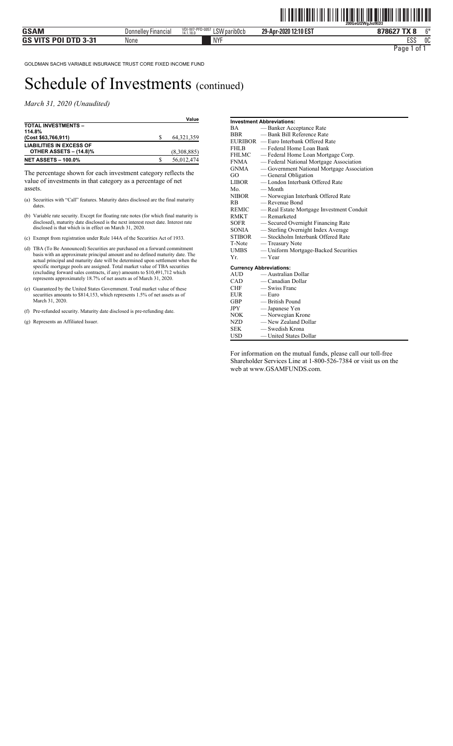GOLDMAN SACHS VARIABLE INSURANCE TRUST CORE FIXED INCOME FUND

# Schedule of Investments (continued)

*March 31, 2020 (Unaudited)*

| | Value |
|---|---|
| **TOTAL INVESTMENTS – 114.8%** | |
| **(Cost $63,766,911)** | $ 64,321,359 |
| **LIABILITIES IN EXCESS OF OTHER ASSETS – (14.8)%** | (8,308,885) |
| **NET ASSETS – 100.0%** | $ 56,012,474 |

The percentage shown for each investment category reflects the value of investments in that category as a percentage of net assets.

(a) Securities with "Call" features. Maturity dates disclosed are the final maturity dates.

(b) Variable rate security. Except for floating rate notes (for which final maturity is disclosed), maturity date disclosed is the next interest reset date. Interest rate disclosed is that which is in effect on March 31, 2020.

(c) Exempt from registration under Rule 144A of the Securities Act of 1933.

(d) TBA (To Be Announced) Securities are purchased on a forward commitment basis with an approximate principal amount and no defined maturity date. The actual principal and maturity date will be determined upon settlement when the specific mortgage pools are assigned. Total market value of TBA securities (excluding forward sales contracts, if any) amounts to $10,491,712 which represents approximately 18.7% of net assets as of March 31, 2020.

(e) Guaranteed by the United States Government. Total market value of these securities amounts to $814,153, which represents 1.5% of net assets as of March 31, 2020.

(f) Pre-refunded security. Maturity date disclosed is pre-refunding date.

(g) Represents an Affiliated Issuer.

**Investment Abbreviations:**

| | |
|---|---|
| BA | — Banker Acceptance Rate |
| BBR | — Bank Bill Reference Rate |
| EURIBOR | — Euro Interbank Offered Rate |
| FHLB | — Federal Home Loan Bank |
| FHLMC | — Federal Home Loan Mortgage Corp. |
| FNMA | — Federal National Mortgage Association |
| GNMA | — Government National Mortgage Association |
| GO | — General Obligation |
| LIBOR | — London Interbank Offered Rate |
| Mo. | — Month |
| NIBOR | — Norwegian Interbank Offered Rate |
| RB | — Revenue Bond |
| REMIC | — Real Estate Mortgage Investment Conduit |
| RMKT | — Remarketed |
| SOFR | — Secured Overnight Financing Rate |
| SONIA | — Sterling Overnight Index Average |
| STIBOR | — Stockholm Interbank Offered Rate |
| T-Note | — Treasury Note |
| UMBS | — Uniform Mortgage-Backed Securities |
| Yr. | — Year |

**Currency Abbreviations:**

| | |
|---|---|
| AUD | — Australian Dollar |
| CAD | — Canadian Dollar |
| CHF | — Swiss Franc |
| EUR | — Euro |
| GBP | — British Pound |
| JPY | — Japanese Yen |
| NOK | — Norwegian Krone |
| NZD | — New Zealand Dollar |
| SEK | — Swedish Krona |
| USD | — United States Dollar |

For information on the mutual funds, please call our toll-free Shareholder Services Line at 1-800-526-7384 or visit us on the web at www.GSAMFUNDS.com.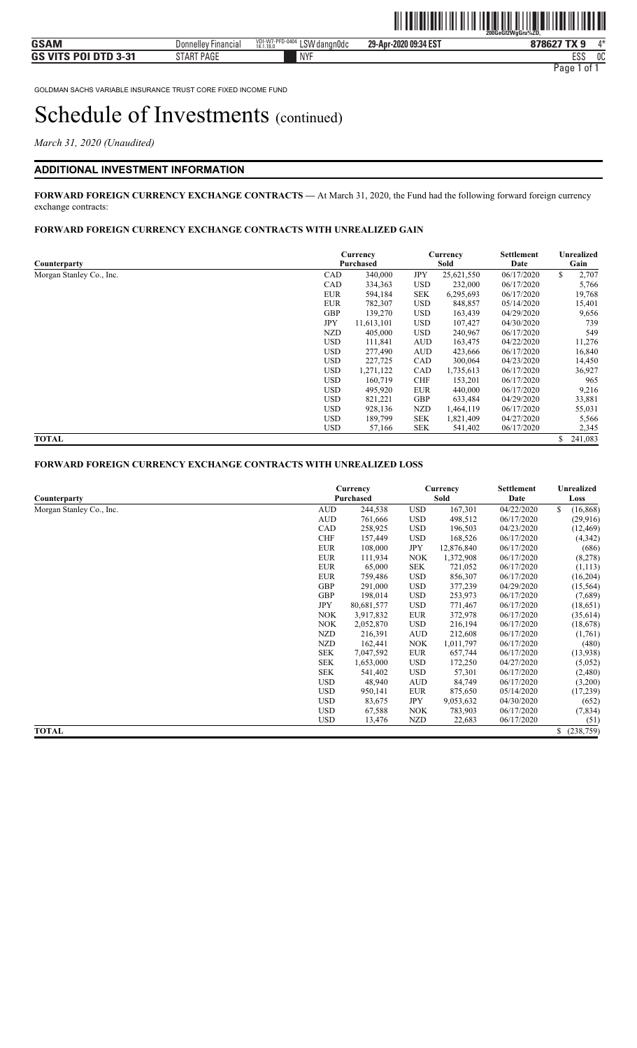GOLDMAN SACHS VARIABLE INSURANCE TRUST CORE FIXED INCOME FUND

# Schedule of Investments (continued)

*March 31, 2020 (Unaudited)*

## ADDITIONAL INVESTMENT INFORMATION

**FORWARD FOREIGN CURRENCY EXCHANGE CONTRACTS —** At March 31, 2020, the Fund had the following forward foreign currency exchange contracts:

**FORWARD FOREIGN CURRENCY EXCHANGE CONTRACTS WITH UNREALIZED GAIN**

| Counterparty | Currency Purchased | | Currency Sold | | Settlement Date | Unrealized Gain |
|---|---|---|---|---|---|---|
| Morgan Stanley Co., Inc. | CAD | 340,000 | JPY | 25,621,550 | 06/17/2020 | $ 2,707 |
| | CAD | 334,363 | USD | 232,000 | 06/17/2020 | 5,766 |
| | EUR | 594,184 | SEK | 6,295,693 | 06/17/2020 | 19,768 |
| | EUR | 782,307 | USD | 848,857 | 05/14/2020 | 15,401 |
| | GBP | 139,270 | USD | 163,439 | 04/29/2020 | 9,656 |
| | JPY | 11,613,101 | USD | 107,427 | 04/30/2020 | 739 |
| | NZD | 405,000 | USD | 240,967 | 06/17/2020 | 549 |
| | USD | 111,841 | AUD | 163,475 | 04/22/2020 | 11,276 |
| | USD | 277,490 | AUD | 423,666 | 06/17/2020 | 16,840 |
| | USD | 227,725 | CAD | 300,064 | 04/23/2020 | 14,450 |
| | USD | 1,271,122 | CAD | 1,735,613 | 06/17/2020 | 36,927 |
| | USD | 160,719 | CHF | 153,201 | 06/17/2020 | 965 |
| | USD | 495,920 | EUR | 440,000 | 06/17/2020 | 9,216 |
| | USD | 821,221 | GBP | 633,484 | 04/29/2020 | 33,881 |
| | USD | 928,136 | NZD | 1,464,119 | 06/17/2020 | 55,031 |
| | USD | 189,799 | SEK | 1,821,409 | 04/27/2020 | 5,566 |
| | USD | 57,166 | SEK | 541,402 | 06/17/2020 | 2,345 |
| **TOTAL** | | | | | | $ 241,083 |

**FORWARD FOREIGN CURRENCY EXCHANGE CONTRACTS WITH UNREALIZED LOSS**

| Counterparty | Currency Purchased | | Currency Sold | | Settlement Date | Unrealized Loss |
|---|---|---|---|---|---|---|
| Morgan Stanley Co., Inc. | AUD | 244,538 | USD | 167,301 | 04/22/2020 | $ (16,868) |
| | AUD | 761,666 | USD | 498,512 | 06/17/2020 | (29,916) |
| | CAD | 258,925 | USD | 196,503 | 04/23/2020 | (12,469) |
| | CHF | 157,449 | USD | 168,526 | 06/17/2020 | (4,342) |
| | EUR | 108,000 | JPY | 12,876,840 | 06/17/2020 | (686) |
| | EUR | 111,934 | NOK | 1,372,908 | 06/17/2020 | (8,278) |
| | EUR | 65,000 | SEK | 721,052 | 06/17/2020 | (1,113) |
| | EUR | 759,486 | USD | 856,307 | 06/17/2020 | (16,204) |
| | GBP | 291,000 | USD | 377,239 | 04/29/2020 | (15,564) |
| | GBP | 198,014 | USD | 253,973 | 06/17/2020 | (7,689) |
| | JPY | 80,681,577 | USD | 771,467 | 06/17/2020 | (18,651) |
| | NOK | 3,917,832 | EUR | 372,978 | 06/17/2020 | (35,614) |
| | NOK | 2,052,870 | USD | 216,194 | 06/17/2020 | (18,678) |
| | NZD | 216,391 | AUD | 212,608 | 06/17/2020 | (1,761) |
| | NZD | 162,441 | NOK | 1,011,797 | 06/17/2020 | (480) |
| | SEK | 7,047,592 | EUR | 657,744 | 06/17/2020 | (13,938) |
| | SEK | 1,653,000 | USD | 172,250 | 04/27/2020 | (5,052) |
| | SEK | 541,402 | USD | 57,301 | 06/17/2020 | (2,480) |
| | USD | 48,940 | AUD | 84,749 | 06/17/2020 | (3,200) |
| | USD | 950,141 | EUR | 875,650 | 05/14/2020 | (17,239) |
| | USD | 83,675 | JPY | 9,053,632 | 04/30/2020 | (652) |
| | USD | 67,588 | NOK | 783,903 | 06/17/2020 | (7,834) |
| | USD | 13,476 | NZD | 22,683 | 06/17/2020 | (51) |
| **TOTAL** | | | | | | $ (238,759) |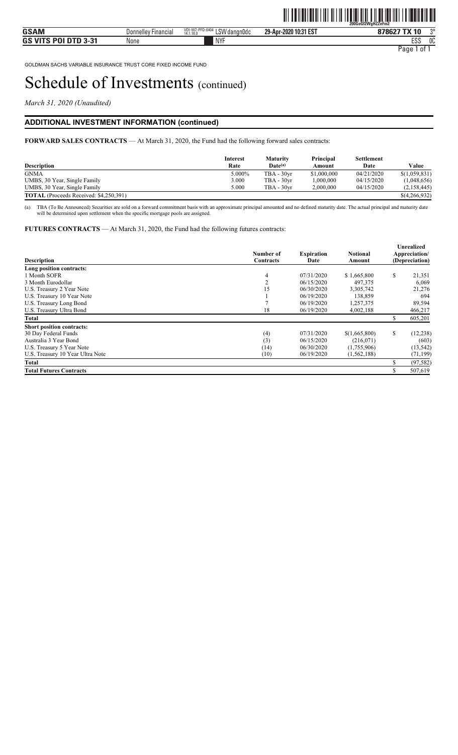GOLDMAN SACHS VARIABLE INSURANCE TRUST CORE FIXED INCOME FUND

# Schedule of Investments (continued)

*March 31, 2020 (Unaudited)*

## ADDITIONAL INVESTMENT INFORMATION (continued)

**FORWARD SALES CONTRACTS** — At March 31, 2020, the Fund had the following forward sales contracts:

| Description | Interest Rate | Maturity Date[(a)] | Principal Amount | Settlement Date | Value |
|---|---|---|---|---|---|
| GNMA | 5.000% | TBA - 30yr | $1,000,000 | 04/21/2020 | $(1,059,831) |
| UMBS, 30 Year, Single Family | 3.000 | TBA - 30yr | 1,000,000 | 04/15/2020 | (1,048,656) |
| UMBS, 30 Year, Single Family | 5.000 | TBA - 30yr | 2,000,000 | 04/15/2020 | (2,158,445) |
| **TOTAL** (Proceeds Received: $4,250,391) | | | | | $(4,266,932) |

(a) TBA (To Be Announced) Securities are sold on a forward commitment basis with an approximate principal amounted and no defined maturity date. The actual principal and maturity date will be determined upon settlement when the specific mortgage pools are assigned.

**FUTURES CONTRACTS** — At March 31, 2020, the Fund had the following futures contracts:

| Description | Number of Contracts | Expiration Date | Notional Amount | Unrealized Appreciation/ (Depreciation) |
|---|---|---|---|---|
| **Long position contracts:** | | | | |
| 1 Month SOFR | 4 | 07/31/2020 | $ 1,665,800 | $ 21,351 |
| 3 Month Eurodollar | 2 | 06/15/2020 | 497,375 | 6,069 |
| U.S. Treasury 2 Year Note | 15 | 06/30/2020 | 3,305,742 | 21,276 |
| U.S. Treasury 10 Year Note | 1 | 06/19/2020 | 138,859 | 694 |
| U.S. Treasury Long Bond | 7 | 06/19/2020 | 1,257,375 | 89,594 |
| U.S. Treasury Ultra Bond | 18 | 06/19/2020 | 4,002,188 | 466,217 |
| **Total** | | | | $ 605,201 |
| **Short position contracts:** | | | | |
| 30 Day Federal Funds | (4) | 07/31/2020 | $(1,665,800) | $ (12,238) |
| Australia 3 Year Bond | (3) | 06/15/2020 | (216,071) | (603) |
| U.S. Treasury 5 Year Note | (14) | 06/30/2020 | (1,755,906) | (13,542) |
| U.S. Treasury 10 Year Ultra Note | (10) | 06/19/2020 | (1,562,188) | (71,199) |
| **Total** | | | | $ (97,582) |
| **Total Futures Contracts** | | | | $ 507,619 |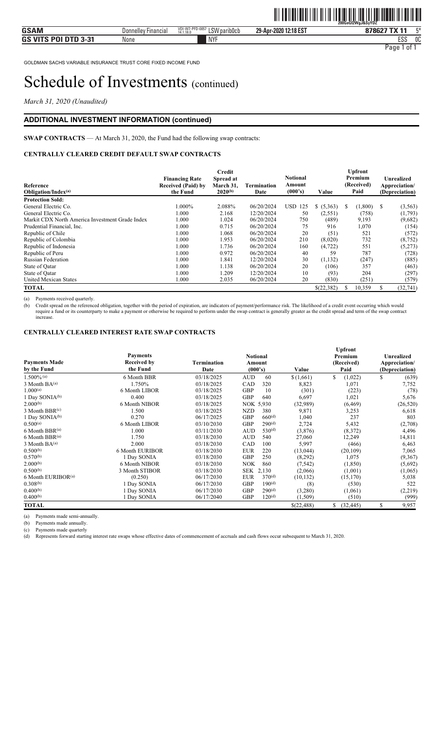GOLDMAN SACHS VARIABLE INSURANCE TRUST CORE FIXED INCOME FUND

# Schedule of Investments (continued)

*March 31, 2020 (Unaudited)*

## ADDITIONAL INVESTMENT INFORMATION (continued)

**SWAP CONTRACTS** — At March 31, 2020, the Fund had the following swap contracts:

### CENTRALLY CLEARED CREDIT DEFAULT SWAP CONTRACTS

| Reference Obligation/Index[(a)] | Financing Rate Received (Paid) by the Fund | Credit Spread at March 31, 2020[(b)] | Termination Date | Notional Amount (000's) | Value | Upfront Premium (Received) Paid | Unrealized Appreciation/ (Depreciation) |
|---|---|---|---|---|---|---|---|
| **Protection Sold:** | | | | | | | |
| General Electric Co. | 1.000% | 2.088% | 06/20/2024 | USD 125 | $ (5,363) | $ (1,800) | $ (3,563) |
| General Electric Co. | 1.000 | 2.168 | 12/20/2024 | 50 | (2,551) | (758) | (1,793) |
| Markit CDX North America Investment Grade Index | 1.000 | 1.024 | 06/20/2024 | 750 | (489) | 9,193 | (9,682) |
| Prudential Financial, Inc. | 1.000 | 0.715 | 06/20/2024 | 75 | 916 | 1,070 | (154) |
| Republic of Chile | 1.000 | 1.068 | 06/20/2024 | 20 | (51) | 521 | (572) |
| Republic of Colombia | 1.000 | 1.953 | 06/20/2024 | 210 | (8,020) | 732 | (8,752) |
| Republic of Indonesia | 1.000 | 1.736 | 06/20/2024 | 160 | (4,722) | 551 | (5,273) |
| Republic of Peru | 1.000 | 0.972 | 06/20/2024 | 40 | 59 | 787 | (728) |
| Russian Federation | 1.000 | 1.841 | 12/20/2024 | 30 | (1,132) | (247) | (885) |
| State of Qatar | 1.000 | 1.138 | 06/20/2024 | 20 | (106) | 357 | (463) |
| State of Qatar | 1.000 | 1.209 | 12/20/2024 | 10 | (93) | 204 | (297) |
| United Mexican States | 1.000 | 2.035 | 06/20/2024 | 20 | (830) | (251) | (579) |
| **TOTAL** | | | | | $(22,382) | $ 10,359 | $ (32,741) |

(a) Payments received quarterly.

(b) Credit spread on the referenced obligation, together with the period of expiration, are indicators of payment/performance risk. The likelihood of a credit event occurring which would require a fund or its counterparty to make a payment or otherwise be required to perform under the swap contract is generally greater as the credit spread and term of the swap contract increase.

### CENTRALLY CLEARED INTEREST RATE SWAP CONTRACTS

| Payments Made by the Fund | Payments Received by the Fund | Termination Date | Notional Amount (000's) | Value | Upfront Premium (Received) Paid | Unrealized Appreciation/ (Depreciation) |
|---|---|---|---|---|---|---|
| 1.500%[(a)] | 6 Month BBR | 03/18/2025 | AUD 60 | $ (1,661) | $ (1,022) | $ (639) |
| 3 Month BA[(a)] | 1.750% | 03/18/2025 | CAD 320 | 8,823 | 1,071 | 7,752 |
| 1.000[(a)] | 6 Month LIBOR | 03/18/2025 | GBP 10 | (301) | (223) | (78) |
| 1 Day SONIA[(b)] | 0.400 | 03/18/2025 | GBP 640 | 6,697 | 1,021 | 5,676 |
| 2.000[(b)] | 6 Month NIBOR | 03/18/2025 | NOK 5,930 | (32,989) | (6,469) | (26,520) |
| 3 Month BBR[(c)] | 1.500 | 03/18/2025 | NZD 380 | 9,871 | 3,253 | 6,618 |
| 1 Day SONIA[(b)] | 0.270 | 06/17/2025 | GBP 660[(d)] | 1,040 | 237 | 803 |
| 0.500[(a)] | 6 Month LIBOR | 03/10/2030 | GBP 290[(d)] | 2,724 | 5,432 | (2,708) |
| 6 Month BBR[(a)] | 1.000 | 03/11/2030 | AUD 530[(d)] | (3,876) | (8,372) | 4,496 |
| 6 Month BBR[(a)] | 1.750 | 03/18/2030 | AUD 540 | 27,060 | 12,249 | 14,811 |
| 3 Month BA[(a)] | 2.000 | 03/18/2030 | CAD 100 | 5,997 | (466) | 6,463 |
| 0.500[(b)] | 6 Month EURIBOR | 03/18/2030 | EUR 220 | (13,044) | (20,109) | 7,065 |
| 0.570[(b)] | 1 Day SONIA | 03/18/2030 | GBP 250 | (8,292) | 1,075 | (9,367) |
| 2.000[(b)] | 6 Month NIBOR | 03/18/2030 | NOK 860 | (7,542) | (1,850) | (5,692) |
| 0.500[(b)] | 3 Month STIBOR | 03/18/2030 | SEK 2,130 | (2,066) | (1,001) | (1,065) |
| 6 Month EURIBOR[(a)] | (0.250) | 06/17/2030 | EUR 370[(d)] | (10,132) | (15,170) | 5,038 |
| 0.308[(b)] | 1 Day SONIA | 06/17/2030 | GBP 190[(d)] | (8) | (530) | 522 |
| 0.400[(b)] | 1 Day SONIA | 06/17/2030 | GBP 290[(d)] | (3,280) | (1,061) | (2,219) |
| 0.400[(b)] | 1 Day SONIA | 06/17/2040 | GBP 120[(d)] | (1,509) | (510) | (999) |
| **TOTAL** | | | | $(22,488) | $ (32,445) | $ 9,957 |

(a) Payments made semi-annually.

(b) Payments made annually.

(c) Payments made quarterly

(d) Represents forward starting interest rate swaps whose effective dates of commencement of accruals and cash flows occur subsequent to March 31, 2020.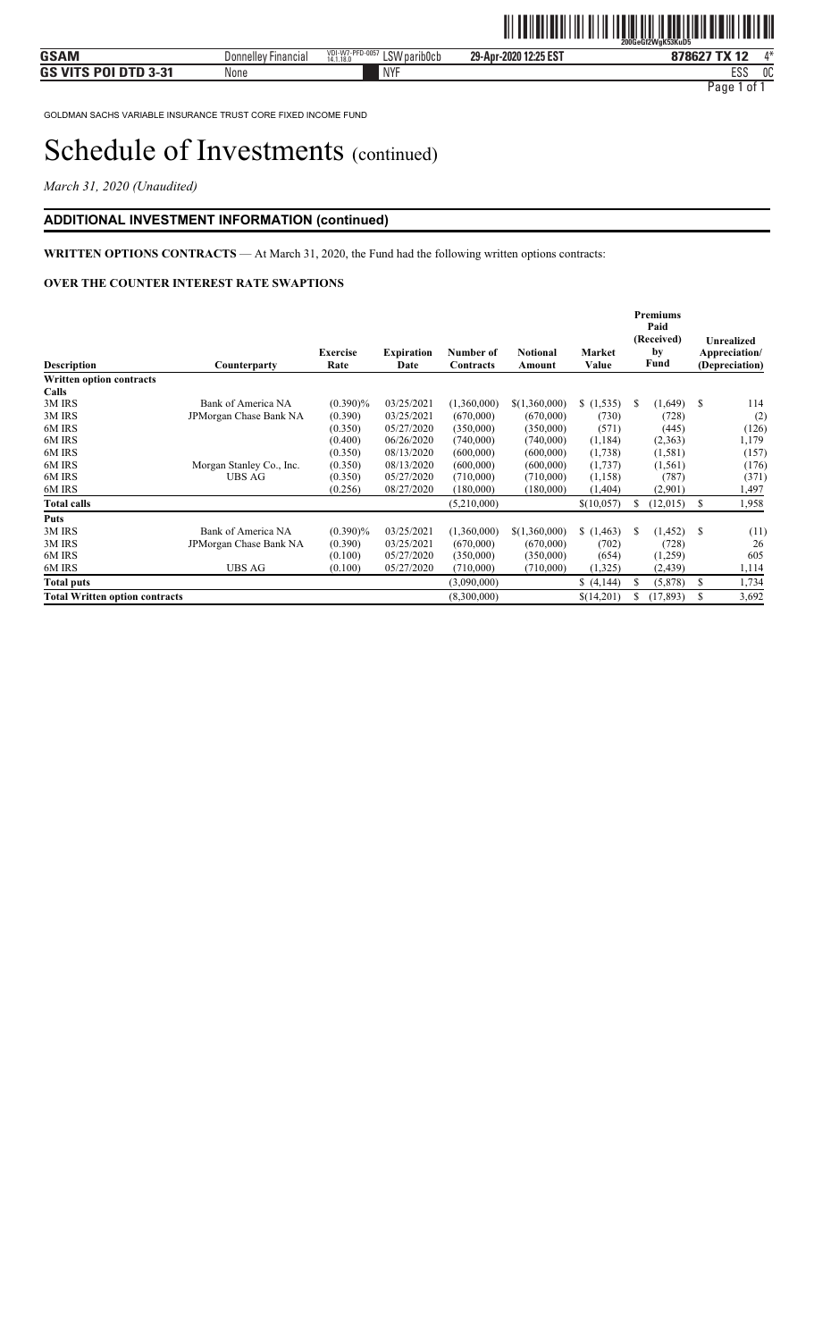GOLDMAN SACHS VARIABLE INSURANCE TRUST CORE FIXED INCOME FUND

# Schedule of Investments (continued)

*March 31, 2020 (Unaudited)*

## ADDITIONAL INVESTMENT INFORMATION (continued)

**WRITTEN OPTIONS CONTRACTS** — At March 31, 2020, the Fund had the following written options contracts:

### OVER THE COUNTER INTEREST RATE SWAPTIONS

| Description | Counterparty | Exercise Rate | Expiration Date | Number of Contracts | Notional Amount | Market Value | Premiums Paid (Received) by Fund | Unrealized Appreciation/ (Depreciation) |
|---|---|---|---|---|---|---|---|---|
| **Written option contracts** | | | | | | | | |
| **Calls** | | | | | | | | |
| 3M IRS | Bank of America NA | (0.390)% | 03/25/2021 | (1,360,000) | $(1,360,000) | $ (1,535) | $ (1,649) | $ 114 |
| 3M IRS | JPMorgan Chase Bank NA | (0.390) | 03/25/2021 | (670,000) | (670,000) | (730) | (728) | (2) |
| 6M IRS | | (0.350) | 05/27/2020 | (350,000) | (350,000) | (571) | (445) | (126) |
| 6M IRS | | (0.400) | 06/26/2020 | (740,000) | (740,000) | (1,184) | (2,363) | 1,179 |
| 6M IRS | | (0.350) | 08/13/2020 | (600,000) | (600,000) | (1,738) | (1,581) | (157) |
| 6M IRS | Morgan Stanley Co., Inc. | (0.350) | 08/13/2020 | (600,000) | (600,000) | (1,737) | (1,561) | (176) |
| 6M IRS | UBS AG | (0.350) | 05/27/2020 | (710,000) | (710,000) | (1,158) | (787) | (371) |
| 6M IRS | | (0.256) | 08/27/2020 | (180,000) | (180,000) | (1,404) | (2,901) | 1,497 |
| **Total calls** | | | | (5,210,000) | | $(10,057) | $ (12,015) | $ 1,958 |
| **Puts** | | | | | | | | |
| 3M IRS | Bank of America NA | (0.390)% | 03/25/2021 | (1,360,000) | $(1,360,000) | $ (1,463) | $ (1,452) | $ (11) |
| 3M IRS | JPMorgan Chase Bank NA | (0.390) | 03/25/2021 | (670,000) | (670,000) | (702) | (728) | 26 |
| 6M IRS | | (0.100) | 05/27/2020 | (350,000) | (350,000) | (654) | (1,259) | 605 |
| 6M IRS | UBS AG | (0.100) | 05/27/2020 | (710,000) | (710,000) | (1,325) | (2,439) | 1,114 |
| **Total puts** | | | | (3,090,000) | | $ (4,144) | $ (5,878) | $ 1,734 |
| **Total Written option contracts** | | | | (8,300,000) | | $(14,201) | $ (17,893) | $ 3,692 |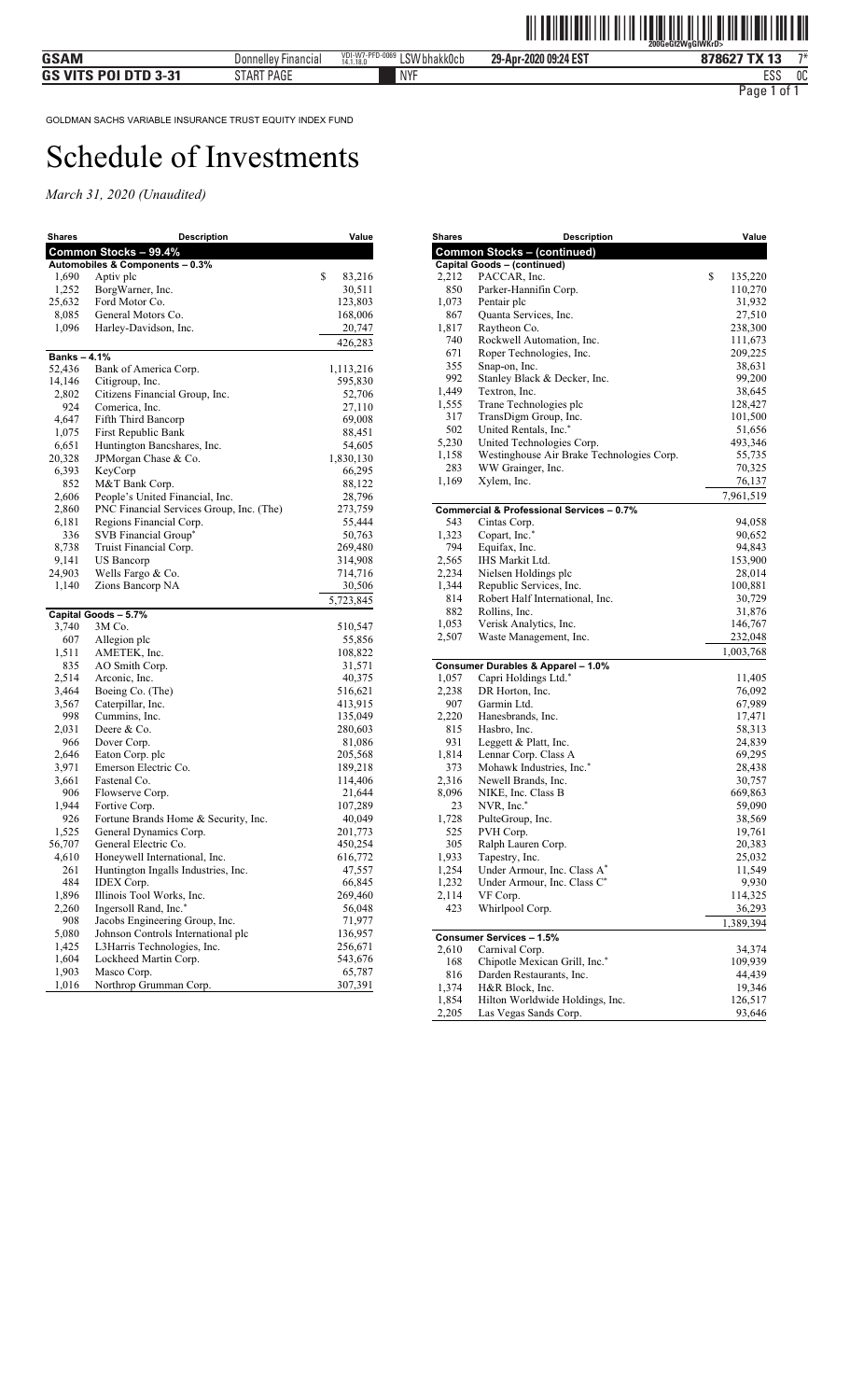GOLDMAN SACHS VARIABLE INSURANCE TRUST EQUITY INDEX FUND

# Schedule of Investments

*March 31, 2020 (Unaudited)*

| Shares | Description | Value |
|---|---|---|
| **Common Stocks – 99.4%** | | |
| **Automobiles & Components – 0.3%** | | |
| 1,690 | Aptiv plc | $ 83,216 |
| 1,252 | BorgWarner, Inc. | 30,511 |
| 25,632 | Ford Motor Co. | 123,803 |
| 8,085 | General Motors Co. | 168,006 |
| 1,096 | Harley-Davidson, Inc. | 20,747 |
| | | 426,283 |
| **Banks – 4.1%** | | |
| 52,436 | Bank of America Corp. | 1,113,216 |
| 14,146 | Citigroup, Inc. | 595,830 |
| 2,802 | Citizens Financial Group, Inc. | 52,706 |
| 924 | Comerica, Inc. | 27,110 |
| 4,647 | Fifth Third Bancorp | 69,008 |
| 1,075 | First Republic Bank | 88,451 |
| 6,651 | Huntington Bancshares, Inc. | 54,605 |
| 20,328 | JPMorgan Chase & Co. | 1,830,130 |
| 6,393 | KeyCorp | 66,295 |
| 852 | M&T Bank Corp. | 88,122 |
| 2,606 | People's United Financial, Inc. | 28,796 |
| 2,860 | PNC Financial Services Group, Inc. (The) | 273,759 |
| 6,181 | Regions Financial Corp. | 55,444 |
| 336 | SVB Financial Group* | 50,763 |
| 8,738 | Truist Financial Corp. | 269,480 |
| 9,141 | US Bancorp | 314,908 |
| 24,903 | Wells Fargo & Co. | 714,716 |
| 1,140 | Zions Bancorp NA | 30,506 |
| | | 5,723,845 |
| **Capital Goods – 5.7%** | | |
| 3,740 | 3M Co. | 510,547 |
| 607 | Allegion plc | 55,856 |
| 1,511 | AMETEK, Inc. | 108,822 |
| 835 | AO Smith Corp. | 31,571 |
| 2,514 | Arconic, Inc. | 40,375 |
| 3,464 | Boeing Co. (The) | 516,621 |
| 3,567 | Caterpillar, Inc. | 413,915 |
| 998 | Cummins, Inc. | 135,049 |
| 2,031 | Deere & Co. | 280,603 |
| 966 | Dover Corp. | 81,086 |
| 2,646 | Eaton Corp. plc | 205,568 |
| 3,971 | Emerson Electric Co. | 189,218 |
| 3,661 | Fastenal Co. | 114,406 |
| 906 | Flowserve Corp. | 21,644 |
| 1,944 | Fortive Corp. | 107,289 |
| 926 | Fortune Brands Home & Security, Inc. | 40,049 |
| 1,525 | General Dynamics Corp. | 201,773 |
| 56,707 | General Electric Co. | 450,254 |
| 4,610 | Honeywell International, Inc. | 616,772 |
| 261 | Huntington Ingalls Industries, Inc. | 47,557 |
| 484 | IDEX Corp. | 66,845 |
| 1,896 | Illinois Tool Works, Inc. | 269,460 |
| 2,260 | Ingersoll Rand, Inc.* | 56,048 |
| 908 | Jacobs Engineering Group, Inc. | 71,977 |
| 5,080 | Johnson Controls International plc | 136,957 |
| 1,425 | L3Harris Technologies, Inc. | 256,671 |
| 1,604 | Lockheed Martin Corp. | 543,676 |
| 1,903 | Masco Corp. | 65,787 |
| 1,016 | Northrop Grumman Corp. | 307,391 |
| **Common Stocks – (continued)** | | |
| **Capital Goods – (continued)** | | |
| 2,212 | PACCAR, Inc. | $ 135,220 |
| 850 | Parker-Hannifin Corp. | 110,270 |
| 1,073 | Pentair plc | 31,932 |
| 867 | Quanta Services, Inc. | 27,510 |
| 1,817 | Raytheon Co. | 238,300 |
| 740 | Rockwell Automation, Inc. | 111,673 |
| 671 | Roper Technologies, Inc. | 209,225 |
| 355 | Snap-on, Inc. | 38,631 |
| 992 | Stanley Black & Decker, Inc. | 99,200 |
| 1,449 | Textron, Inc. | 38,645 |
| 1,555 | Trane Technologies plc | 128,427 |
| 317 | TransDigm Group, Inc. | 101,500 |
| 502 | United Rentals, Inc.* | 51,656 |
| 5,230 | United Technologies Corp. | 493,346 |
| 1,158 | Westinghouse Air Brake Technologies Corp. | 55,735 |
| 283 | WW Grainger, Inc. | 70,325 |
| 1,169 | Xylem, Inc. | 76,137 |
| | | 7,961,519 |
| **Commercial & Professional Services – 0.7%** | | |
| 543 | Cintas Corp. | 94,058 |
| 1,323 | Copart, Inc.* | 90,652 |
| 794 | Equifax, Inc. | 94,843 |
| 2,565 | IHS Markit Ltd. | 153,900 |
| 2,234 | Nielsen Holdings plc | 28,014 |
| 1,344 | Republic Services, Inc. | 100,881 |
| 814 | Robert Half International, Inc. | 30,729 |
| 882 | Rollins, Inc. | 31,876 |
| 1,053 | Verisk Analytics, Inc. | 146,767 |
| 2,507 | Waste Management, Inc. | 232,048 |
| | | 1,003,768 |
| **Consumer Durables & Apparel – 1.0%** | | |
| 1,057 | Capri Holdings Ltd.* | 11,405 |
| 2,238 | DR Horton, Inc. | 76,092 |
| 907 | Garmin Ltd. | 67,989 |
| 2,220 | Hanesbrands, Inc. | 17,471 |
| 815 | Hasbro, Inc. | 58,313 |
| 931 | Leggett & Platt, Inc. | 24,839 |
| 1,814 | Lennar Corp. Class A | 69,295 |
| 373 | Mohawk Industries, Inc.* | 28,438 |
| 2,316 | Newell Brands, Inc. | 30,757 |
| 8,096 | NIKE, Inc. Class B | 669,863 |
| 23 | NVR, Inc.* | 59,090 |
| 1,728 | PulteGroup, Inc. | 38,569 |
| 525 | PVH Corp. | 19,761 |
| 305 | Ralph Lauren Corp. | 20,383 |
| 1,933 | Tapestry, Inc. | 25,032 |
| 1,254 | Under Armour, Inc. Class A* | 11,549 |
| 1,232 | Under Armour, Inc. Class C* | 9,930 |
| 2,114 | VF Corp. | 114,325 |
| 423 | Whirlpool Corp. | 36,293 |
| | | 1,389,394 |
| **Consumer Services – 1.5%** | | |
| 2,610 | Carnival Corp. | 34,374 |
| 168 | Chipotle Mexican Grill, Inc.* | 109,939 |
| 816 | Darden Restaurants, Inc. | 44,439 |
| 1,374 | H&R Block, Inc. | 19,346 |
| 1,854 | Hilton Worldwide Holdings, Inc. | 126,517 |
| 2,205 | Las Vegas Sands Corp. | 93,646 |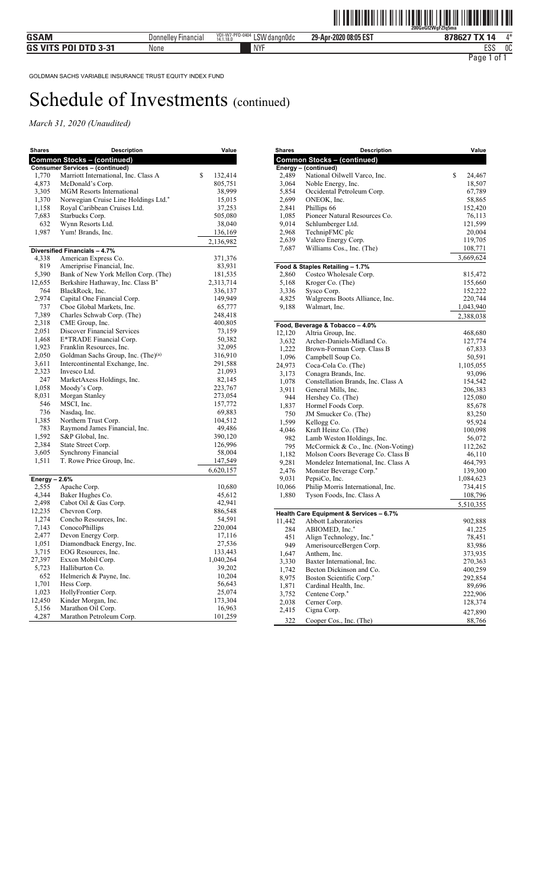GOLDMAN SACHS VARIABLE INSURANCE TRUST EQUITY INDEX FUND

# Schedule of Investments (continued)

*March 31, 2020 (Unaudited)*

| Shares | Description | Value |
|---|---|---|
| **Common Stocks – (continued)** | | |
| **Consumer Services – (continued)** | | |
| 1,770 | Marriott International, Inc. Class A | $ 132,414 |
| 4,873 | McDonald's Corp. | 805,751 |
| 3,305 | MGM Resorts International | 38,999 |
| 1,370 | Norwegian Cruise Line Holdings Ltd.* | 15,015 |
| 1,158 | Royal Caribbean Cruises Ltd. | 37,253 |
| 7,683 | Starbucks Corp. | 505,080 |
| 632 | Wynn Resorts Ltd. | 38,040 |
| 1,987 | Yum! Brands, Inc. | 136,169 |
| | | 2,136,982 |
| **Diversified Financials – 4.7%** | | |
| 4,338 | American Express Co. | 371,376 |
| 819 | Ameriprise Financial, Inc. | 83,931 |
| 5,390 | Bank of New York Mellon Corp. (The) | 181,535 |
| 12,655 | Berkshire Hathaway, Inc. Class B* | 2,313,714 |
| 764 | BlackRock, Inc. | 336,137 |
| 2,974 | Capital One Financial Corp. | 149,949 |
| 737 | Cboe Global Markets, Inc. | 65,777 |
| 7,389 | Charles Schwab Corp. (The) | 248,418 |
| 2,318 | CME Group, Inc. | 400,805 |
| 2,051 | Discover Financial Services | 73,159 |
| 1,468 | E*TRADE Financial Corp. | 50,382 |
| 1,923 | Franklin Resources, Inc. | 32,095 |
| 2,050 | Goldman Sachs Group, Inc. (The)[(a)] | 316,910 |
| 3,611 | Intercontinental Exchange, Inc. | 291,588 |
| 2,323 | Invesco Ltd. | 21,093 |
| 247 | MarketAxess Holdings, Inc. | 82,145 |
| 1,058 | Moody's Corp. | 223,767 |
| 8,031 | Morgan Stanley | 273,054 |
| 546 | MSCI, Inc. | 157,772 |
| 736 | Nasdaq, Inc. | 69,883 |
| 1,385 | Northern Trust Corp. | 104,512 |
| 783 | Raymond James Financial, Inc. | 49,486 |
| 1,592 | S&P Global, Inc. | 390,120 |
| 2,384 | State Street Corp. | 126,996 |
| 3,605 | Synchrony Financial | 58,004 |
| 1,511 | T. Rowe Price Group, Inc. | 147,549 |
| | | 6,620,157 |
| **Energy – 2.6%** | | |
| 2,555 | Apache Corp. | 10,680 |
| 4,344 | Baker Hughes Co. | 45,612 |
| 2,498 | Cabot Oil & Gas Corp. | 42,941 |
| 12,235 | Chevron Corp. | 886,548 |
| 1,274 | Concho Resources, Inc. | 54,591 |
| 7,143 | ConocoPhillips | 220,004 |
| 2,477 | Devon Energy Corp. | 17,116 |
| 1,051 | Diamondback Energy, Inc. | 27,536 |
| 3,715 | EOG Resources, Inc. | 133,443 |
| 27,397 | Exxon Mobil Corp. | 1,040,264 |
| 5,723 | Halliburton Co. | 39,202 |
| 652 | Helmerich & Payne, Inc. | 10,204 |
| 1,701 | Hess Corp. | 56,643 |
| 1,023 | HollyFrontier Corp. | 25,074 |
| 12,450 | Kinder Morgan, Inc. | 173,304 |
| 5,156 | Marathon Oil Corp. | 16,963 |
| 4,287 | Marathon Petroleum Corp. | 101,259 |
| **Energy – (continued)** | | |
| 2,489 | National Oilwell Varco, Inc. | $ 24,467 |
| 3,064 | Noble Energy, Inc. | 18,507 |
| 5,854 | Occidental Petroleum Corp. | 67,789 |
| 2,699 | ONEOK, Inc. | 58,865 |
| 2,841 | Phillips 66 | 152,420 |
| 1,085 | Pioneer Natural Resources Co. | 76,113 |
| 9,014 | Schlumberger Ltd. | 121,599 |
| 2,968 | TechnipFMC plc | 20,004 |
| 2,639 | Valero Energy Corp. | 119,705 |
| 7,687 | Williams Cos., Inc. (The) | 108,771 |
| | | 3,669,624 |
| **Food & Staples Retailing – 1.7%** | | |
| 2,860 | Costco Wholesale Corp. | 815,472 |
| 5,168 | Kroger Co. (The) | 155,660 |
| 3,336 | Sysco Corp. | 152,222 |
| 4,825 | Walgreens Boots Alliance, Inc. | 220,744 |
| 9,188 | Walmart, Inc. | 1,043,940 |
| | | 2,388,038 |
| **Food, Beverage & Tobacco – 4.0%** | | |
| 12,120 | Altria Group, Inc. | 468,680 |
| 3,632 | Archer-Daniels-Midland Co. | 127,774 |
| 1,222 | Brown-Forman Corp. Class B | 67,833 |
| 1,096 | Campbell Soup Co. | 50,591 |
| 24,973 | Coca-Cola Co. (The) | 1,105,055 |
| 3,173 | Conagra Brands, Inc. | 93,096 |
| 1,078 | Constellation Brands, Inc. Class A | 154,542 |
| 3,911 | General Mills, Inc. | 206,383 |
| 944 | Hershey Co. (The) | 125,080 |
| 1,837 | Hormel Foods Corp. | 85,678 |
| 750 | JM Smucker Co. (The) | 83,250 |
| 1,599 | Kellogg Co. | 95,924 |
| 4,046 | Kraft Heinz Co. (The) | 100,098 |
| 982 | Lamb Weston Holdings, Inc. | 56,072 |
| 795 | McCormick & Co., Inc. (Non-Voting) | 112,262 |
| 1,182 | Molson Coors Beverage Co. Class B | 46,110 |
| 9,281 | Mondelez International, Inc. Class A | 464,793 |
| 2,476 | Monster Beverage Corp.* | 139,300 |
| 9,031 | PepsiCo, Inc. | 1,084,623 |
| 10,066 | Philip Morris International, Inc. | 734,415 |
| 1,880 | Tyson Foods, Inc. Class A | 108,796 |
| | | 5,510,355 |
| **Health Care Equipment & Services – 6.7%** | | |
| 11,442 | Abbott Laboratories | 902,888 |
| 284 | ABIOMED, Inc.* | 41,225 |
| 451 | Align Technology, Inc.* | 78,451 |
| 949 | AmerisourceBergen Corp. | 83,986 |
| 1,647 | Anthem, Inc. | 373,935 |
| 3,330 | Baxter International, Inc. | 270,363 |
| 1,742 | Becton Dickinson and Co. | 400,259 |
| 8,975 | Boston Scientific Corp.* | 292,854 |
| 1,871 | Cardinal Health, Inc. | 89,696 |
| 3,752 | Centene Corp.* | 222,906 |
| 2,038 | Cerner Corp. | 128,374 |
| 2,415 | Cigna Corp. | 427,890 |
| 322 | Cooper Cos., Inc. (The) | 88,766 |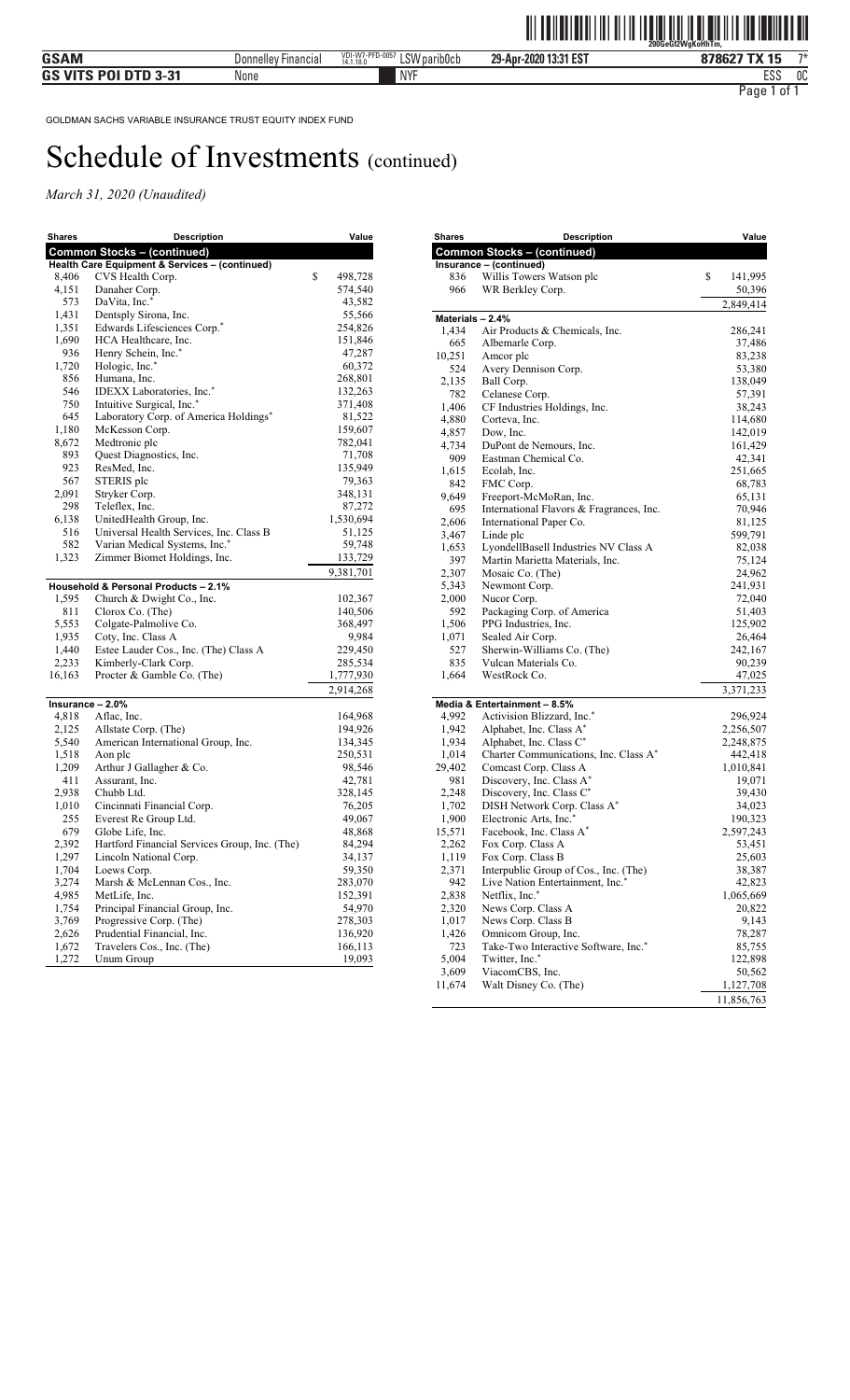GOLDMAN SACHS VARIABLE INSURANCE TRUST EQUITY INDEX FUND

# Schedule of Investments (continued)

*March 31, 2020 (Unaudited)*

| Shares | Description | Value |
|---|---|---|
| **Common Stocks – (continued)** | | |
| **Health Care Equipment & Services – (continued)** | | |
| 8,406 | CVS Health Corp. | $ 498,728 |
| 4,151 | Danaher Corp. | 574,540 |
| 573 | DaVita, Inc.* | 43,582 |
| 1,431 | Dentsply Sirona, Inc. | 55,566 |
| 1,351 | Edwards Lifesciences Corp.* | 254,826 |
| 1,690 | HCA Healthcare, Inc. | 151,846 |
| 936 | Henry Schein, Inc.* | 47,287 |
| 1,720 | Hologic, Inc.* | 60,372 |
| 856 | Humana, Inc. | 268,801 |
| 546 | IDEXX Laboratories, Inc.* | 132,263 |
| 750 | Intuitive Surgical, Inc.* | 371,408 |
| 645 | Laboratory Corp. of America Holdings* | 81,522 |
| 1,180 | McKesson Corp. | 159,607 |
| 8,672 | Medtronic plc | 782,041 |
| 893 | Quest Diagnostics, Inc. | 71,708 |
| 923 | ResMed, Inc. | 135,949 |
| 567 | STERIS plc | 79,363 |
| 2,091 | Stryker Corp. | 348,131 |
| 298 | Teleflex, Inc. | 87,272 |
| 6,138 | UnitedHealth Group, Inc. | 1,530,694 |
| 516 | Universal Health Services, Inc. Class B | 51,125 |
| 582 | Varian Medical Systems, Inc.* | 59,748 |
| 1,323 | Zimmer Biomet Holdings, Inc. | 133,729 |
| | | 9,381,701 |
| **Household & Personal Products – 2.1%** | | |
| 1,595 | Church & Dwight Co., Inc. | 102,367 |
| 811 | Clorox Co. (The) | 140,506 |
| 5,553 | Colgate-Palmolive Co. | 368,497 |
| 1,935 | Coty, Inc. Class A | 9,984 |
| 1,440 | Estee Lauder Cos., Inc. (The) Class A | 229,450 |
| 2,233 | Kimberly-Clark Corp. | 285,534 |
| 16,163 | Procter & Gamble Co. (The) | 1,777,930 |
| | | 2,914,268 |
| **Insurance – 2.0%** | | |
| 4,818 | Aflac, Inc. | 164,968 |
| 2,125 | Allstate Corp. (The) | 194,926 |
| 5,540 | American International Group, Inc. | 134,345 |
| 1,518 | Aon plc | 250,531 |
| 1,209 | Arthur J Gallagher & Co. | 98,546 |
| 411 | Assurant, Inc. | 42,781 |
| 2,938 | Chubb Ltd. | 328,145 |
| 1,010 | Cincinnati Financial Corp. | 76,205 |
| 255 | Everest Re Group Ltd. | 49,067 |
| 679 | Globe Life, Inc. | 48,868 |
| 2,392 | Hartford Financial Services Group, Inc. (The) | 84,294 |
| 1,297 | Lincoln National Corp. | 34,137 |
| 1,704 | Loews Corp. | 59,350 |
| 3,274 | Marsh & McLennan Cos., Inc. | 283,070 |
| 4,985 | MetLife, Inc. | 152,391 |
| 1,754 | Principal Financial Group, Inc. | 54,970 |
| 3,769 | Progressive Corp. (The) | 278,303 |
| 2,626 | Prudential Financial, Inc. | 136,920 |
| 1,672 | Travelers Cos., Inc. (The) | 166,113 |
| 1,272 | Unum Group | 19,093 |
| **Insurance – (continued)** | | |
| 836 | Willis Towers Watson plc | $ 141,995 |
| 966 | WR Berkley Corp. | 50,396 |
| | | 2,849,414 |
| **Materials – 2.4%** | | |
| 1,434 | Air Products & Chemicals, Inc. | 286,241 |
| 665 | Albemarle Corp. | 37,486 |
| 10,251 | Amcor plc | 83,238 |
| 524 | Avery Dennison Corp. | 53,380 |
| 2,135 | Ball Corp. | 138,049 |
| 782 | Celanese Corp. | 57,391 |
| 1,406 | CF Industries Holdings, Inc. | 38,243 |
| 4,880 | Corteva, Inc. | 114,680 |
| 4,857 | Dow, Inc. | 142,019 |
| 4,734 | DuPont de Nemours, Inc. | 161,429 |
| 909 | Eastman Chemical Co. | 42,341 |
| 1,615 | Ecolab, Inc. | 251,665 |
| 842 | FMC Corp. | 68,783 |
| 9,649 | Freeport-McMoRan, Inc. | 65,131 |
| 695 | International Flavors & Fragrances, Inc. | 70,946 |
| 2,606 | International Paper Co. | 81,125 |
| 3,467 | Linde plc | 599,791 |
| 1,653 | LyondellBasell Industries NV Class A | 82,038 |
| 397 | Martin Marietta Materials, Inc. | 75,124 |
| 2,307 | Mosaic Co. (The) | 24,962 |
| 5,343 | Newmont Corp. | 241,931 |
| 2,000 | Nucor Corp. | 72,040 |
| 592 | Packaging Corp. of America | 51,403 |
| 1,506 | PPG Industries, Inc. | 125,902 |
| 1,071 | Sealed Air Corp. | 26,464 |
| 527 | Sherwin-Williams Co. (The) | 242,167 |
| 835 | Vulcan Materials Co. | 90,239 |
| 1,664 | WestRock Co. | 47,025 |
| | | 3,371,233 |
| **Media & Entertainment – 8.5%** | | |
| 4,992 | Activision Blizzard, Inc.* | 296,924 |
| 1,942 | Alphabet, Inc. Class A* | 2,256,507 |
| 1,934 | Alphabet, Inc. Class C* | 2,248,875 |
| 1,014 | Charter Communications, Inc. Class A* | 442,418 |
| 29,402 | Comcast Corp. Class A | 1,010,841 |
| 981 | Discovery, Inc. Class A* | 19,071 |
| 2,248 | Discovery, Inc. Class C* | 39,430 |
| 1,702 | DISH Network Corp. Class A* | 34,023 |
| 1,900 | Electronic Arts, Inc.* | 190,323 |
| 15,571 | Facebook, Inc. Class A* | 2,597,243 |
| 2,262 | Fox Corp. Class A | 53,451 |
| 1,119 | Fox Corp. Class B | 25,603 |
| 2,371 | Interpublic Group of Cos., Inc. (The) | 38,387 |
| 942 | Live Nation Entertainment, Inc.* | 42,823 |
| 2,838 | Netflix, Inc.* | 1,065,669 |
| 2,320 | News Corp. Class A | 20,822 |
| 1,017 | News Corp. Class B | 9,143 |
| 1,426 | Omnicom Group, Inc. | 78,287 |
| 723 | Take-Two Interactive Software, Inc.* | 85,755 |
| 5,004 | Twitter, Inc.* | 122,898 |
| 3,609 | ViacomCBS, Inc. | 50,562 |
| 11,674 | Walt Disney Co. (The) | 1,127,708 |
| | | 11,856,763 |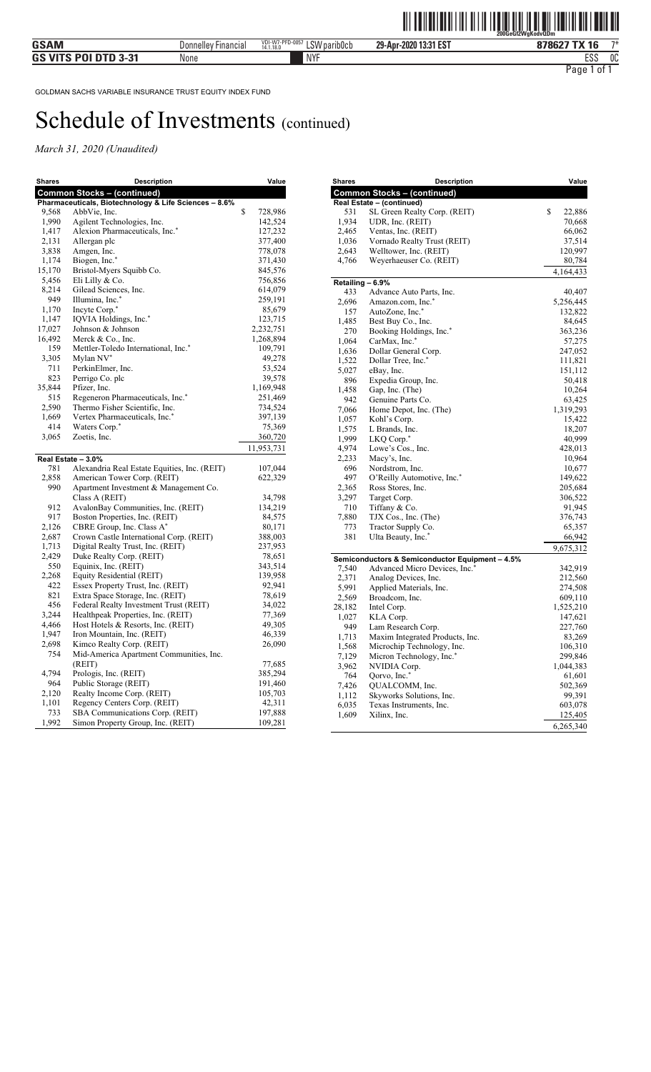GOLDMAN SACHS VARIABLE INSURANCE TRUST EQUITY INDEX FUND

# Schedule of Investments (continued)

*March 31, 2020 (Unaudited)*

| Shares | Description | Value |
|---|---|---|
| **Common Stocks – (continued)** | | |
| **Pharmaceuticals, Biotechnology & Life Sciences – 8.6%** | | |
| 9,568 | AbbVie, Inc. | $ 728,986 |
| 1,990 | Agilent Technologies, Inc. | 142,524 |
| 1,417 | Alexion Pharmaceuticals, Inc.* | 127,232 |
| 2,131 | Allergan plc | 377,400 |
| 3,838 | Amgen, Inc. | 778,078 |
| 1,174 | Biogen, Inc.* | 371,430 |
| 15,170 | Bristol-Myers Squibb Co. | 845,576 |
| 5,456 | Eli Lilly & Co. | 756,856 |
| 8,214 | Gilead Sciences, Inc. | 614,079 |
| 949 | Illumina, Inc.* | 259,191 |
| 1,170 | Incyte Corp.* | 85,679 |
| 1,147 | IQVIA Holdings, Inc.* | 123,715 |
| 17,027 | Johnson & Johnson | 2,232,751 |
| 16,492 | Merck & Co., Inc. | 1,268,894 |
| 159 | Mettler-Toledo International, Inc.* | 109,791 |
| 3,305 | Mylan NV* | 49,278 |
| 711 | PerkinElmer, Inc. | 53,524 |
| 823 | Perrigo Co. plc | 39,578 |
| 35,844 | Pfizer, Inc. | 1,169,948 |
| 515 | Regeneron Pharmaceuticals, Inc.* | 251,469 |
| 2,590 | Thermo Fisher Scientific, Inc. | 734,524 |
| 1,669 | Vertex Pharmaceuticals, Inc.* | 397,139 |
| 414 | Waters Corp.* | 75,369 |
| 3,065 | Zoetis, Inc. | 360,720 |
| | | 11,953,731 |
| **Real Estate – 3.0%** | | |
| 781 | Alexandria Real Estate Equities, Inc. (REIT) | 107,044 |
| 2,858 | American Tower Corp. (REIT) | 622,329 |
| 990 | Apartment Investment & Management Co. Class A (REIT) | 34,798 |
| 912 | AvalonBay Communities, Inc. (REIT) | 134,219 |
| 917 | Boston Properties, Inc. (REIT) | 84,575 |
| 2,126 | CBRE Group, Inc. Class A* | 80,171 |
| 2,687 | Crown Castle International Corp. (REIT) | 388,003 |
| 1,713 | Digital Realty Trust, Inc. (REIT) | 237,953 |
| 2,429 | Duke Realty Corp. (REIT) | 78,651 |
| 550 | Equinix, Inc. (REIT) | 343,514 |
| 2,268 | Equity Residential (REIT) | 139,958 |
| 422 | Essex Property Trust, Inc. (REIT) | 92,941 |
| 821 | Extra Space Storage, Inc. (REIT) | 78,619 |
| 456 | Federal Realty Investment Trust (REIT) | 34,022 |
| 3,244 | Healthpeak Properties, Inc. (REIT) | 77,369 |
| 4,466 | Host Hotels & Resorts, Inc. (REIT) | 49,305 |
| 1,947 | Iron Mountain, Inc. (REIT) | 46,339 |
| 2,698 | Kimco Realty Corp. (REIT) | 26,090 |
| 754 | Mid-America Apartment Communities, Inc. (REIT) | 77,685 |
| 4,794 | Prologis, Inc. (REIT) | 385,294 |
| 964 | Public Storage (REIT) | 191,460 |
| 2,120 | Realty Income Corp. (REIT) | 105,703 |
| 1,101 | Regency Centers Corp. (REIT) | 42,311 |
| 733 | SBA Communications Corp. (REIT) | 197,888 |
| 1,992 | Simon Property Group, Inc. (REIT) | 109,281 |
| **Real Estate – (continued)** | | |
| 531 | SL Green Realty Corp. (REIT) | $ 22,886 |
| 1,934 | UDR, Inc. (REIT) | 70,668 |
| 2,465 | Ventas, Inc. (REIT) | 66,062 |
| 1,036 | Vornado Realty Trust (REIT) | 37,514 |
| 2,643 | Welltower, Inc. (REIT) | 120,997 |
| 4,766 | Weyerhaeuser Co. (REIT) | 80,784 |
| | | 4,164,433 |
| **Retailing – 6.9%** | | |
| 433 | Advance Auto Parts, Inc. | 40,407 |
| 2,696 | Amazon.com, Inc.* | 5,256,445 |
| 157 | AutoZone, Inc.* | 132,822 |
| 1,485 | Best Buy Co., Inc. | 84,645 |
| 270 | Booking Holdings, Inc.* | 363,236 |
| 1,064 | CarMax, Inc.* | 57,275 |
| 1,636 | Dollar General Corp. | 247,052 |
| 1,522 | Dollar Tree, Inc.* | 111,821 |
| 5,027 | eBay, Inc. | 151,112 |
| 896 | Expedia Group, Inc. | 50,418 |
| 1,458 | Gap, Inc. (The) | 10,264 |
| 942 | Genuine Parts Co. | 63,425 |
| 7,066 | Home Depot, Inc. (The) | 1,319,293 |
| 1,057 | Kohl's Corp. | 15,422 |
| 1,575 | L Brands, Inc. | 18,207 |
| 1,999 | LKQ Corp.* | 40,999 |
| 4,974 | Lowe's Cos., Inc. | 428,013 |
| 2,233 | Macy's, Inc. | 10,964 |
| 696 | Nordstrom, Inc. | 10,677 |
| 497 | O'Reilly Automotive, Inc.* | 149,622 |
| 2,365 | Ross Stores, Inc. | 205,684 |
| 3,297 | Target Corp. | 306,522 |
| 710 | Tiffany & Co. | 91,945 |
| 7,880 | TJX Cos., Inc. (The) | 376,743 |
| 773 | Tractor Supply Co. | 65,357 |
| 381 | Ulta Beauty, Inc.* | 66,942 |
| | | 9,675,312 |
| **Semiconductors & Semiconductor Equipment – 4.5%** | | |
| 7,540 | Advanced Micro Devices, Inc.* | 342,919 |
| 2,371 | Analog Devices, Inc. | 212,560 |
| 5,991 | Applied Materials, Inc. | 274,508 |
| 2,569 | Broadcom, Inc. | 609,110 |
| 28,182 | Intel Corp. | 1,525,210 |
| 1,027 | KLA Corp. | 147,621 |
| 949 | Lam Research Corp. | 227,760 |
| 1,713 | Maxim Integrated Products, Inc. | 83,269 |
| 1,568 | Microchip Technology, Inc. | 106,310 |
| 7,129 | Micron Technology, Inc.* | 299,846 |
| 3,962 | NVIDIA Corp. | 1,044,383 |
| 764 | Qorvo, Inc.* | 61,601 |
| 7,426 | QUALCOMM, Inc. | 502,369 |
| 1,112 | Skyworks Solutions, Inc. | 99,391 |
| 6,035 | Texas Instruments, Inc. | 603,078 |
| 1,609 | Xilinx, Inc. | 125,405 |
| | | 6,265,340 |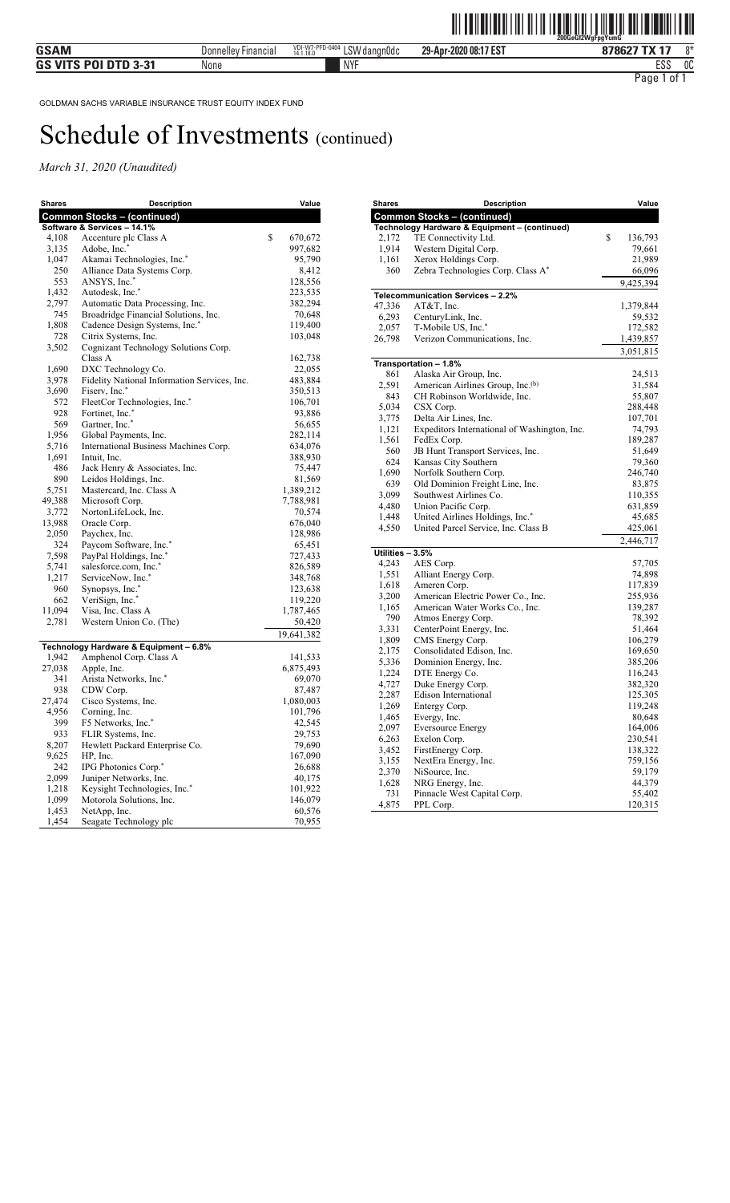GOLDMAN SACHS VARIABLE INSURANCE TRUST EQUITY INDEX FUND

# Schedule of Investments (continued)

*March 31, 2020 (Unaudited)*

| Shares | Description | Value |
|---|---|---|
| **Common Stocks – (continued)** | | |
| **Software & Services – 14.1%** | | |
| 4,108 | Accenture plc Class A | $ 670,672 |
| 3,135 | Adobe, Inc.* | 997,682 |
| 1,047 | Akamai Technologies, Inc.* | 95,790 |
| 250 | Alliance Data Systems Corp. | 8,412 |
| 553 | ANSYS, Inc.* | 128,556 |
| 1,432 | Autodesk, Inc.* | 223,535 |
| 2,797 | Automatic Data Processing, Inc. | 382,294 |
| 745 | Broadridge Financial Solutions, Inc. | 70,648 |
| 1,808 | Cadence Design Systems, Inc.* | 119,400 |
| 728 | Citrix Systems, Inc. | 103,048 |
| 3,502 | Cognizant Technology Solutions Corp. Class A | 162,738 |
| 1,690 | DXC Technology Co. | 22,055 |
| 3,978 | Fidelity National Information Services, Inc. | 483,884 |
| 3,690 | Fiserv, Inc.* | 350,513 |
| 572 | FleetCor Technologies, Inc.* | 106,701 |
| 928 | Fortinet, Inc.* | 93,886 |
| 569 | Gartner, Inc.* | 56,655 |
| 1,956 | Global Payments, Inc. | 282,114 |
| 5,716 | International Business Machines Corp. | 634,076 |
| 1,691 | Intuit, Inc. | 388,930 |
| 486 | Jack Henry & Associates, Inc. | 75,447 |
| 890 | Leidos Holdings, Inc. | 81,569 |
| 5,751 | Mastercard, Inc. Class A | 1,389,212 |
| 49,388 | Microsoft Corp. | 7,788,981 |
| 3,772 | NortonLifeLock, Inc. | 70,574 |
| 13,988 | Oracle Corp. | 676,040 |
| 2,050 | Paychex, Inc. | 128,986 |
| 324 | Paycom Software, Inc.* | 65,451 |
| 7,598 | PayPal Holdings, Inc.* | 727,433 |
| 5,741 | salesforce.com, Inc.* | 826,589 |
| 1,217 | ServiceNow, Inc.* | 348,768 |
| 960 | Synopsys, Inc.* | 123,638 |
| 662 | VeriSign, Inc.* | 119,220 |
| 11,094 | Visa, Inc. Class A | 1,787,465 |
| 2,781 | Western Union Co. (The) | 50,420 |
| | | 19,641,382 |
| **Technology Hardware & Equipment – 6.8%** | | |
| 1,942 | Amphenol Corp. Class A | 141,533 |
| 27,038 | Apple, Inc. | 6,875,493 |
| 341 | Arista Networks, Inc.* | 69,070 |
| 938 | CDW Corp. | 87,487 |
| 27,474 | Cisco Systems, Inc. | 1,080,003 |
| 4,956 | Corning, Inc. | 101,796 |
| 399 | F5 Networks, Inc.* | 42,545 |
| 933 | FLIR Systems, Inc. | 29,753 |
| 8,207 | Hewlett Packard Enterprise Co. | 79,690 |
| 9,625 | HP, Inc. | 167,090 |
| 242 | IPG Photonics Corp.* | 26,688 |
| 2,099 | Juniper Networks, Inc. | 40,175 |
| 1,218 | Keysight Technologies, Inc.* | 101,922 |
| 1,099 | Motorola Solutions, Inc. | 146,079 |
| 1,453 | NetApp, Inc. | 60,576 |
| 1,454 | Seagate Technology plc | 70,955 |

| Shares | Description | Value |
|---|---|---|
| **Common Stocks – (continued)** | | |
| **Technology Hardware & Equipment – (continued)** | | |
| 2,172 | TE Connectivity Ltd. | $ 136,793 |
| 1,914 | Western Digital Corp. | 79,661 |
| 1,161 | Xerox Holdings Corp. | 21,989 |
| 360 | Zebra Technologies Corp. Class A* | 66,096 |
| | | 9,425,394 |
| **Telecommunication Services – 2.2%** | | |
| 47,336 | AT&T, Inc. | 1,379,844 |
| 6,293 | CenturyLink, Inc. | 59,532 |
| 2,057 | T-Mobile US, Inc.* | 172,582 |
| 26,798 | Verizon Communications, Inc. | 1,439,857 |
| | | 3,051,815 |
| **Transportation – 1.8%** | | |
| 861 | Alaska Air Group, Inc. | 24,513 |
| 2,591 | American Airlines Group, Inc.(b) | 31,584 |
| 843 | CH Robinson Worldwide, Inc. | 55,807 |
| 5,034 | CSX Corp. | 288,448 |
| 3,775 | Delta Air Lines, Inc. | 107,701 |
| 1,121 | Expeditors International of Washington, Inc. | 74,793 |
| 1,561 | FedEx Corp. | 189,287 |
| 560 | JB Hunt Transport Services, Inc. | 51,649 |
| 624 | Kansas City Southern | 79,360 |
| 1,690 | Norfolk Southern Corp. | 246,740 |
| 639 | Old Dominion Freight Line, Inc. | 83,875 |
| 3,099 | Southwest Airlines Co. | 110,355 |
| 4,480 | Union Pacific Corp. | 631,859 |
| 1,448 | United Airlines Holdings, Inc.* | 45,685 |
| 4,550 | United Parcel Service, Inc. Class B | 425,061 |
| | | 2,446,717 |
| **Utilities – 3.5%** | | |
| 4,243 | AES Corp. | 57,705 |
| 1,551 | Alliant Energy Corp. | 74,898 |
| 1,618 | Ameren Corp. | 117,839 |
| 3,200 | American Electric Power Co., Inc. | 255,936 |
| 1,165 | American Water Works Co., Inc. | 139,287 |
| 790 | Atmos Energy Corp. | 78,392 |
| 3,331 | CenterPoint Energy, Inc. | 51,464 |
| 1,809 | CMS Energy Corp. | 106,279 |
| 2,175 | Consolidated Edison, Inc. | 169,650 |
| 5,336 | Dominion Energy, Inc. | 385,206 |
| 1,224 | DTE Energy Co. | 116,243 |
| 4,727 | Duke Energy Corp. | 382,320 |
| 2,287 | Edison International | 125,305 |
| 1,269 | Entergy Corp. | 119,248 |
| 1,465 | Evergy, Inc. | 80,648 |
| 2,097 | Eversource Energy | 164,006 |
| 6,263 | Exelon Corp. | 230,541 |
| 3,452 | FirstEnergy Corp. | 138,322 |
| 3,155 | NextEra Energy, Inc. | 759,156 |
| 2,370 | NiSource, Inc. | 59,179 |
| 1,628 | NRG Energy, Inc. | 44,379 |
| 731 | Pinnacle West Capital Corp. | 55,402 |
| 4,875 | PPL Corp. | 120,315 |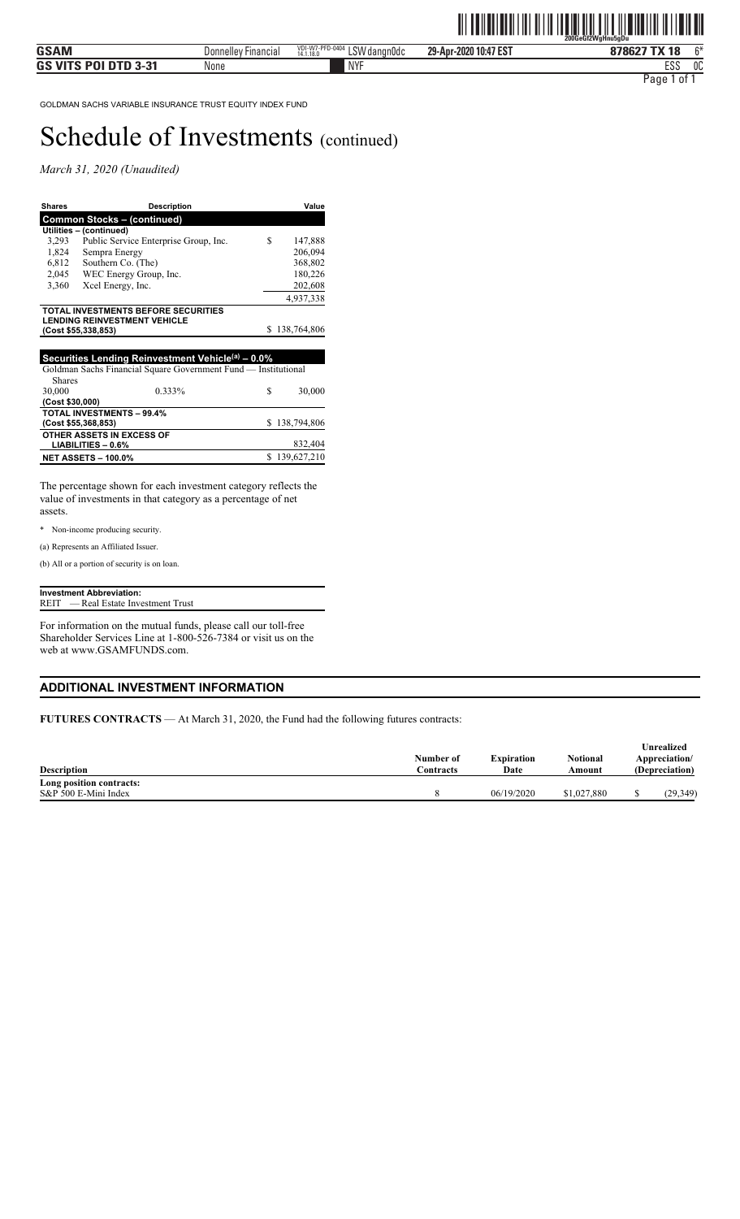GOLDMAN SACHS VARIABLE INSURANCE TRUST EQUITY INDEX FUND

# Schedule of Investments (continued)

*March 31, 2020 (Unaudited)*

| Shares | Description | Value |
|---|---|---|
| **Common Stocks – (continued)** | | |
| **Utilities – (continued)** | | |
| 3,293 | Public Service Enterprise Group, Inc. | $ 147,888 |
| 1,824 | Sempra Energy | 206,094 |
| 6,812 | Southern Co. (The) | 368,802 |
| 2,045 | WEC Energy Group, Inc. | 180,226 |
| 3,360 | Xcel Energy, Inc. | 202,608 |
| | | 4,937,338 |
| **TOTAL INVESTMENTS BEFORE SECURITIES LENDING REINVESTMENT VEHICLE (Cost $55,338,853)** | | $ 138,764,806 |

| Shares | Dividend Rate | Value |
|---|---|---|
| **Securities Lending Reinvestment Vehicle[(a)] – 0.0%** | | |
| Goldman Sachs Financial Square Government Fund — Institutional Shares | | |
| 30,000 | 0.333% | $ 30,000 |
| **(Cost $30,000)** | | |
| **TOTAL INVESTMENTS – 99.4% (Cost $55,368,853)** | | $ 138,794,806 |
| **OTHER ASSETS IN EXCESS OF LIABILITIES – 0.6%** | | 832,404 |
| **NET ASSETS – 100.0%** | | $ 139,627,210 |

The percentage shown for each investment category reflects the value of investments in that category as a percentage of net assets.

\* Non-income producing security.

(a) Represents an Affiliated Issuer.

(b) All or a portion of security is on loan.

**Investment Abbreviation:**
REIT — Real Estate Investment Trust

For information on the mutual funds, please call our toll-free Shareholder Services Line at 1-800-526-7384 or visit us on the web at www.GSAMFUNDS.com.

## ADDITIONAL INVESTMENT INFORMATION

**FUTURES CONTRACTS** — At March 31, 2020, the Fund had the following futures contracts:

| Description | Number of Contracts | Expiration Date | Notional Amount | Unrealized Appreciation/ (Depreciation) |
|---|---|---|---|---|
| **Long position contracts:** | | | | |
| S&P 500 E-Mini Index | 8 | 06/19/2020 | $1,027,880 | $ (29,349) |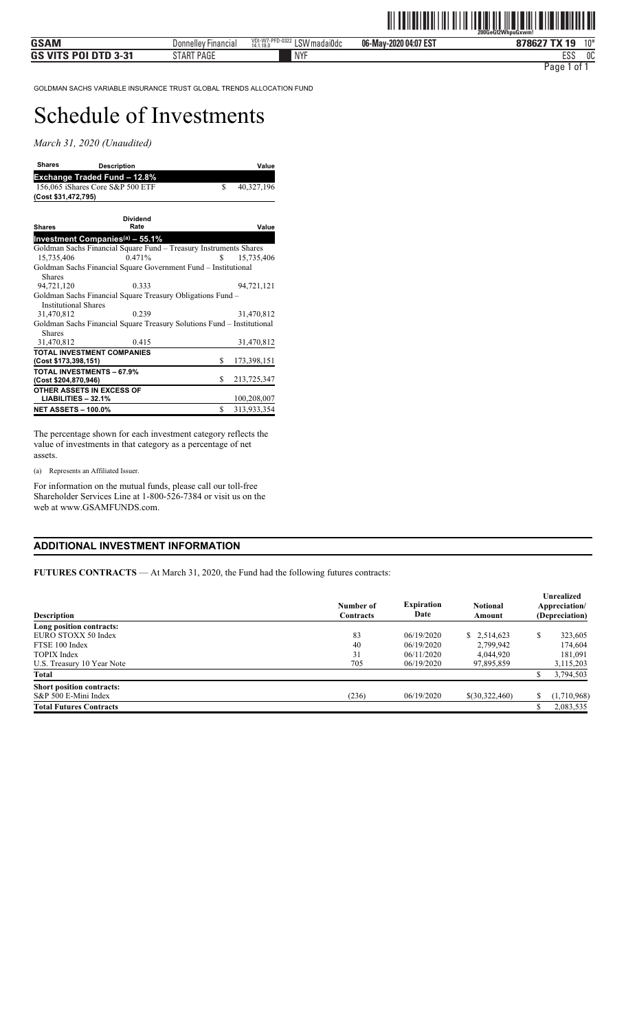GOLDMAN SACHS VARIABLE INSURANCE TRUST GLOBAL TRENDS ALLOCATION FUND

# Schedule of Investments

*March 31, 2020 (Unaudited)*

| Shares | Description | Value |
|---|---|---|
| **Exchange Traded Fund – 12.8%** | | |
| 156,065 | iShares Core S&P 500 ETF | $ 40,327,196 |
| **(Cost $31,472,795)** | | |

| Shares | Dividend Rate | Value |
|---|---|---|
| **Investment Companies[(a)] – 55.1%** | | |
| Goldman Sachs Financial Square Fund – Treasury Instruments Shares | | |
| 15,735,406 | 0.471% | $ 15,735,406 |
| Goldman Sachs Financial Square Government Fund – Institutional Shares | | |
| 94,721,120 | 0.333 | 94,721,121 |
| Goldman Sachs Financial Square Treasury Obligations Fund – Institutional Shares | | |
| 31,470,812 | 0.239 | 31,470,812 |
| Goldman Sachs Financial Square Treasury Solutions Fund – Institutional Shares | | |
| 31,470,812 | 0.415 | 31,470,812 |
| **TOTAL INVESTMENT COMPANIES (Cost $173,398,151)** | | $ 173,398,151 |
| **TOTAL INVESTMENTS – 67.9% (Cost $204,870,946)** | | $ 213,725,347 |
| **OTHER ASSETS IN EXCESS OF LIABILITIES – 32.1%** | | 100,208,007 |
| **NET ASSETS – 100.0%** | | $ 313,933,354 |

The percentage shown for each investment category reflects the value of investments in that category as a percentage of net assets.

(a) Represents an Affiliated Issuer.

For information on the mutual funds, please call our toll-free Shareholder Services Line at 1-800-526-7384 or visit us on the web at www.GSAMFUNDS.com.

## ADDITIONAL INVESTMENT INFORMATION

**FUTURES CONTRACTS** — At March 31, 2020, the Fund had the following futures contracts:

| Description | Number of Contracts | Expiration Date | Notional Amount | Unrealized Appreciation/ (Depreciation) |
|---|---|---|---|---|
| **Long position contracts:** | | | | |
| EURO STOXX 50 Index | 83 | 06/19/2020 | $ 2,514,623 | $ 323,605 |
| FTSE 100 Index | 40 | 06/19/2020 | 2,799,942 | 174,604 |
| TOPIX Index | 31 | 06/11/2020 | 4,044,920 | 181,091 |
| U.S. Treasury 10 Year Note | 705 | 06/19/2020 | 97,895,859 | 3,115,203 |
| **Total** | | | | $ 3,794,503 |
| **Short position contracts:** | | | | |
| S&P 500 E-Mini Index | (236) | 06/19/2020 | $(30,322,460) | $ (1,710,968) |
| **Total Futures Contracts** | | | | $ 2,083,535 |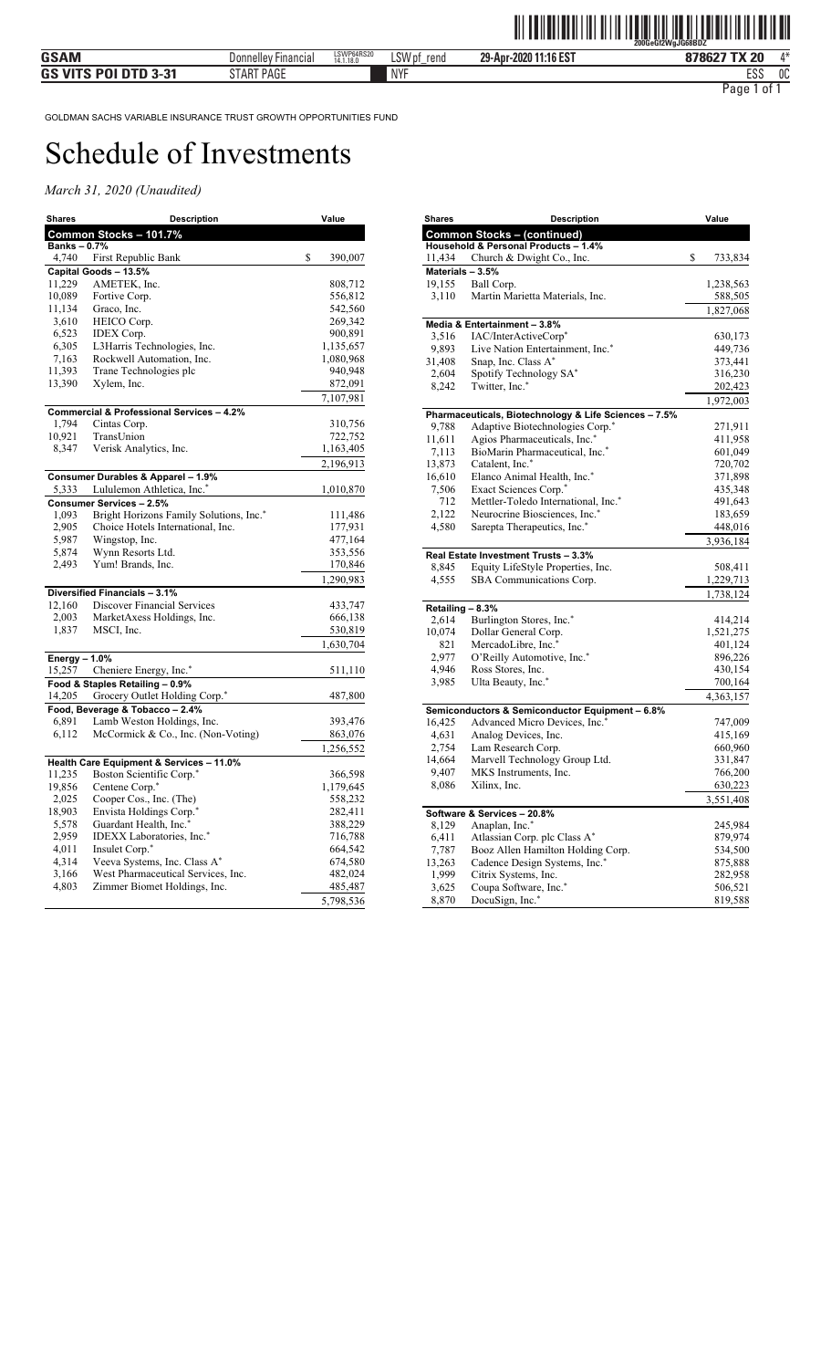GOLDMAN SACHS VARIABLE INSURANCE TRUST GROWTH OPPORTUNITIES FUND

# Schedule of Investments

*March 31, 2020 (Unaudited)*

| Shares | Description | Value |
|---|---|---|
| **Common Stocks – 101.7%** | | |
| **Banks – 0.7%** | | |
| 4,740 | First Republic Bank | $ 390,007 |
| **Capital Goods – 13.5%** | | |
| 11,229 | AMETEK, Inc. | 808,712 |
| 10,089 | Fortive Corp. | 556,812 |
| 11,134 | Graco, Inc. | 542,560 |
| 3,610 | HEICO Corp. | 269,342 |
| 6,523 | IDEX Corp. | 900,891 |
| 6,305 | L3Harris Technologies, Inc. | 1,135,657 |
| 7,163 | Rockwell Automation, Inc. | 1,080,968 |
| 11,393 | Trane Technologies plc | 940,948 |
| 13,390 | Xylem, Inc. | 872,091 |
| | | 7,107,981 |
| **Commercial & Professional Services – 4.2%** | | |
| 1,794 | Cintas Corp. | 310,756 |
| 10,921 | TransUnion | 722,752 |
| 8,347 | Verisk Analytics, Inc. | 1,163,405 |
| | | 2,196,913 |
| **Consumer Durables & Apparel – 1.9%** | | |
| 5,333 | Lululemon Athletica, Inc.* | 1,010,870 |
| **Consumer Services – 2.5%** | | |
| 1,093 | Bright Horizons Family Solutions, Inc.* | 111,486 |
| 2,905 | Choice Hotels International, Inc. | 177,931 |
| 5,987 | Wingstop, Inc. | 477,164 |
| 5,874 | Wynn Resorts Ltd. | 353,556 |
| 2,493 | Yum! Brands, Inc. | 170,846 |
| | | 1,290,983 |
| **Diversified Financials – 3.1%** | | |
| 12,160 | Discover Financial Services | 433,747 |
| 2,003 | MarketAxess Holdings, Inc. | 666,138 |
| 1,837 | MSCI, Inc. | 530,819 |
| | | 1,630,704 |
| **Energy – 1.0%** | | |
| 15,257 | Cheniere Energy, Inc.* | 511,110 |
| **Food & Staples Retailing – 0.9%** | | |
| 14,205 | Grocery Outlet Holding Corp.* | 487,800 |
| **Food, Beverage & Tobacco – 2.4%** | | |
| 6,891 | Lamb Weston Holdings, Inc. | 393,476 |
| 6,112 | McCormick & Co., Inc. (Non-Voting) | 863,076 |
| | | 1,256,552 |
| **Health Care Equipment & Services – 11.0%** | | |
| 11,235 | Boston Scientific Corp.* | 366,598 |
| 19,856 | Centene Corp.* | 1,179,645 |
| 2,025 | Cooper Cos., Inc. (The) | 558,232 |
| 18,903 | Envista Holdings Corp.* | 282,411 |
| 5,578 | Guardant Health, Inc.* | 388,229 |
| 2,959 | IDEXX Laboratories, Inc.* | 716,788 |
| 4,011 | Insulet Corp.* | 664,542 |
| 4,314 | Veeva Systems, Inc. Class A* | 674,580 |
| 3,166 | West Pharmaceutical Services, Inc. | 482,024 |
| 4,803 | Zimmer Biomet Holdings, Inc. | 485,487 |
| | | 5,798,536 |
| **Common Stocks – (continued)** | | |
| **Household & Personal Products – 1.4%** | | |
| 11,434 | Church & Dwight Co., Inc. | $ 733,834 |
| **Materials – 3.5%** | | |
| 19,155 | Ball Corp. | 1,238,563 |
| 3,110 | Martin Marietta Materials, Inc. | 588,505 |
| | | 1,827,068 |
| **Media & Entertainment – 3.8%** | | |
| 3,516 | IAC/InterActiveCorp* | 630,173 |
| 9,893 | Live Nation Entertainment, Inc.* | 449,736 |
| 31,408 | Snap, Inc. Class A* | 373,441 |
| 2,604 | Spotify Technology SA* | 316,230 |
| 8,242 | Twitter, Inc.* | 202,423 |
| | | 1,972,003 |
| **Pharmaceuticals, Biotechnology & Life Sciences – 7.5%** | | |
| 9,788 | Adaptive Biotechnologies Corp.* | 271,911 |
| 11,611 | Agios Pharmaceuticals, Inc.* | 411,958 |
| 7,113 | BioMarin Pharmaceutical, Inc.* | 601,049 |
| 13,873 | Catalent, Inc.* | 720,702 |
| 16,610 | Elanco Animal Health, Inc.* | 371,898 |
| 7,506 | Exact Sciences Corp.* | 435,348 |
| 712 | Mettler-Toledo International, Inc.* | 491,643 |
| 2,122 | Neurocrine Biosciences, Inc.* | 183,659 |
| 4,580 | Sarepta Therapeutics, Inc.* | 448,016 |
| | | 3,936,184 |
| **Real Estate Investment Trusts – 3.3%** | | |
| 8,845 | Equity LifeStyle Properties, Inc. | 508,411 |
| 4,555 | SBA Communications Corp. | 1,229,713 |
| | | 1,738,124 |
| **Retailing – 8.3%** | | |
| 2,614 | Burlington Stores, Inc.* | 414,214 |
| 10,074 | Dollar General Corp. | 1,521,275 |
| 821 | MercadoLibre, Inc.* | 401,124 |
| 2,977 | O'Reilly Automotive, Inc.* | 896,226 |
| 4,946 | Ross Stores, Inc. | 430,154 |
| 3,985 | Ulta Beauty, Inc.* | 700,164 |
| | | 4,363,157 |
| **Semiconductors & Semiconductor Equipment – 6.8%** | | |
| 16,425 | Advanced Micro Devices, Inc.* | 747,009 |
| 4,631 | Analog Devices, Inc. | 415,169 |
| 2,754 | Lam Research Corp. | 660,960 |
| 14,664 | Marvell Technology Group Ltd. | 331,847 |
| 9,407 | MKS Instruments, Inc. | 766,200 |
| 8,086 | Xilinx, Inc. | 630,223 |
| | | 3,551,408 |
| **Software & Services – 20.8%** | | |
| 8,129 | Anaplan, Inc.* | 245,984 |
| 6,411 | Atlassian Corp. plc Class A* | 879,974 |
| 7,787 | Booz Allen Hamilton Holding Corp. | 534,500 |
| 13,263 | Cadence Design Systems, Inc.* | 875,888 |
| 1,999 | Citrix Systems, Inc. | 282,958 |
| 3,625 | Coupa Software, Inc.* | 506,521 |
| 8,870 | DocuSign, Inc.* | 819,588 |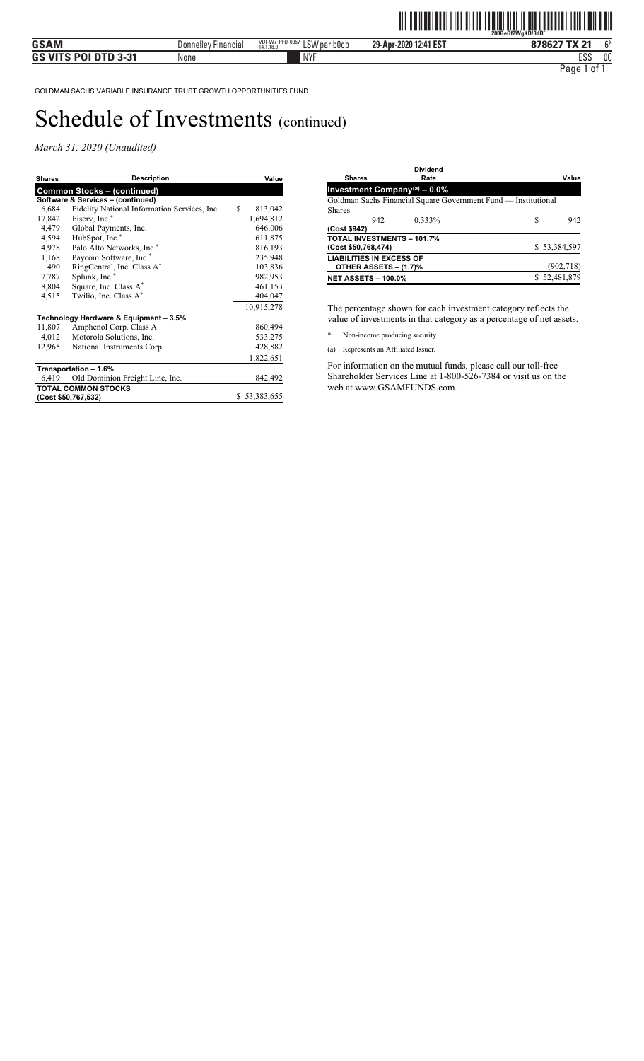GOLDMAN SACHS VARIABLE INSURANCE TRUST GROWTH OPPORTUNITIES FUND

# Schedule of Investments (continued)

*March 31, 2020 (Unaudited)*

| Shares | Description | Value |
|---|---|---|
| **Common Stocks – (continued)** | | |
| **Software & Services – (continued)** | | |
| 6,684 | Fidelity National Information Services, Inc. | $ 813,042 |
| 17,842 | Fiserv, Inc.* | 1,694,812 |
| 4,479 | Global Payments, Inc. | 646,006 |
| 4,594 | HubSpot, Inc.* | 611,875 |
| 4,978 | Palo Alto Networks, Inc.* | 816,193 |
| 1,168 | Paycom Software, Inc.* | 235,948 |
| 490 | RingCentral, Inc. Class A* | 103,836 |
| 7,787 | Splunk, Inc.* | 982,953 |
| 8,804 | Square, Inc. Class A* | 461,153 |
| 4,515 | Twilio, Inc. Class A* | 404,047 |
| | | 10,915,278 |
| **Technology Hardware & Equipment – 3.5%** | | |
| 11,807 | Amphenol Corp. Class A | 860,494 |
| 4,012 | Motorola Solutions, Inc. | 533,275 |
| 12,965 | National Instruments Corp. | 428,882 |
| | | 1,822,651 |
| **Transportation – 1.6%** | | |
| 6,419 | Old Dominion Freight Line, Inc. | 842,492 |
| **TOTAL COMMON STOCKS (Cost $50,767,532)** | | $ 53,383,655 |

| Shares | Dividend Rate | Value |
|---|---|---|
| **Investment Company[(a)] – 0.0%** | | |
| Goldman Sachs Financial Square Government Fund — Institutional Shares | | |
| 942 | 0.333% | $ 942 |
| **(Cost $942)** | | |
| **TOTAL INVESTMENTS – 101.7% (Cost $50,768,474)** | | $ 53,384,597 |
| **LIABILITIES IN EXCESS OF OTHER ASSETS – (1.7)%** | | (902,718) |
| **NET ASSETS – 100.0%** | | $ 52,481,879 |

The percentage shown for each investment category reflects the value of investments in that category as a percentage of net assets.

\* Non-income producing security.

(a) Represents an Affiliated Issuer.

For information on the mutual funds, please call our toll-free Shareholder Services Line at 1-800-526-7384 or visit us on the web at www.GSAMFUNDS.com.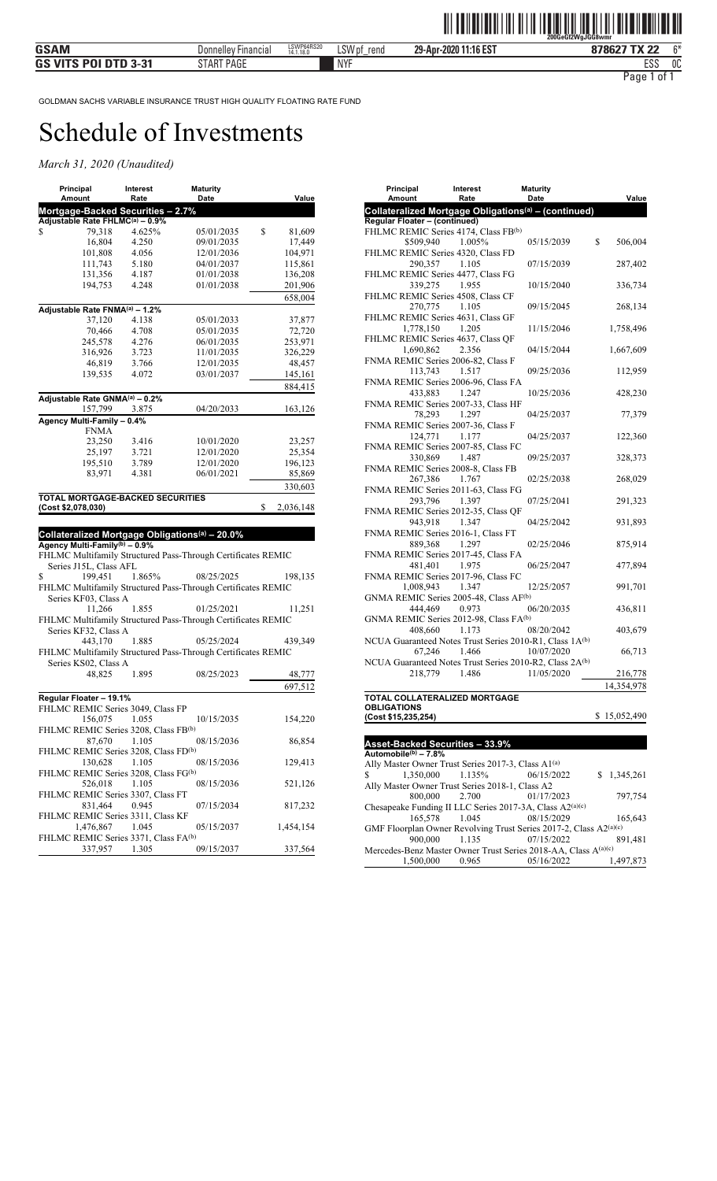GOLDMAN SACHS VARIABLE INSURANCE TRUST HIGH QUALITY FLOATING RATE FUND

# Schedule of Investments

*March 31, 2020 (Unaudited)*

| Principal Amount | Interest Rate | Maturity Date | Value |
|---|---|---|---|
| **Mortgage-Backed Securities – 2.7%** | | | |
| **Adjustable Rate FHLMC[(a)] – 0.9%** | | | |
| $ 79,318 | 4.625% | 05/01/2035 | $ 81,609 |
| 16,804 | 4.250 | 09/01/2035 | 17,449 |
| 101,808 | 4.056 | 12/01/2036 | 104,971 |
| 111,743 | 5.180 | 04/01/2037 | 115,861 |
| 131,356 | 4.187 | 01/01/2038 | 136,208 |
| 194,753 | 4.248 | 01/01/2038 | 201,906 |
| | | | 658,004 |
| **Adjustable Rate FNMA[(a)] – 1.2%** | | | |
| 37,120 | 4.138 | 05/01/2033 | 37,877 |
| 70,466 | 4.708 | 05/01/2035 | 72,720 |
| 245,578 | 4.276 | 06/01/2035 | 253,971 |
| 316,926 | 3.723 | 11/01/2035 | 326,229 |
| 46,819 | 3.766 | 12/01/2035 | 48,457 |
| 139,535 | 4.072 | 03/01/2037 | 145,161 |
| | | | 884,415 |
| **Adjustable Rate GNMA[(a)] – 0.2%** | | | |
| 157,799 | 3.875 | 04/20/2033 | 163,126 |
| **Agency Multi-Family – 0.4%** | | | |
| FNMA | | | |
| 23,250 | 3.416 | 10/01/2020 | 23,257 |
| 25,197 | 3.721 | 12/01/2020 | 25,354 |
| 195,510 | 3.789 | 12/01/2020 | 196,123 |
| 83,971 | 4.381 | 06/01/2021 | 85,869 |
| | | | 330,603 |
| **TOTAL MORTGAGE-BACKED SECURITIES (Cost $2,078,030)** | | | $ 2,036,148 |

| Principal Amount | Interest Rate | Maturity Date | Value |
|---|---|---|---|
| **Collateralized Mortgage Obligations[(a)] – 20.0%** | | | |
| **Agency Multi-Family[(b)] – 0.9%** | | | |
| FHLMC Multifamily Structured Pass-Through Certificates REMIC Series J15L, Class AFL | | | |
| $ 199,451 | 1.865% | 08/25/2025 | 198,135 |
| FHLMC Multifamily Structured Pass-Through Certificates REMIC Series KF03, Class A | | | |
| 11,266 | 1.855 | 01/25/2021 | 11,251 |
| FHLMC Multifamily Structured Pass-Through Certificates REMIC Series KF32, Class A | | | |
| 443,170 | 1.885 | 05/25/2024 | 439,349 |
| FHLMC Multifamily Structured Pass-Through Certificates REMIC Series KS02, Class A | | | |
| 48,825 | 1.895 | 08/25/2023 | 48,777 |
| | | | 697,512 |
| **Regular Floater – 19.1%** | | | |
| FHLMC REMIC Series 3049, Class FP | | | |
| 156,075 | 1.055 | 10/15/2035 | 154,220 |
| FHLMC REMIC Series 3208, Class FB[(b)] | | | |
| 87,670 | 1.105 | 08/15/2036 | 86,854 |
| FHLMC REMIC Series 3208, Class FD[(b)] | | | |
| 130,628 | 1.105 | 08/15/2036 | 129,413 |
| FHLMC REMIC Series 3208, Class FG[(b)] | | | |
| 526,018 | 1.105 | 08/15/2036 | 521,126 |
| FHLMC REMIC Series 3307, Class FT | | | |
| 831,464 | 0.945 | 07/15/2034 | 817,232 |
| FHLMC REMIC Series 3311, Class KF | | | |
| 1,476,867 | 1.045 | 05/15/2037 | 1,454,154 |
| FHLMC REMIC Series 3371, Class FA[(b)] | | | |
| 337,957 | 1.305 | 09/15/2037 | 337,564 |
| FHLMC REMIC Series 4174, Class FB[(b)] | | | |
| $509,940 | 1.005% | 05/15/2039 | $ 506,004 |
| FHLMC REMIC Series 4320, Class FD | | | |
| 290,357 | 1.105 | 07/15/2039 | 287,402 |
| FHLMC REMIC Series 4477, Class FG | | | |
| 339,275 | 1.955 | 10/15/2040 | 336,734 |
| FHLMC REMIC Series 4508, Class CF | | | |
| 270,775 | 1.105 | 09/15/2045 | 268,134 |
| FHLMC REMIC Series 4631, Class GF | | | |
| 1,778,150 | 1.205 | 11/15/2046 | 1,758,496 |
| FHLMC REMIC Series 4637, Class QF | | | |
| 1,690,862 | 2.356 | 04/15/2044 | 1,667,609 |
| FNMA REMIC Series 2006-82, Class F | | | |
| 113,743 | 1.517 | 09/25/2036 | 112,959 |
| FNMA REMIC Series 2006-96, Class FA | | | |
| 433,883 | 1.247 | 10/25/2036 | 428,230 |
| FNMA REMIC Series 2007-33, Class HF | | | |
| 78,293 | 1.297 | 04/25/2037 | 77,379 |
| FNMA REMIC Series 2007-36, Class F | | | |
| 124,771 | 1.177 | 04/25/2037 | 122,360 |
| FNMA REMIC Series 2007-85, Class FC | | | |
| 330,869 | 1.487 | 09/25/2037 | 328,373 |
| FNMA REMIC Series 2008-8, Class FB | | | |
| 267,386 | 1.767 | 02/25/2038 | 268,029 |
| FNMA REMIC Series 2011-63, Class FG | | | |
| 293,796 | 1.397 | 07/25/2041 | 291,323 |
| FNMA REMIC Series 2012-35, Class QF | | | |
| 943,918 | 1.347 | 04/25/2042 | 931,893 |
| FNMA REMIC Series 2016-1, Class FT | | | |
| 889,368 | 1.297 | 02/25/2046 | 875,914 |
| FNMA REMIC Series 2017-45, Class FA | | | |
| 481,401 | 1.975 | 06/25/2047 | 477,894 |
| FNMA REMIC Series 2017-96, Class FC | | | |
| 1,008,943 | 1.347 | 12/25/2057 | 991,701 |
| GNMA REMIC Series 2005-48, Class AF[(b)] | | | |
| 444,469 | 0.973 | 06/20/2035 | 436,811 |
| GNMA REMIC Series 2012-98, Class FA[(b)] | | | |
| 408,660 | 1.173 | 08/20/2042 | 403,679 |
| NCUA Guaranteed Notes Trust Series 2010-R1, Class 1A[(b)] | | | |
| 67,246 | 1.466 | 10/07/2020 | 66,713 |
| NCUA Guaranteed Notes Trust Series 2010-R2, Class 2A[(b)] | | | |
| 218,779 | 1.486 | 11/05/2020 | 216,778 |
| | | | 14,354,978 |
| **TOTAL COLLATERALIZED MORTGAGE OBLIGATIONS (Cost $15,235,254)** | | | $ 15,052,490 |

| Principal Amount | Interest Rate | Maturity Date | Value |
|---|---|---|---|
| **Asset-Backed Securities – 33.9%** | | | |
| **Automobile[(b)] – 7.8%** | | | |
| Ally Master Owner Trust Series 2017-3, Class A1[(a)] | | | |
| $ 1,350,000 | 1.135% | 06/15/2022 | $ 1,345,261 |
| Ally Master Owner Trust Series 2018-1, Class A2 | | | |
| 800,000 | 2.700 | 01/17/2023 | 797,754 |
| Chesapeake Funding II LLC Series 2017-3A, Class A2[(a)(c)] | | | |
| 165,578 | 1.045 | 08/15/2029 | 165,643 |
| GMF Floorplan Owner Revolving Trust Series 2017-2, Class A2[(a)(c)] | | | |
| 900,000 | 1.135 | 07/15/2022 | 891,481 |
| Mercedes-Benz Master Owner Trust Series 2018-AA, Class A[(a)(c)] | | | |
| 1,500,000 | 0.965 | 05/16/2022 | 1,497,873 |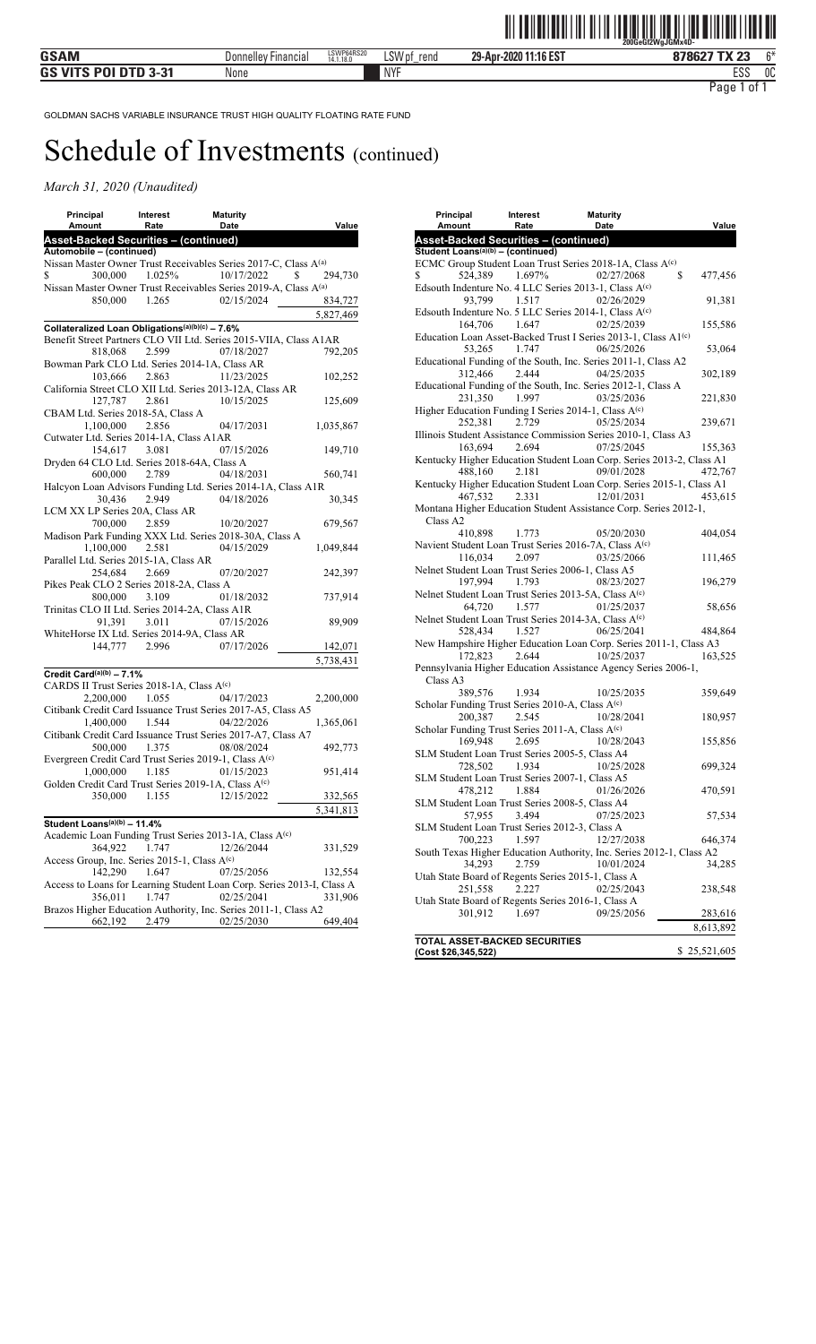GOLDMAN SACHS VARIABLE INSURANCE TRUST HIGH QUALITY FLOATING RATE FUND

# Schedule of Investments (continued)

*March 31, 2020 (Unaudited)*

| Principal Amount | Interest Rate | Maturity Date | Value |
|---|---|---|---|
| **Asset-Backed Securities – (continued)** | | | |
| **Automobile – (continued)** | | | |
| Nissan Master Owner Trust Receivables Series 2017-C, Class A[(a)] | | | |
| $ 300,000 | 1.025% | 10/17/2022 | $ 294,730 |
| Nissan Master Owner Trust Receivables Series 2019-A, Class A[(a)] | | | |
| 850,000 | 1.265 | 02/15/2024 | 834,727 |
| | | | 5,827,469 |
| **Collateralized Loan Obligations[(a)(b)(c)] – 7.6%** | | | |
| Benefit Street Partners CLO VII Ltd. Series 2015-VIIA, Class A1AR | | | |
| 818,068 | 2.599 | 07/18/2027 | 792,205 |
| Bowman Park CLO Ltd. Series 2014-1A, Class AR | | | |
| 103,666 | 2.863 | 11/23/2025 | 102,252 |
| California Street CLO XII Ltd. Series 2013-12A, Class AR | | | |
| 127,787 | 2.861 | 10/15/2025 | 125,609 |
| CBAM Ltd. Series 2018-5A, Class A | | | |
| 1,100,000 | 2.856 | 04/17/2031 | 1,035,867 |
| Cutwater Ltd. Series 2014-1A, Class A1AR | | | |
| 154,617 | 3.081 | 07/15/2026 | 149,710 |
| Dryden 64 CLO Ltd. Series 2018-64A, Class A | | | |
| 600,000 | 2.789 | 04/18/2031 | 560,741 |
| Halcyon Loan Advisors Funding Ltd. Series 2014-1A, Class A1R | | | |
| 30,436 | 2.949 | 04/18/2026 | 30,345 |
| LCM XX LP Series 20A, Class AR | | | |
| 700,000 | 2.859 | 10/20/2027 | 679,567 |
| Madison Park Funding XXX Ltd. Series 2018-30A, Class A | | | |
| 1,100,000 | 2.581 | 04/15/2029 | 1,049,844 |
| Parallel Ltd. Series 2015-1A, Class AR | | | |
| 254,684 | 2.669 | 07/20/2027 | 242,397 |
| Pikes Peak CLO 2 Series 2018-2A, Class A | | | |
| 800,000 | 3.109 | 01/18/2032 | 737,914 |
| Trinitas CLO II Ltd. Series 2014-2A, Class A1R | | | |
| 91,391 | 3.011 | 07/15/2026 | 89,909 |
| WhiteHorse IX Ltd. Series 2014-9A, Class AR | | | |
| 144,777 | 2.996 | 07/17/2026 | 142,071 |
| | | | 5,738,431 |
| **Credit Card[(a)(b)] – 7.1%** | | | |
| CARDS II Trust Series 2018-1A, Class A[(c)] | | | |
| 2,200,000 | 1.055 | 04/17/2023 | 2,200,000 |
| Citibank Credit Card Issuance Trust Series 2017-A5, Class A5 | | | |
| 1,400,000 | 1.544 | 04/22/2026 | 1,365,061 |
| Citibank Credit Card Issuance Trust Series 2017-A7, Class A7 | | | |
| 500,000 | 1.375 | 08/08/2024 | 492,773 |
| Evergreen Credit Card Trust Series 2019-1, Class A[(c)] | | | |
| 1,000,000 | 1.185 | 01/15/2023 | 951,414 |
| Golden Credit Card Trust Series 2019-1A, Class A[(c)] | | | |
| 350,000 | 1.155 | 12/15/2022 | 332,565 |
| | | | 5,341,813 |
| **Student Loans[(a)(b)] – 11.4%** | | | |
| Academic Loan Funding Trust Series 2013-1A, Class A[(c)] | | | |
| 364,922 | 1.747 | 12/26/2044 | 331,529 |
| Access Group, Inc. Series 2015-1, Class A[(c)] | | | |
| 142,290 | 1.647 | 07/25/2056 | 132,554 |
| Access to Loans for Learning Student Loan Corp. Series 2013-I, Class A | | | |
| 356,011 | 1.747 | 02/25/2041 | 331,906 |
| Brazos Higher Education Authority, Inc. Series 2011-1, Class A2 | | | |
| 662,192 | 2.479 | 02/25/2030 | 649,404 |
| **Asset-Backed Securities – (continued)** | | | |
| **Student Loans[(a)(b)] – (continued)** | | | |
| ECMC Group Student Loan Trust Series 2018-1A, Class A[(c)] | | | |
| $ 524,389 | 1.697% | 02/27/2068 | $ 477,456 |
| Edsouth Indenture No. 4 LLC Series 2013-1, Class A[(c)] | | | |
| 93,799 | 1.517 | 02/26/2029 | 91,381 |
| Edsouth Indenture No. 5 LLC Series 2014-1, Class A[(c)] | | | |
| 164,706 | 1.647 | 02/25/2039 | 155,586 |
| Education Loan Asset-Backed Trust I Series 2013-1, Class A1[(c)] | | | |
| 53,265 | 1.747 | 06/25/2026 | 53,064 |
| Educational Funding of the South, Inc. Series 2011-1, Class A2 | | | |
| 312,466 | 2.444 | 04/25/2035 | 302,189 |
| Educational Funding of the South, Inc. Series 2012-1, Class A | | | |
| 231,350 | 1.997 | 03/25/2036 | 221,830 |
| Higher Education Funding I Series 2014-1, Class A[(c)] | | | |
| 252,381 | 2.729 | 05/25/2034 | 239,671 |
| Illinois Student Assistance Commission Series 2010-1, Class A3 | | | |
| 163,694 | 2.694 | 07/25/2045 | 155,363 |
| Kentucky Higher Education Student Loan Corp. Series 2013-2, Class A1 | | | |
| 488,160 | 2.181 | 09/01/2028 | 472,767 |
| Kentucky Higher Education Student Loan Corp. Series 2015-1, Class A1 | | | |
| 467,532 | 2.331 | 12/01/2031 | 453,615 |
| Montana Higher Education Student Assistance Corp. Series 2012-1, Class A2 | | | |
| 410,898 | 1.773 | 05/20/2030 | 404,054 |
| Navient Student Loan Trust Series 2016-7A, Class A[(c)] | | | |
| 116,034 | 2.097 | 03/25/2066 | 111,465 |
| Nelnet Student Loan Trust Series 2006-1, Class A5 | | | |
| 197,994 | 1.793 | 08/23/2027 | 196,279 |
| Nelnet Student Loan Trust Series 2013-5A, Class A[(c)] | | | |
| 64,720 | 1.577 | 01/25/2037 | 58,656 |
| Nelnet Student Loan Trust Series 2014-3A, Class A[(c)] | | | |
| 528,434 | 1.527 | 06/25/2041 | 484,864 |
| New Hampshire Higher Education Loan Corp. Series 2011-1, Class A3 | | | |
| 172,823 | 2.644 | 10/25/2037 | 163,525 |
| Pennsylvania Higher Education Assistance Agency Series 2006-1, Class A3 | | | |
| 389,576 | 1.934 | 10/25/2035 | 359,649 |
| Scholar Funding Trust Series 2010-A, Class A[(c)] | | | |
| 200,387 | 2.545 | 10/28/2041 | 180,957 |
| Scholar Funding Trust Series 2011-A, Class A[(c)] | | | |
| 169,948 | 2.695 | 10/28/2043 | 155,856 |
| SLM Student Loan Trust Series 2005-5, Class A4 | | | |
| 728,502 | 1.934 | 10/25/2028 | 699,324 |
| SLM Student Loan Trust Series 2007-1, Class A5 | | | |
| 478,212 | 1.884 | 01/26/2026 | 470,591 |
| SLM Student Loan Trust Series 2008-5, Class A4 | | | |
| 57,955 | 3.494 | 07/25/2023 | 57,534 |
| SLM Student Loan Trust Series 2012-3, Class A | | | |
| 700,223 | 1.597 | 12/27/2038 | 646,374 |
| South Texas Higher Education Authority, Inc. Series 2012-1, Class A2 | | | |
| 34,293 | 2.759 | 10/01/2024 | 34,285 |
| Utah State Board of Regents Series 2015-1, Class A | | | |
| 251,558 | 2.227 | 02/25/2043 | 238,548 |
| Utah State Board of Regents Series 2016-1, Class A | | | |
| 301,912 | 1.697 | 09/25/2056 | 283,616 |
| | | | 8,613,892 |
| **TOTAL ASSET-BACKED SECURITIES (Cost $26,345,522)** | | | $ 25,521,605 |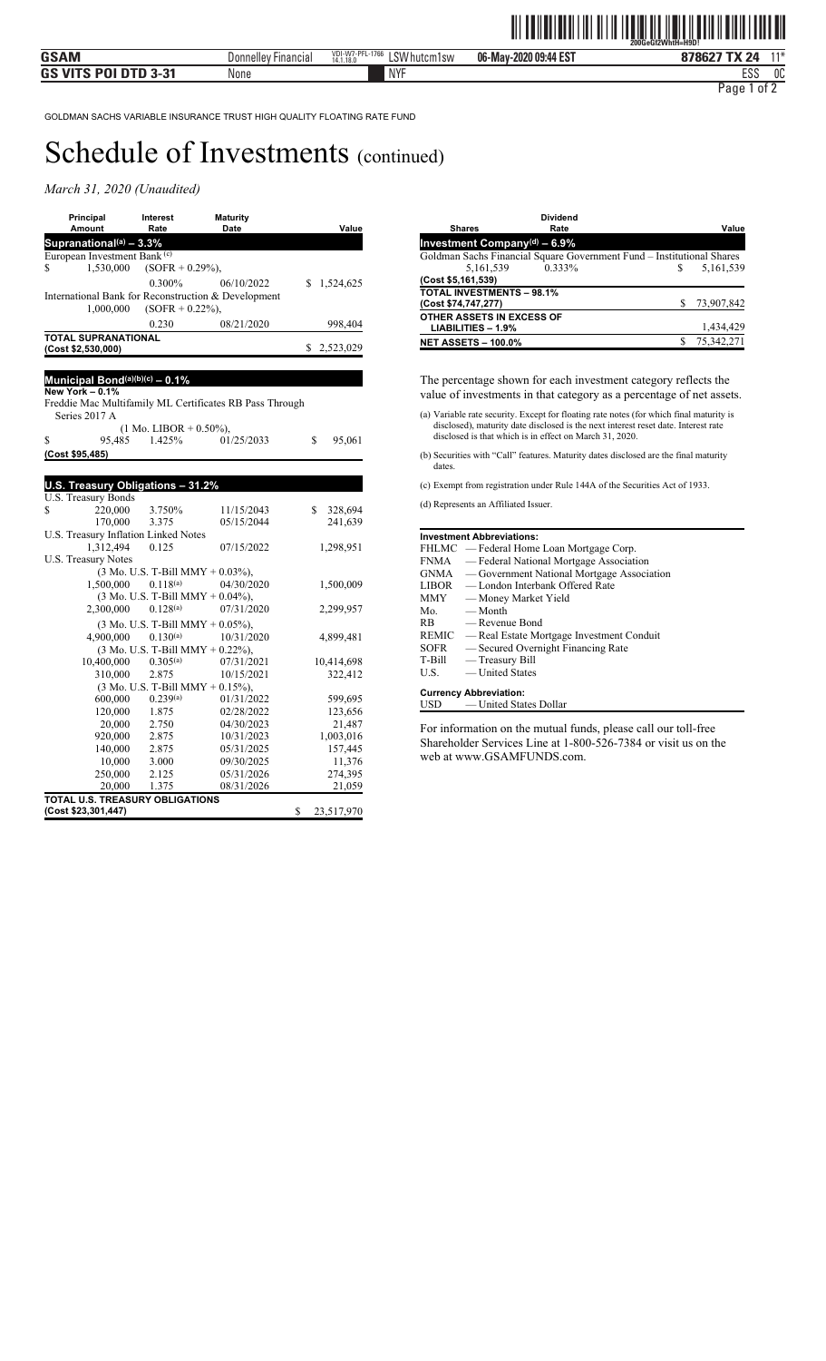GOLDMAN SACHS VARIABLE INSURANCE TRUST HIGH QUALITY FLOATING RATE FUND

# Schedule of Investments (continued)

*March 31, 2020 (Unaudited)*

| Principal Amount | Interest Rate | Maturity Date | Value |
|---|---|---|---|
| **Supranational[(a)] – 3.3%** | | | |
| European Investment Bank [(c)] | | | |
| $ 1,530,000 | (SOFR + 0.29%), | | |
| | 0.300% | 06/10/2022 | $ 1,524,625 |
| International Bank for Reconstruction & Development | | | |
| 1,000,000 | (SOFR + 0.22%), | | |
| | 0.230 | 08/21/2020 | 998,404 |
| **TOTAL SUPRANATIONAL (Cost $2,530,000)** | | | $ 2,523,029 |
| | | | |
| **Municipal Bond[(a)(b)(c)] – 0.1%** | | | |
| **New York – 0.1%** | | | |
| Freddie Mac Multifamily ML Certificates RB Pass Through Series 2017 A | | | |
| | (1 Mo. LIBOR + 0.50%), | | |
| $ 95,485 | 1.425% | 01/25/2033 | $ 95,061 |
| **(Cost $95,485)** | | | |
| | | | |
| **U.S. Treasury Obligations – 31.2%** | | | |
| U.S. Treasury Bonds | | | |
| $ 220,000 | 3.750% | 11/15/2043 | $ 328,694 |
| 170,000 | 3.375 | 05/15/2044 | 241,639 |
| U.S. Treasury Inflation Linked Notes | | | |
| 1,312,494 | 0.125 | 07/15/2022 | 1,298,951 |
| U.S. Treasury Notes | | | |
| | (3 Mo. U.S. T-Bill MMY + 0.03%), | | |
| 1,500,000 | 0.118[(a)] | 04/30/2020 | 1,500,009 |
| | (3 Mo. U.S. T-Bill MMY + 0.04%), | | |
| 2,300,000 | 0.128[(a)] | 07/31/2020 | 2,299,957 |
| | (3 Mo. U.S. T-Bill MMY + 0.05%), | | |
| 4,900,000 | 0.130[(a)] | 10/31/2020 | 4,899,481 |
| | (3 Mo. U.S. T-Bill MMY + 0.22%), | | |
| 10,400,000 | 0.305[(a)] | 07/31/2021 | 10,414,698 |
| 310,000 | 2.875 | 10/15/2021 | 322,412 |
| | (3 Mo. U.S. T-Bill MMY + 0.15%), | | |
| 600,000 | 0.239[(a)] | 01/31/2022 | 599,695 |
| 120,000 | 1.875 | 02/28/2022 | 123,656 |
| 20,000 | 2.750 | 04/30/2023 | 21,487 |
| 920,000 | 2.875 | 10/31/2023 | 1,003,016 |
| 140,000 | 2.875 | 05/31/2025 | 157,445 |
| 10,000 | 3.000 | 09/30/2025 | 11,376 |
| 250,000 | 2.125 | 05/31/2026 | 274,395 |
| 20,000 | 1.375 | 08/31/2026 | 21,059 |
| **TOTAL U.S. TREASURY OBLIGATIONS (Cost $23,301,447)** | | | $ 23,517,970 |

| Shares | Dividend Rate | Value |
|---|---|---|
| **Investment Company[(d)] – 6.9%** | | |
| Goldman Sachs Financial Square Government Fund – Institutional Shares | | |
| 5,161,539 | 0.333% | $ 5,161,539 |
| **(Cost $5,161,539)** | | |
| **TOTAL INVESTMENTS – 98.1% (Cost $74,747,277)** | | $ 73,907,842 |
| **OTHER ASSETS IN EXCESS OF LIABILITIES – 1.9%** | | 1,434,429 |
| **NET ASSETS – 100.0%** | | $ 75,342,271 |

The percentage shown for each investment category reflects the value of investments in that category as a percentage of net assets.

(a) Variable rate security. Except for floating rate notes (for which final maturity is disclosed), maturity date disclosed is the next interest reset date. Interest rate disclosed is that which is in effect on March 31, 2020.

(b) Securities with "Call" features. Maturity dates disclosed are the final maturity dates.

(c) Exempt from registration under Rule 144A of the Securities Act of 1933.

(d) Represents an Affiliated Issuer.

**Investment Abbreviations:**

| | |
|---|---|
| FHLMC | — Federal Home Loan Mortgage Corp. |
| FNMA | — Federal National Mortgage Association |
| GNMA | — Government National Mortgage Association |
| LIBOR | — London Interbank Offered Rate |
| MMY | — Money Market Yield |
| Mo. | — Month |
| RB | — Revenue Bond |
| REMIC | — Real Estate Mortgage Investment Conduit |
| SOFR | — Secured Overnight Financing Rate |
| T-Bill | — Treasury Bill |
| U.S. | — United States |

**Currency Abbreviation:**

USD — United States Dollar

For information on the mutual funds, please call our toll-free Shareholder Services Line at 1-800-526-7384 or visit us on the web at www.GSAMFUNDS.com.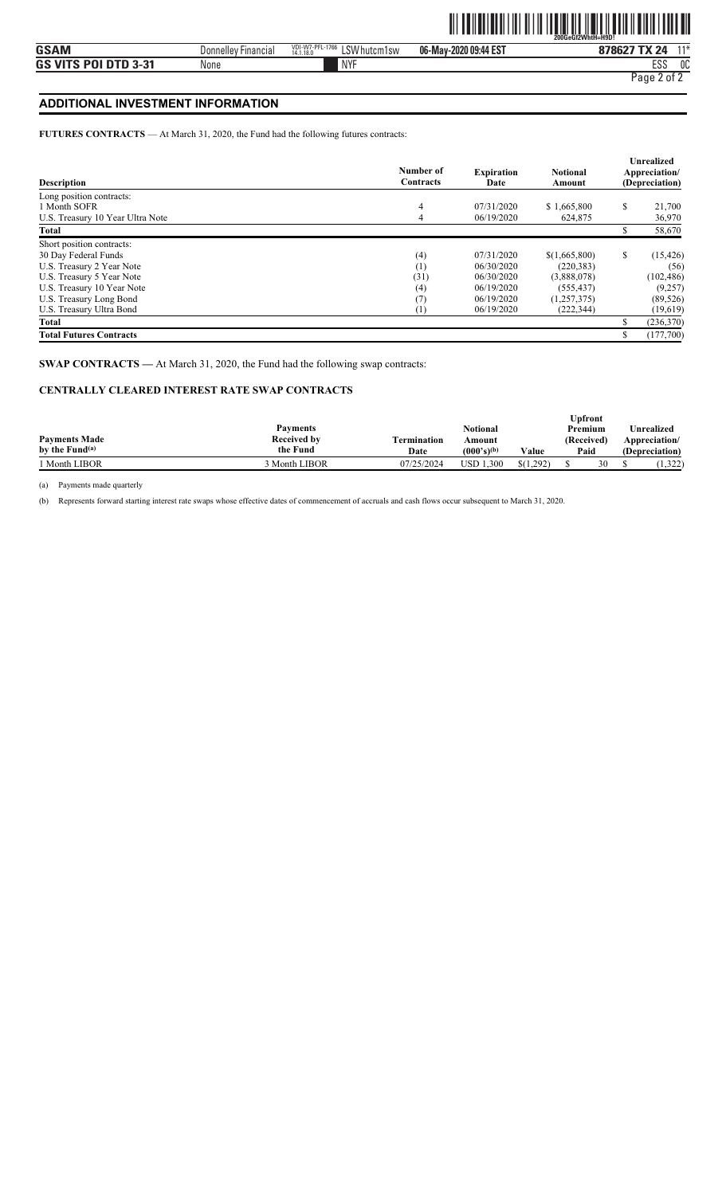## ADDITIONAL INVESTMENT INFORMATION

**FUTURES CONTRACTS** — At March 31, 2020, the Fund had the following futures contracts:

| Description | Number of Contracts | Expiration Date | Notional Amount | Unrealized Appreciation/ (Depreciation) |
|---|---|---|---|---|
| Long position contracts: | | | | |
| 1 Month SOFR | 4 | 07/31/2020 | $ 1,665,800 | $ 21,700 |
| U.S. Treasury 10 Year Ultra Note | 4 | 06/19/2020 | 624,875 | 36,970 |
| **Total** | | | | $ 58,670 |
| Short position contracts: | | | | |
| 30 Day Federal Funds | (4) | 07/31/2020 | $(1,665,800) | $ (15,426) |
| U.S. Treasury 2 Year Note | (1) | 06/30/2020 | (220,383) | (56) |
| U.S. Treasury 5 Year Note | (31) | 06/30/2020 | (3,888,078) | (102,486) |
| U.S. Treasury 10 Year Note | (4) | 06/19/2020 | (555,437) | (9,257) |
| U.S. Treasury Long Bond | (7) | 06/19/2020 | (1,257,375) | (89,526) |
| U.S. Treasury Ultra Bond | (1) | 06/19/2020 | (222,344) | (19,619) |
| **Total** | | | | $ (236,370) |
| **Total Futures Contracts** | | | | $ (177,700) |

**SWAP CONTRACTS —** At March 31, 2020, the Fund had the following swap contracts:

### CENTRALLY CLEARED INTEREST RATE SWAP CONTRACTS

| Payments Made by the Fund[(a)] | Payments Received by the Fund | Termination Date | Notional Amount (000's)[(b)] | Value | Upfront Premium (Received) Paid | Unrealized Appreciation/ (Depreciation) |
|---|---|---|---|---|---|---|
| 1 Month LIBOR | 3 Month LIBOR | 07/25/2024 | USD 1,300 | $(1,292) | $ 30 | $ (1,322) |

(a) Payments made quarterly

(b) Represents forward starting interest rate swaps whose effective dates of commencement of accruals and cash flows occur subsequent to March 31, 2020.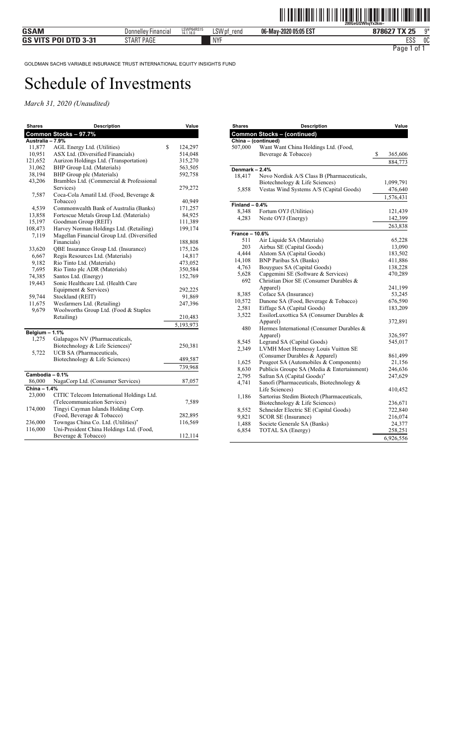GOLDMAN SACHS VARIABLE INSURANCE TRUST INTERNATIONAL EQUITY INSIGHTS FUND

# Schedule of Investments

*March 31, 2020 (Unaudited)*

| Shares | Description | Value |
|---|---|---|
| **Common Stocks – 97.7%** | | |
| **Australia – 7.9%** | | |
| 11,877 | AGL Energy Ltd. (Utilities) | $ 124,297 |
| 10,951 | ASX Ltd. (Diversified Financials) | 514,048 |
| 121,652 | Aurizon Holdings Ltd. (Transportation) | 315,270 |
| 31,062 | BHP Group Ltd. (Materials) | 563,505 |
| 38,194 | BHP Group plc (Materials) | 592,758 |
| 43,206 | Brambles Ltd. (Commercial & Professional Services) | 279,272 |
| 7,587 | Coca-Cola Amatil Ltd. (Food, Beverage & Tobacco) | 40,949 |
| 4,539 | Commonwealth Bank of Australia (Banks) | 171,257 |
| 13,858 | Fortescue Metals Group Ltd. (Materials) | 84,925 |
| 15,197 | Goodman Group (REIT) | 111,389 |
| 108,473 | Harvey Norman Holdings Ltd. (Retailing) | 199,174 |
| 7,119 | Magellan Financial Group Ltd. (Diversified Financials) | 188,808 |
| 33,620 | QBE Insurance Group Ltd. (Insurance) | 175,126 |
| 6,667 | Regis Resources Ltd. (Materials) | 14,817 |
| 9,182 | Rio Tinto Ltd. (Materials) | 473,052 |
| 7,695 | Rio Tinto plc ADR (Materials) | 350,584 |
| 74,385 | Santos Ltd. (Energy) | 152,769 |
| 19,443 | Sonic Healthcare Ltd. (Health Care Equipment & Services) | 292,225 |
| 59,744 | Stockland (REIT) | 91,869 |
| 11,675 | Wesfarmers Ltd. (Retailing) | 247,396 |
| 9,679 | Woolworths Group Ltd. (Food & Staples Retailing) | 210,483 |
| | | 5,193,973 |
| **Belgium – 1.1%** | | |
| 1,275 | Galapagos NV (Pharmaceuticals, Biotechnology & Life Sciences)* | 250,381 |
| 5,722 | UCB SA (Pharmaceuticals, Biotechnology & Life Sciences) | 489,587 |
| | | 739,968 |
| **Cambodia – 0.1%** | | |
| 86,000 | NagaCorp Ltd. (Consumer Services) | 87,057 |
| **China – 1.4%** | | |
| 23,000 | CITIC Telecom International Holdings Ltd. (Telecommunication Services) | 7,589 |
| 174,000 | Tingyi Cayman Islands Holding Corp. (Food, Beverage & Tobacco) | 282,895 |
| 236,000 | Towngas China Co. Ltd. (Utilities)* | 116,569 |
| 116,000 | Uni-President China Holdings Ltd. (Food, Beverage & Tobacco) | 112,114 |
| **Common Stocks – (continued)** | | |
| **China – (continued)** | | |
| 507,000 | Want Want China Holdings Ltd. (Food, Beverage & Tobacco) | $ 365,606 |
| | | 884,773 |
| **Denmark – 2.4%** | | |
| 18,417 | Novo Nordisk A/S Class B (Pharmaceuticals, Biotechnology & Life Sciences) | 1,099,791 |
| 5,858 | Vestas Wind Systems A/S (Capital Goods) | 476,640 |
| | | 1,576,431 |
| **Finland – 0.4%** | | |
| 8,348 | Fortum OYJ (Utilities) | 121,439 |
| 4,283 | Neste OYJ (Energy) | 142,399 |
| | | 263,838 |
| **France – 10.6%** | | |
| 511 | Air Liquide SA (Materials) | 65,228 |
| 203 | Airbus SE (Capital Goods) | 13,090 |
| 4,444 | Alstom SA (Capital Goods) | 183,502 |
| 14,108 | BNP Paribas SA (Banks) | 411,886 |
| 4,763 | Bouygues SA (Capital Goods) | 138,228 |
| 5,628 | Capgemini SE (Software & Services) | 470,289 |
| 692 | Christian Dior SE (Consumer Durables & Apparel) | 241,199 |
| 8,385 | Coface SA (Insurance) | 53,245 |
| 10,572 | Danone SA (Food, Beverage & Tobacco) | 676,590 |
| 2,581 | Eiffage SA (Capital Goods) | 183,209 |
| 3,522 | EssilorLuxottica SA (Consumer Durables & Apparel) | 372,891 |
| 480 | Hermes International (Consumer Durables & Apparel) | 326,597 |
| 8,545 | Legrand SA (Capital Goods) | 545,017 |
| 2,349 | LVMH Moet Hennessy Louis Vuitton SE (Consumer Durables & Apparel) | 861,499 |
| 1,625 | Peugeot SA (Automobiles & Components) | 21,156 |
| 8,630 | Publicis Groupe SA (Media & Entertainment) | 246,636 |
| 2,795 | Safran SA (Capital Goods)* | 247,629 |
| 4,741 | Sanofi (Pharmaceuticals, Biotechnology & Life Sciences) | 410,452 |
| 1,186 | Sartorius Stedim Biotech (Pharmaceuticals, Biotechnology & Life Sciences) | 236,671 |
| 8,552 | Schneider Electric SE (Capital Goods) | 722,840 |
| 9,821 | SCOR SE (Insurance) | 216,074 |
| 1,488 | Societe Generale SA (Banks) | 24,377 |
| 6,854 | TOTAL SA (Energy) | 258,251 |
| | | 6,926,556 |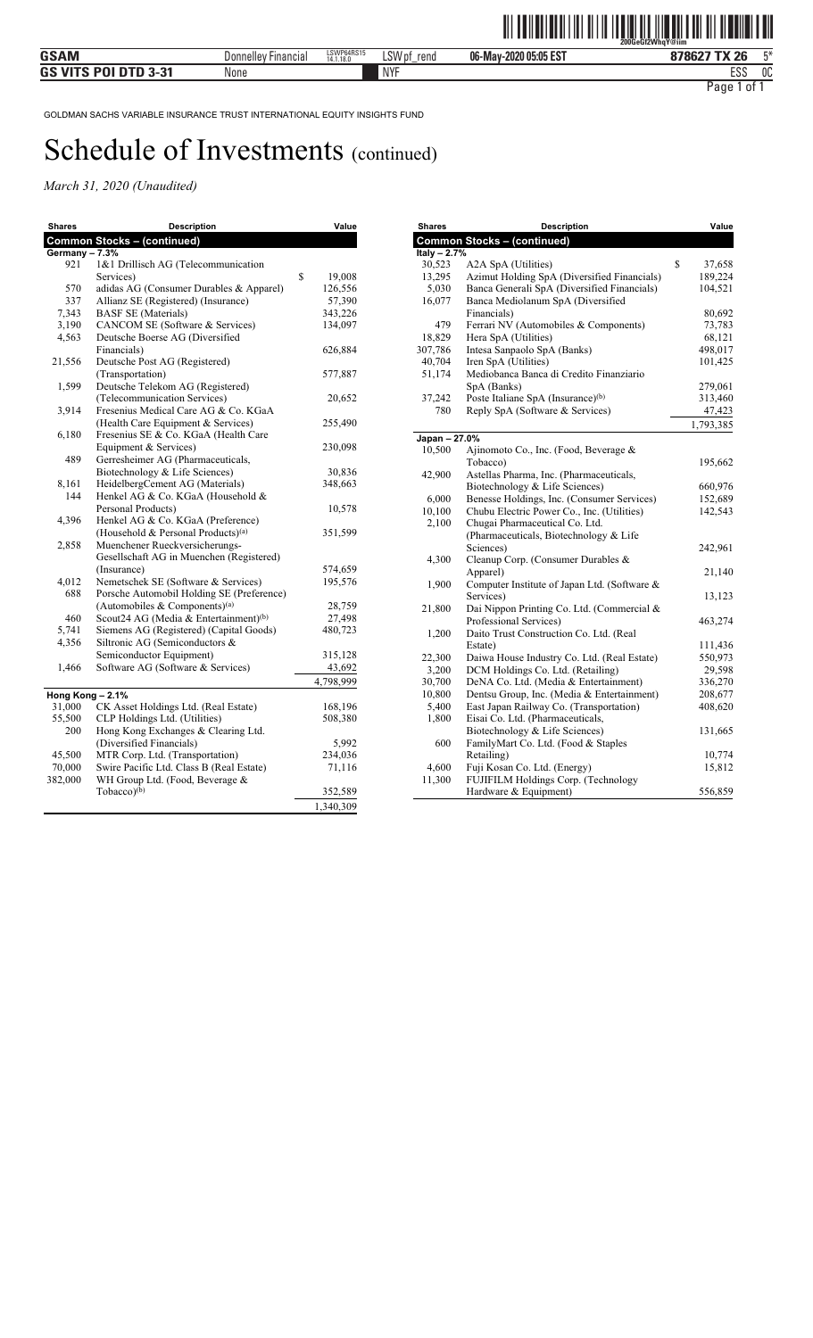GOLDMAN SACHS VARIABLE INSURANCE TRUST INTERNATIONAL EQUITY INSIGHTS FUND

# Schedule of Investments (continued)

*March 31, 2020 (Unaudited)*

| Shares | Description | Value |
|---|---|---|
| **Common Stocks – (continued)** | | |
| **Germany – 7.3%** | | |
| 921 | 1&1 Drillisch AG (Telecommunication Services) | $ 19,008 |
| 570 | adidas AG (Consumer Durables & Apparel) | 126,556 |
| 337 | Allianz SE (Registered) (Insurance) | 57,390 |
| 7,343 | BASF SE (Materials) | 343,226 |
| 3,190 | CANCOM SE (Software & Services) | 134,097 |
| 4,563 | Deutsche Boerse AG (Diversified Financials) | 626,884 |
| 21,556 | Deutsche Post AG (Registered) (Transportation) | 577,887 |
| 1,599 | Deutsche Telekom AG (Registered) (Telecommunication Services) | 20,652 |
| 3,914 | Fresenius Medical Care AG & Co. KGaA (Health Care Equipment & Services) | 255,490 |
| 6,180 | Fresenius SE & Co. KGaA (Health Care Equipment & Services) | 230,098 |
| 489 | Gerresheimer AG (Pharmaceuticals, Biotechnology & Life Sciences) | 30,836 |
| 8,161 | HeidelbergCement AG (Materials) | 348,663 |
| 144 | Henkel AG & Co. KGaA (Household & Personal Products) | 10,578 |
| 4,396 | Henkel AG & Co. KGaA (Preference) (Household & Personal Products)[(a)] | 351,599 |
| 2,858 | Muenchener Rueckversicherungs-Gesellschaft AG in Muenchen (Registered) (Insurance) | 574,659 |
| 4,012 | Nemetschek SE (Software & Services) | 195,576 |
| 688 | Porsche Automobil Holding SE (Preference) (Automobiles & Components)[(a)] | 28,759 |
| 460 | Scout24 AG (Media & Entertainment)[(b)] | 27,498 |
| 5,741 | Siemens AG (Registered) (Capital Goods) | 480,723 |
| 4,356 | Siltronic AG (Semiconductors & Semiconductor Equipment) | 315,128 |
| 1,466 | Software AG (Software & Services) | 43,692 |
| | | 4,798,999 |
| **Hong Kong – 2.1%** | | |
| 31,000 | CK Asset Holdings Ltd. (Real Estate) | 168,196 |
| 55,500 | CLP Holdings Ltd. (Utilities) | 508,380 |
| 200 | Hong Kong Exchanges & Clearing Ltd. (Diversified Financials) | 5,992 |
| 45,500 | MTR Corp. Ltd. (Transportation) | 234,036 |
| 70,000 | Swire Pacific Ltd. Class B (Real Estate) | 71,116 |
| 382,000 | WH Group Ltd. (Food, Beverage & Tobacco)[(b)] | 352,589 |
| | | 1,340,309 |

| Shares | Description | Value |
|---|---|---|
| **Common Stocks – (continued)** | | |
| **Italy – 2.7%** | | |
| 30,523 | A2A SpA (Utilities) | $ 37,658 |
| 13,295 | Azimut Holding SpA (Diversified Financials) | 189,224 |
| 5,030 | Banca Generali SpA (Diversified Financials) | 104,521 |
| 16,077 | Banca Mediolanum SpA (Diversified Financials) | 80,692 |
| 479 | Ferrari NV (Automobiles & Components) | 73,783 |
| 18,829 | Hera SpA (Utilities) | 68,121 |
| 307,786 | Intesa Sanpaolo SpA (Banks) | 498,017 |
| 40,704 | Iren SpA (Utilities) | 101,425 |
| 51,174 | Mediobanca Banca di Credito Finanziario SpA (Banks) | 279,061 |
| 37,242 | Poste Italiane SpA (Insurance)[(b)] | 313,460 |
| 780 | Reply SpA (Software & Services) | 47,423 |
| | | 1,793,385 |
| **Japan – 27.0%** | | |
| 10,500 | Ajinomoto Co., Inc. (Food, Beverage & Tobacco) | 195,662 |
| 42,900 | Astellas Pharma, Inc. (Pharmaceuticals, Biotechnology & Life Sciences) | 660,976 |
| 6,000 | Benesse Holdings, Inc. (Consumer Services) | 152,689 |
| 10,100 | Chubu Electric Power Co., Inc. (Utilities) | 142,543 |
| 2,100 | Chugai Pharmaceutical Co. Ltd. (Pharmaceuticals, Biotechnology & Life Sciences) | 242,961 |
| 4,300 | Cleanup Corp. (Consumer Durables & Apparel) | 21,140 |
| 1,900 | Computer Institute of Japan Ltd. (Software & Services) | 13,123 |
| 21,800 | Dai Nippon Printing Co. Ltd. (Commercial & Professional Services) | 463,274 |
| 1,200 | Daito Trust Construction Co. Ltd. (Real Estate) | 111,436 |
| 22,300 | Daiwa House Industry Co. Ltd. (Real Estate) | 550,973 |
| 3,200 | DCM Holdings Co. Ltd. (Retailing) | 29,598 |
| 30,700 | DeNA Co. Ltd. (Media & Entertainment) | 336,270 |
| 10,800 | Dentsu Group, Inc. (Media & Entertainment) | 208,677 |
| 5,400 | East Japan Railway Co. (Transportation) | 408,620 |
| 1,800 | Eisai Co. Ltd. (Pharmaceuticals, Biotechnology & Life Sciences) | 131,665 |
| 600 | FamilyMart Co. Ltd. (Food & Staples Retailing) | 10,774 |
| 4,600 | Fuji Kosan Co. Ltd. (Energy) | 15,812 |
| 11,300 | FUJIFILM Holdings Corp. (Technology Hardware & Equipment) | 556,859 |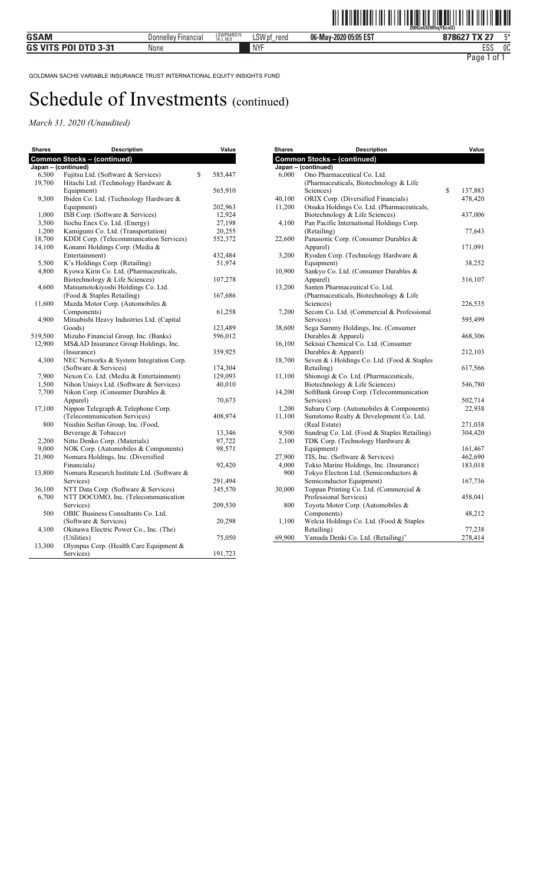GOLDMAN SACHS VARIABLE INSURANCE TRUST INTERNATIONAL EQUITY INSIGHTS FUND

# Schedule of Investments (continued)

*March 31, 2020 (Unaudited)*

| Shares | Description | Value |
|---|---|---|
| **Common Stocks – (continued)** | | |
| **Japan – (continued)** | | |
| 6,500 | Fujitsu Ltd. (Software & Services) | $ 585,447 |
| 19,700 | Hitachi Ltd. (Technology Hardware & Equipment) | 565,910 |
| 9,300 | Ibiden Co. Ltd. (Technology Hardware & Equipment) | 202,963 |
| 1,000 | ISB Corp. (Software & Services) | 12,924 |
| 3,500 | Itochu Enex Co. Ltd. (Energy) | 27,198 |
| 1,200 | Kamigumi Co. Ltd. (Transportation) | 20,255 |
| 18,700 | KDDI Corp. (Telecommunication Services) | 552,372 |
| 14,100 | Konami Holdings Corp. (Media & Entertainment) | 432,484 |
| 5,500 | K's Holdings Corp. (Retailing) | 51,974 |
| 4,800 | Kyowa Kirin Co. Ltd. (Pharmaceuticals, Biotechnology & Life Sciences) | 107,278 |
| 4,600 | Matsumotokiyoshi Holdings Co. Ltd. (Food & Staples Retailing) | 167,686 |
| 11,600 | Mazda Motor Corp. (Automobiles & Components) | 61,258 |
| 4,900 | Mitsubishi Heavy Industries Ltd. (Capital Goods) | 123,489 |
| 519,500 | Mizuho Financial Group, Inc. (Banks) | 596,012 |
| 12,900 | MS&AD Insurance Group Holdings, Inc. (Insurance) | 359,925 |
| 4,300 | NEC Networks & System Integration Corp. (Software & Services) | 174,304 |
| 7,900 | Nexon Co. Ltd. (Media & Entertainment) | 129,093 |
| 1,500 | Nihon Unisys Ltd. (Software & Services) | 40,010 |
| 7,700 | Nikon Corp. (Consumer Durables & Apparel) | 70,673 |
| 17,100 | Nippon Telegraph & Telephone Corp. (Telecommunication Services) | 408,974 |
| 800 | Nisshin Seifun Group, Inc. (Food, Beverage & Tobacco) | 13,346 |
| 2,200 | Nitto Denko Corp. (Materials) | 97,722 |
| 9,000 | NOK Corp. (Automobiles & Components) | 98,571 |
| 21,900 | Nomura Holdings, Inc. (Diversified Financials) | 92,420 |
| 13,800 | Nomura Research Institute Ltd. (Software & Services) | 291,494 |
| 36,100 | NTT Data Corp. (Software & Services) | 345,570 |
| 6,700 | NTT DOCOMO, Inc. (Telecommunication Services) | 209,530 |
| 500 | OBIC Business Consultants Co. Ltd. (Software & Services) | 20,298 |
| 4,100 | Okinawa Electric Power Co., Inc. (The) (Utilities) | 75,050 |
| 13,300 | Olympus Corp. (Health Care Equipment & Services) | 191,723 |
| 6,000 | Ono Pharmaceutical Co. Ltd. (Pharmaceuticals, Biotechnology & Life Sciences) | $ 137,883 |
| 40,100 | ORIX Corp. (Diversified Financials) | 478,420 |
| 11,200 | Otsuka Holdings Co. Ltd. (Pharmaceuticals, Biotechnology & Life Sciences) | 437,006 |
| 4,100 | Pan Pacific International Holdings Corp. (Retailing) | 77,643 |
| 22,600 | Panasonic Corp. (Consumer Durables & Apparel) | 171,091 |
| 3,200 | Ryoden Corp. (Technology Hardware & Equipment) | 38,252 |
| 10,900 | Sankyo Co. Ltd. (Consumer Durables & Apparel) | 316,107 |
| 13,200 | Santen Pharmaceutical Co. Ltd. (Pharmaceuticals, Biotechnology & Life Sciences) | 226,535 |
| 7,200 | Secom Co. Ltd. (Commercial & Professional Services) | 595,499 |
| 38,600 | Sega Sammy Holdings, Inc. (Consumer Durables & Apparel) | 468,306 |
| 16,100 | Sekisui Chemical Co. Ltd. (Consumer Durables & Apparel) | 212,103 |
| 18,700 | Seven & i Holdings Co. Ltd. (Food & Staples Retailing) | 617,566 |
| 11,100 | Shionogi & Co. Ltd. (Pharmaceuticals, Biotechnology & Life Sciences) | 546,780 |
| 14,200 | SoftBank Group Corp. (Telecommunication Services) | 502,714 |
| 1,200 | Subaru Corp. (Automobiles & Components) | 22,938 |
| 11,100 | Sumitomo Realty & Development Co. Ltd. (Real Estate) | 271,038 |
| 9,500 | Sundrug Co. Ltd. (Food & Staples Retailing) | 304,420 |
| 2,100 | TDK Corp. (Technology Hardware & Equipment) | 161,467 |
| 27,900 | TIS, Inc. (Software & Services) | 462,690 |
| 4,000 | Tokio Marine Holdings, Inc. (Insurance) | 183,018 |
| 900 | Tokyo Electron Ltd. (Semiconductors & Semiconductor Equipment) | 167,736 |
| 30,000 | Toppan Printing Co. Ltd. (Commercial & Professional Services) | 458,041 |
| 800 | Toyota Motor Corp. (Automobiles & Components) | 48,212 |
| 1,100 | Welcia Holdings Co. Ltd. (Food & Staples Retailing) | 77,238 |
| 69,900 | Yamada Denki Co. Ltd. (Retailing)* | 278,414 |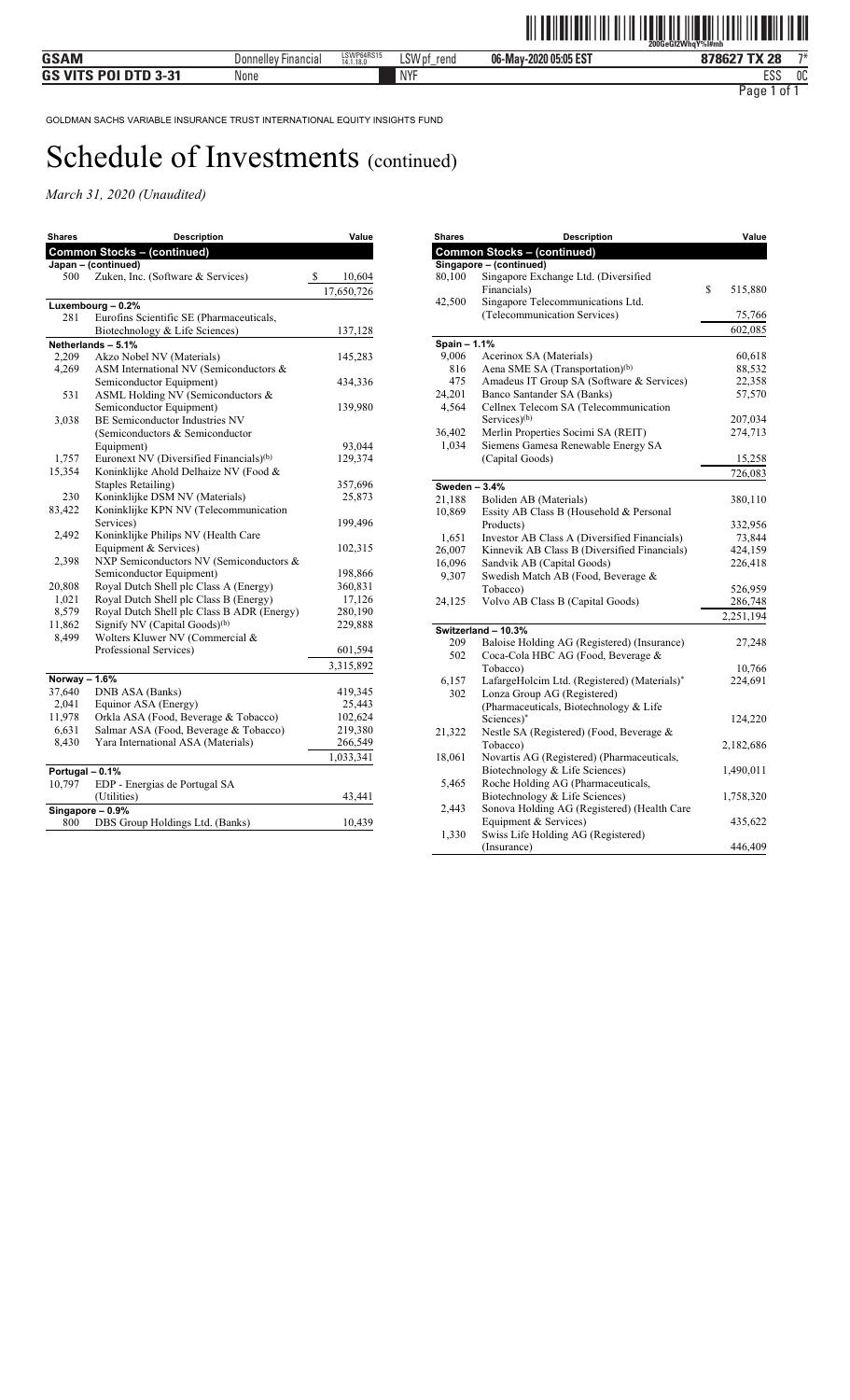GOLDMAN SACHS VARIABLE INSURANCE TRUST INTERNATIONAL EQUITY INSIGHTS FUND

# Schedule of Investments (continued)

*March 31, 2020 (Unaudited)*

| Shares | Description | Value |
|---|---|---|
| **Common Stocks – (continued)** | | |
| **Japan – (continued)** | | |
| 500 | Zuken, Inc. (Software & Services) | $ 10,604 |
| | | 17,650,726 |
| **Luxembourg – 0.2%** | | |
| 281 | Eurofins Scientific SE (Pharmaceuticals, Biotechnology & Life Sciences) | 137,128 |
| **Netherlands – 5.1%** | | |
| 2,209 | Akzo Nobel NV (Materials) | 145,283 |
| 4,269 | ASM International NV (Semiconductors & Semiconductor Equipment) | 434,336 |
| 531 | ASML Holding NV (Semiconductors & Semiconductor Equipment) | 139,980 |
| 3,038 | BE Semiconductor Industries NV (Semiconductors & Semiconductor Equipment) | 93,044 |
| 1,757 | Euronext NV (Diversified Financials)[(b)] | 129,374 |
| 15,354 | Koninklijke Ahold Delhaize NV (Food & Staples Retailing) | 357,696 |
| 230 | Koninklijke DSM NV (Materials) | 25,873 |
| 83,422 | Koninklijke KPN NV (Telecommunication Services) | 199,496 |
| 2,492 | Koninklijke Philips NV (Health Care Equipment & Services) | 102,315 |
| 2,398 | NXP Semiconductors NV (Semiconductors & Semiconductor Equipment) | 198,866 |
| 20,808 | Royal Dutch Shell plc Class A (Energy) | 360,831 |
| 1,021 | Royal Dutch Shell plc Class B (Energy) | 17,126 |
| 8,579 | Royal Dutch Shell plc Class B ADR (Energy) | 280,190 |
| 11,862 | Signify NV (Capital Goods)[(b)] | 229,888 |
| 8,499 | Wolters Kluwer NV (Commercial & Professional Services) | 601,594 |
| | | 3,315,892 |
| **Norway – 1.6%** | | |
| 37,640 | DNB ASA (Banks) | 419,345 |
| 2,041 | Equinor ASA (Energy) | 25,443 |
| 11,978 | Orkla ASA (Food, Beverage & Tobacco) | 102,624 |
| 6,631 | Salmar ASA (Food, Beverage & Tobacco) | 219,380 |
| 8,430 | Yara International ASA (Materials) | 266,549 |
| | | 1,033,341 |
| **Portugal – 0.1%** | | |
| 10,797 | EDP - Energias de Portugal SA (Utilities) | 43,441 |
| **Singapore – 0.9%** | | |
| 800 | DBS Group Holdings Ltd. (Banks) | 10,439 |
| 80,100 | Singapore Exchange Ltd. (Diversified Financials) | $ 515,880 |
| 42,500 | Singapore Telecommunications Ltd. (Telecommunication Services) | 75,766 |
| | | 602,085 |
| **Spain – 1.1%** | | |
| 9,006 | Acerinox SA (Materials) | 60,618 |
| 816 | Aena SME SA (Transportation)[(b)] | 88,532 |
| 475 | Amadeus IT Group SA (Software & Services) | 22,358 |
| 24,201 | Banco Santander SA (Banks) | 57,570 |
| 4,564 | Cellnex Telecom SA (Telecommunication Services)[(b)] | 207,034 |
| 36,402 | Merlin Properties Socimi SA (REIT) | 274,713 |
| 1,034 | Siemens Gamesa Renewable Energy SA (Capital Goods) | 15,258 |
| | | 726,083 |
| **Sweden – 3.4%** | | |
| 21,188 | Boliden AB (Materials) | 380,110 |
| 10,869 | Essity AB Class B (Household & Personal Products) | 332,956 |
| 1,651 | Investor AB Class A (Diversified Financials) | 73,844 |
| 26,007 | Kinnevik AB Class B (Diversified Financials) | 424,159 |
| 16,096 | Sandvik AB (Capital Goods) | 226,418 |
| 9,307 | Swedish Match AB (Food, Beverage & Tobacco) | 526,959 |
| 24,125 | Volvo AB Class B (Capital Goods) | 286,748 |
| | | 2,251,194 |
| **Switzerland – 10.3%** | | |
| 209 | Baloise Holding AG (Registered) (Insurance) | 27,248 |
| 502 | Coca-Cola HBC AG (Food, Beverage & Tobacco) | 10,766 |
| 6,157 | LafargeHolcim Ltd. (Registered) (Materials)* | 224,691 |
| 302 | Lonza Group AG (Registered) (Pharmaceuticals, Biotechnology & Life Sciences)* | 124,220 |
| 21,322 | Nestle SA (Registered) (Food, Beverage & Tobacco) | 2,182,686 |
| 18,061 | Novartis AG (Registered) (Pharmaceuticals, Biotechnology & Life Sciences) | 1,490,011 |
| 5,465 | Roche Holding AG (Pharmaceuticals, Biotechnology & Life Sciences) | 1,758,320 |
| 2,443 | Sonova Holding AG (Registered) (Health Care Equipment & Services) | 435,622 |
| 1,330 | Swiss Life Holding AG (Registered) (Insurance) | 446,409 |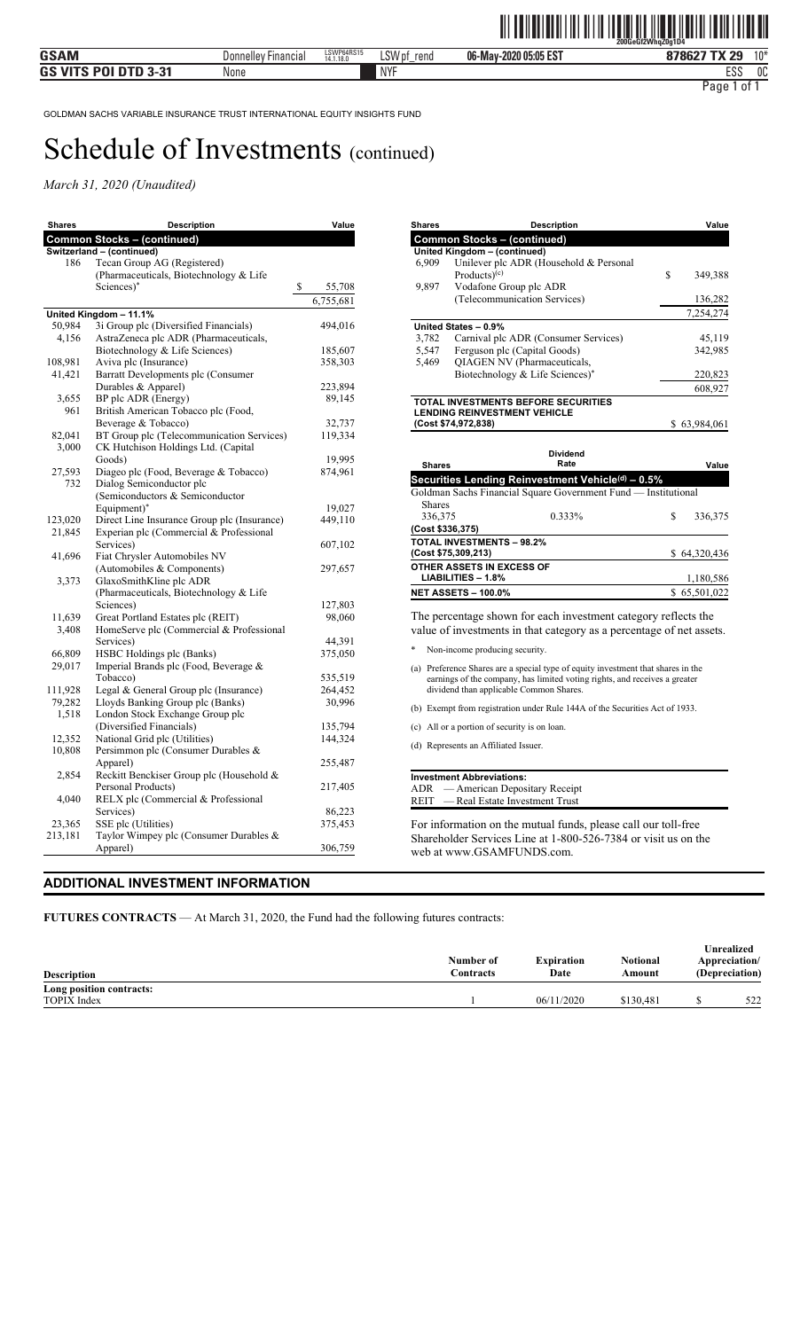GOLDMAN SACHS VARIABLE INSURANCE TRUST INTERNATIONAL EQUITY INSIGHTS FUND

# Schedule of Investments (continued)

*March 31, 2020 (Unaudited)*

| Shares | Description | Value |
|---|---|---|
| **Common Stocks – (continued)** | | |
| **Switzerland – (continued)** | | |
| 186 | Tecan Group AG (Registered) (Pharmaceuticals, Biotechnology & Life Sciences)* | $ 55,708 |
| | | 6,755,681 |
| **United Kingdom – 11.1%** | | |
| 50,984 | 3i Group plc (Diversified Financials) | 494,016 |
| 4,156 | AstraZeneca plc ADR (Pharmaceuticals, Biotechnology & Life Sciences) | 185,607 |
| 108,981 | Aviva plc (Insurance) | 358,303 |
| 41,421 | Barratt Developments plc (Consumer Durables & Apparel) | 223,894 |
| 3,655 | BP plc ADR (Energy) | 89,145 |
| 961 | British American Tobacco plc (Food, Beverage & Tobacco) | 32,737 |
| 82,041 | BT Group plc (Telecommunication Services) | 119,334 |
| 3,000 | CK Hutchison Holdings Ltd. (Capital Goods) | 19,995 |
| 27,593 | Diageo plc (Food, Beverage & Tobacco) | 874,961 |
| 732 | Dialog Semiconductor plc (Semiconductors & Semiconductor Equipment)* | 19,027 |
| 123,020 | Direct Line Insurance Group plc (Insurance) | 449,110 |
| 21,845 | Experian plc (Commercial & Professional Services) | 607,102 |
| 41,696 | Fiat Chrysler Automobiles NV (Automobiles & Components) | 297,657 |
| 3,373 | GlaxoSmithKline plc ADR (Pharmaceuticals, Biotechnology & Life Sciences) | 127,803 |
| 11,639 | Great Portland Estates plc (REIT) | 98,060 |
| 3,408 | HomeServe plc (Commercial & Professional Services) | 44,391 |
| 66,809 | HSBC Holdings plc (Banks) | 375,050 |
| 29,017 | Imperial Brands plc (Food, Beverage & Tobacco) | 535,519 |
| 111,928 | Legal & General Group plc (Insurance) | 264,452 |
| 79,282 | Lloyds Banking Group plc (Banks) | 30,996 |
| 1,518 | London Stock Exchange Group plc (Diversified Financials) | 135,794 |
| 12,352 | National Grid plc (Utilities) | 144,324 |
| 10,808 | Persimmon plc (Consumer Durables & Apparel) | 255,487 |
| 2,854 | Reckitt Benckiser Group plc (Household & Personal Products) | 217,405 |
| 4,040 | RELX plc (Commercial & Professional Services) | 86,223 |
| 23,365 | SSE plc (Utilities) | 375,453 |
| 213,181 | Taylor Wimpey plc (Consumer Durables & Apparel) | 306,759 |
| **United Kingdom – (continued)** | | |
| 6,909 | Unilever plc ADR (Household & Personal Products)(c) | $ 349,388 |
| 9,897 | Vodafone Group plc ADR (Telecommunication Services) | 136,282 |
| | | 7,254,274 |
| **United States – 0.9%** | | |
| 3,782 | Carnival plc ADR (Consumer Services) | 45,119 |
| 5,547 | Ferguson plc (Capital Goods) | 342,985 |
| 5,469 | QIAGEN NV (Pharmaceuticals, Biotechnology & Life Sciences)* | 220,823 |
| | | 608,927 |
| **TOTAL INVESTMENTS BEFORE SECURITIES LENDING REINVESTMENT VEHICLE (Cost $74,972,838)** | | $ 63,984,061 |

| Shares | Dividend Rate | Value |
|---|---|---|
| **Securities Lending Reinvestment Vehicle(d) – 0.5%** | | |
| Goldman Sachs Financial Square Government Fund — Institutional Shares | | |
| 336,375 | 0.333% | $ 336,375 |
| (Cost $336,375) | | |
| **TOTAL INVESTMENTS – 98.2% (Cost $75,309,213)** | | $ 64,320,436 |
| **OTHER ASSETS IN EXCESS OF LIABILITIES – 1.8%** | | 1,180,586 |
| **NET ASSETS – 100.0%** | | $ 65,501,022 |

The percentage shown for each investment category reflects the value of investments in that category as a percentage of net assets.

\* Non-income producing security.

(a) Preference Shares are a special type of equity investment that shares in the earnings of the company, has limited voting rights, and receives a greater dividend than applicable Common Shares.

(b) Exempt from registration under Rule 144A of the Securities Act of 1933.

(c) All or a portion of security is on loan.

(d) Represents an Affiliated Issuer.

**Investment Abbreviations:**
ADR — American Depositary Receipt
REIT — Real Estate Investment Trust

For information on the mutual funds, please call our toll-free Shareholder Services Line at 1-800-526-7384 or visit us on the web at www.GSAMFUNDS.com.

## ADDITIONAL INVESTMENT INFORMATION

**FUTURES CONTRACTS** — At March 31, 2020, the Fund had the following futures contracts:

| Description | Number of Contracts | Expiration Date | Notional Amount | Unrealized Appreciation/ (Depreciation) |
|---|---|---|---|---|
| **Long position contracts:** | | | | |
| TOPIX Index | 1 | 06/11/2020 | $130,481 | $ 522 |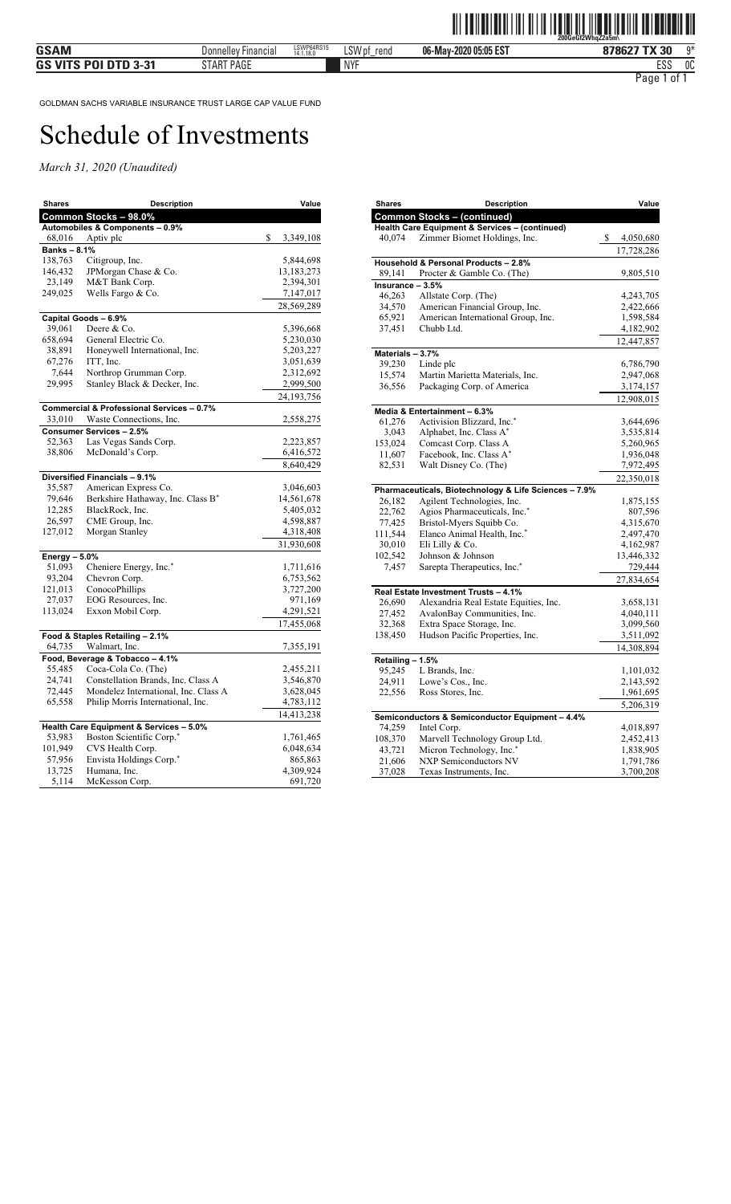GOLDMAN SACHS VARIABLE INSURANCE TRUST LARGE CAP VALUE FUND

# Schedule of Investments

*March 31, 2020 (Unaudited)*

| Shares | Description | Value |
|---|---|---|
| **Common Stocks – 98.0%** | | |
| **Automobiles & Components – 0.9%** | | |
| 68,016 | Aptiv plc | $ 3,349,108 |
| **Banks – 8.1%** | | |
| 138,763 | Citigroup, Inc. | 5,844,698 |
| 146,432 | JPMorgan Chase & Co. | 13,183,273 |
| 23,149 | M&T Bank Corp. | 2,394,301 |
| 249,025 | Wells Fargo & Co. | 7,147,017 |
| | | 28,569,289 |
| **Capital Goods – 6.9%** | | |
| 39,061 | Deere & Co. | 5,396,668 |
| 658,694 | General Electric Co. | 5,230,030 |
| 38,891 | Honeywell International, Inc. | 5,203,227 |
| 67,276 | ITT, Inc. | 3,051,639 |
| 7,644 | Northrop Grumman Corp. | 2,312,692 |
| 29,995 | Stanley Black & Decker, Inc. | 2,999,500 |
| | | 24,193,756 |
| **Commercial & Professional Services – 0.7%** | | |
| 33,010 | Waste Connections, Inc. | 2,558,275 |
| **Consumer Services – 2.5%** | | |
| 52,363 | Las Vegas Sands Corp. | 2,223,857 |
| 38,806 | McDonald's Corp. | 6,416,572 |
| | | 8,640,429 |
| **Diversified Financials – 9.1%** | | |
| 35,587 | American Express Co. | 3,046,603 |
| 79,646 | Berkshire Hathaway, Inc. Class B* | 14,561,678 |
| 12,285 | BlackRock, Inc. | 5,405,032 |
| 26,597 | CME Group, Inc. | 4,598,887 |
| 127,012 | Morgan Stanley | 4,318,408 |
| | | 31,930,608 |
| **Energy – 5.0%** | | |
| 51,093 | Cheniere Energy, Inc.* | 1,711,616 |
| 93,204 | Chevron Corp. | 6,753,562 |
| 121,013 | ConocoPhillips | 3,727,200 |
| 27,037 | EOG Resources, Inc. | 971,169 |
| 113,024 | Exxon Mobil Corp. | 4,291,521 |
| | | 17,455,068 |
| **Food & Staples Retailing – 2.1%** | | |
| 64,735 | Walmart, Inc. | 7,355,191 |
| **Food, Beverage & Tobacco – 4.1%** | | |
| 55,485 | Coca-Cola Co. (The) | 2,455,211 |
| 24,741 | Constellation Brands, Inc. Class A | 3,546,870 |
| 72,445 | Mondelez International, Inc. Class A | 3,628,045 |
| 65,558 | Philip Morris International, Inc. | 4,783,112 |
| | | 14,413,238 |
| **Health Care Equipment & Services – 5.0%** | | |
| 53,983 | Boston Scientific Corp.* | 1,761,465 |
| 101,949 | CVS Health Corp. | 6,048,634 |
| 57,956 | Envista Holdings Corp.* | 865,863 |
| 13,725 | Humana, Inc. | 4,309,924 |
| 5,114 | McKesson Corp. | 691,720 |
| 40,074 | Zimmer Biomet Holdings, Inc. | $ 4,050,680 |
| | | 17,728,286 |
| **Household & Personal Products – 2.8%** | | |
| 89,141 | Procter & Gamble Co. (The) | 9,805,510 |
| **Insurance – 3.5%** | | |
| 46,263 | Allstate Corp. (The) | 4,243,705 |
| 34,570 | American Financial Group, Inc. | 2,422,666 |
| 65,921 | American International Group, Inc. | 1,598,584 |
| 37,451 | Chubb Ltd. | 4,182,902 |
| | | 12,447,857 |
| **Materials – 3.7%** | | |
| 39,230 | Linde plc | 6,786,790 |
| 15,574 | Martin Marietta Materials, Inc. | 2,947,068 |
| 36,556 | Packaging Corp. of America | 3,174,157 |
| | | 12,908,015 |
| **Media & Entertainment – 6.3%** | | |
| 61,276 | Activision Blizzard, Inc.* | 3,644,696 |
| 3,043 | Alphabet, Inc. Class A* | 3,535,814 |
| 153,024 | Comcast Corp. Class A | 5,260,965 |
| 11,607 | Facebook, Inc. Class A* | 1,936,048 |
| 82,531 | Walt Disney Co. (The) | 7,972,495 |
| | | 22,350,018 |
| **Pharmaceuticals, Biotechnology & Life Sciences – 7.9%** | | |
| 26,182 | Agilent Technologies, Inc. | 1,875,155 |
| 22,762 | Agios Pharmaceuticals, Inc.* | 807,596 |
| 77,425 | Bristol-Myers Squibb Co. | 4,315,670 |
| 111,544 | Elanco Animal Health, Inc.* | 2,497,470 |
| 30,010 | Eli Lilly & Co. | 4,162,987 |
| 102,542 | Johnson & Johnson | 13,446,332 |
| 7,457 | Sarepta Therapeutics, Inc.* | 729,444 |
| | | 27,834,654 |
| **Real Estate Investment Trusts – 4.1%** | | |
| 26,690 | Alexandria Real Estate Equities, Inc. | 3,658,131 |
| 27,452 | AvalonBay Communities, Inc. | 4,040,111 |
| 32,368 | Extra Space Storage, Inc. | 3,099,560 |
| 138,450 | Hudson Pacific Properties, Inc. | 3,511,092 |
| | | 14,308,894 |
| **Retailing – 1.5%** | | |
| 95,245 | L Brands, Inc. | 1,101,032 |
| 24,911 | Lowe's Cos., Inc. | 2,143,592 |
| 22,556 | Ross Stores, Inc. | 1,961,695 |
| | | 5,206,319 |
| **Semiconductors & Semiconductor Equipment – 4.4%** | | |
| 74,259 | Intel Corp. | 4,018,897 |
| 108,370 | Marvell Technology Group Ltd. | 2,452,413 |
| 43,721 | Micron Technology, Inc.* | 1,838,905 |
| 21,606 | NXP Semiconductors NV | 1,791,786 |
| 37,028 | Texas Instruments, Inc. | 3,700,208 |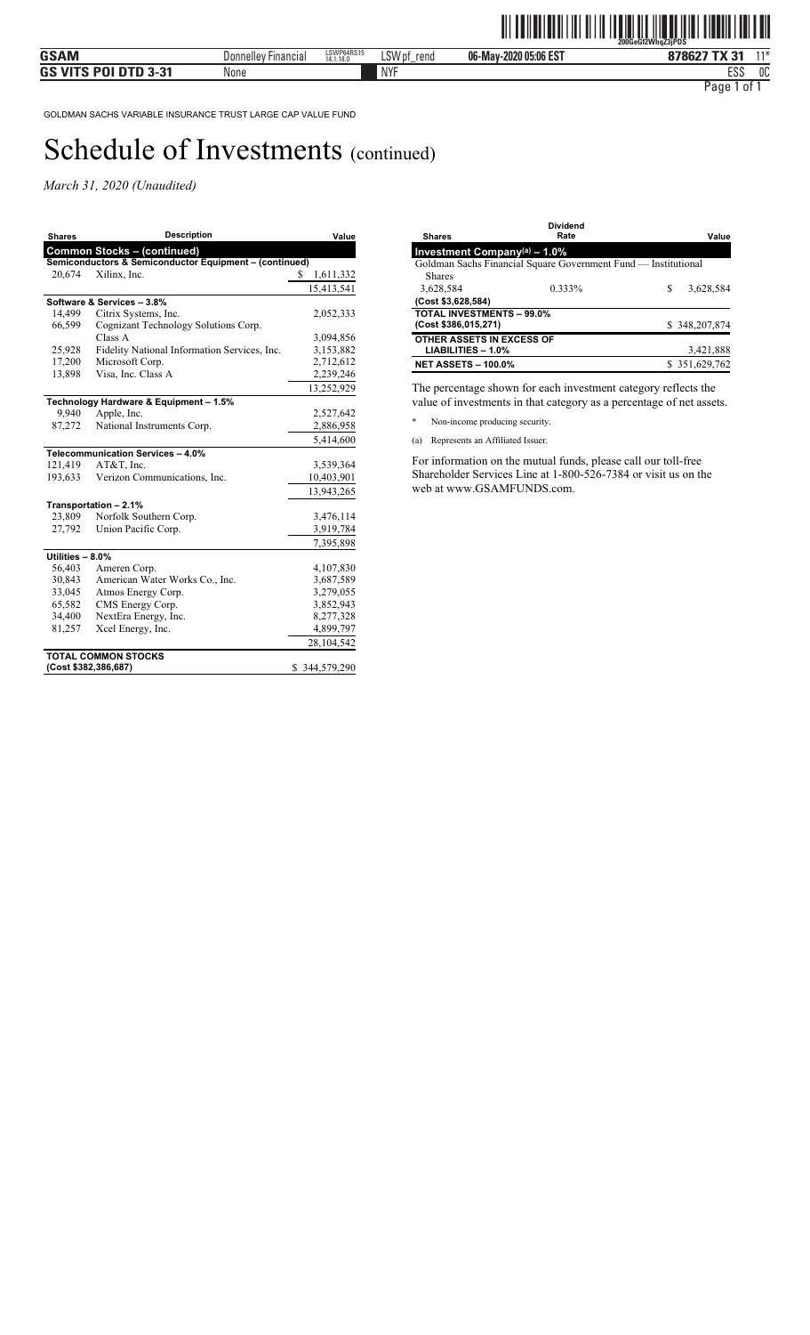GOLDMAN SACHS VARIABLE INSURANCE TRUST LARGE CAP VALUE FUND

# Schedule of Investments (continued)

*March 31, 2020 (Unaudited)*

| Shares | Description | Value |
|---|---|---|
| **Common Stocks – (continued)** | | |
| **Semiconductors & Semiconductor Equipment – (continued)** | | |
| 20,674 | Xilinx, Inc. | $ 1,611,332 |
| | | 15,413,541 |
| **Software & Services – 3.8%** | | |
| 14,499 | Citrix Systems, Inc. | 2,052,333 |
| 66,599 | Cognizant Technology Solutions Corp. Class A | 3,094,856 |
| 25,928 | Fidelity National Information Services, Inc. | 3,153,882 |
| 17,200 | Microsoft Corp. | 2,712,612 |
| 13,898 | Visa, Inc. Class A | 2,239,246 |
| | | 13,252,929 |
| **Technology Hardware & Equipment – 1.5%** | | |
| 9,940 | Apple, Inc. | 2,527,642 |
| 87,272 | National Instruments Corp. | 2,886,958 |
| | | 5,414,600 |
| **Telecommunication Services – 4.0%** | | |
| 121,419 | AT&T, Inc. | 3,539,364 |
| 193,633 | Verizon Communications, Inc. | 10,403,901 |
| | | 13,943,265 |
| **Transportation – 2.1%** | | |
| 23,809 | Norfolk Southern Corp. | 3,476,114 |
| 27,792 | Union Pacific Corp. | 3,919,784 |
| | | 7,395,898 |
| **Utilities – 8.0%** | | |
| 56,403 | Ameren Corp. | 4,107,830 |
| 30,843 | American Water Works Co., Inc. | 3,687,589 |
| 33,045 | Atmos Energy Corp. | 3,279,055 |
| 65,582 | CMS Energy Corp. | 3,852,943 |
| 34,400 | NextEra Energy, Inc. | 8,277,328 |
| 81,257 | Xcel Energy, Inc. | 4,899,797 |
| | | 28,104,542 |
| **TOTAL COMMON STOCKS (Cost $382,386,687)** | | $ 344,579,290 |

| Shares | Dividend Rate | Value |
|---|---|---|
| **Investment Company[(a)] – 1.0%** | | |
| Goldman Sachs Financial Square Government Fund — Institutional Shares | | |
| 3,628,584 | 0.333% | $ 3,628,584 |
| **(Cost $3,628,584)** | | |
| **TOTAL INVESTMENTS – 99.0% (Cost $386,015,271)** | | $ 348,207,874 |
| **OTHER ASSETS IN EXCESS OF LIABILITIES – 1.0%** | | 3,421,888 |
| **NET ASSETS – 100.0%** | | $ 351,629,762 |

The percentage shown for each investment category reflects the value of investments in that category as a percentage of net assets.

\* Non-income producing security.

(a) Represents an Affiliated Issuer.

For information on the mutual funds, please call our toll-free Shareholder Services Line at 1-800-526-7384 or visit us on the web at www.GSAMFUNDS.com.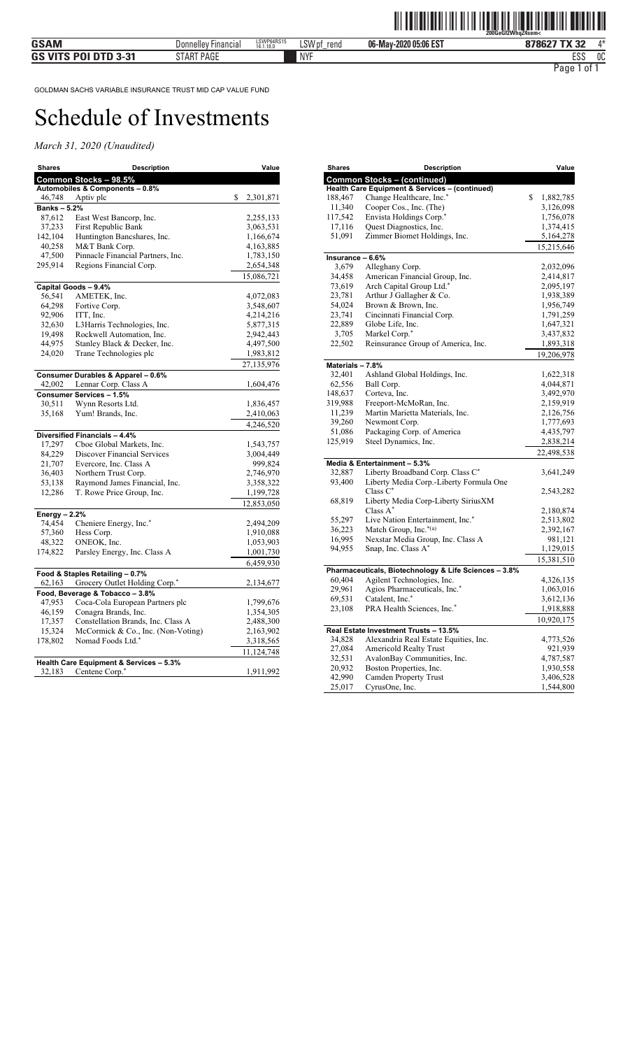GOLDMAN SACHS VARIABLE INSURANCE TRUST MID CAP VALUE FUND

# Schedule of Investments

*March 31, 2020 (Unaudited)*

| Shares | Description | Value |
|---|---|---|
| **Common Stocks – 98.5%** | | |
| **Automobiles & Components – 0.8%** | | |
| 46,748 | Aptiv plc | $ 2,301,871 |
| **Banks – 5.2%** | | |
| 87,612 | East West Bancorp, Inc. | 2,255,133 |
| 37,233 | First Republic Bank | 3,063,531 |
| 142,104 | Huntington Bancshares, Inc. | 1,166,674 |
| 40,258 | M&T Bank Corp. | 4,163,885 |
| 47,500 | Pinnacle Financial Partners, Inc. | 1,783,150 |
| 295,914 | Regions Financial Corp. | 2,654,348 |
| | | 15,086,721 |
| **Capital Goods – 9.4%** | | |
| 56,541 | AMETEK, Inc. | 4,072,083 |
| 64,298 | Fortive Corp. | 3,548,607 |
| 92,906 | ITT, Inc. | 4,214,216 |
| 32,630 | L3Harris Technologies, Inc. | 5,877,315 |
| 19,498 | Rockwell Automation, Inc. | 2,942,443 |
| 44,975 | Stanley Black & Decker, Inc. | 4,497,500 |
| 24,020 | Trane Technologies plc | 1,983,812 |
| | | 27,135,976 |
| **Consumer Durables & Apparel – 0.6%** | | |
| 42,002 | Lennar Corp. Class A | 1,604,476 |
| **Consumer Services – 1.5%** | | |
| 30,511 | Wynn Resorts Ltd. | 1,836,457 |
| 35,168 | Yum! Brands, Inc. | 2,410,063 |
| | | 4,246,520 |
| **Diversified Financials – 4.4%** | | |
| 17,297 | Cboe Global Markets, Inc. | 1,543,757 |
| 84,229 | Discover Financial Services | 3,004,449 |
| 21,707 | Evercore, Inc. Class A | 999,824 |
| 36,403 | Northern Trust Corp. | 2,746,970 |
| 53,138 | Raymond James Financial, Inc. | 3,358,322 |
| 12,286 | T. Rowe Price Group, Inc. | 1,199,728 |
| | | 12,853,050 |
| **Energy – 2.2%** | | |
| 74,454 | Cheniere Energy, Inc.* | 2,494,209 |
| 57,360 | Hess Corp. | 1,910,088 |
| 48,322 | ONEOK, Inc. | 1,053,903 |
| 174,822 | Parsley Energy, Inc. Class A | 1,001,730 |
| | | 6,459,930 |
| **Food & Staples Retailing – 0.7%** | | |
| 62,163 | Grocery Outlet Holding Corp.* | 2,134,677 |
| **Food, Beverage & Tobacco – 3.8%** | | |
| 47,953 | Coca-Cola European Partners plc | 1,799,676 |
| 46,159 | Conagra Brands, Inc. | 1,354,305 |
| 17,357 | Constellation Brands, Inc. Class A | 2,488,300 |
| 15,324 | McCormick & Co., Inc. (Non-Voting) | 2,163,902 |
| 178,802 | Nomad Foods Ltd.* | 3,318,565 |
| | | 11,124,748 |
| **Health Care Equipment & Services – 5.3%** | | |
| 32,183 | Centene Corp.* | 1,911,992 |
| 188,467 | Change Healthcare, Inc.* | 1,882,785 |
| 11,340 | Cooper Cos., Inc. (The) | 3,126,098 |
| 117,542 | Envista Holdings Corp.* | 1,756,078 |
| 17,116 | Quest Diagnostics, Inc. | 1,374,415 |
| 51,091 | Zimmer Biomet Holdings, Inc. | 5,164,278 |
| | | 15,215,646 |
| **Insurance – 6.6%** | | |
| 3,679 | Alleghany Corp. | 2,032,096 |
| 34,458 | American Financial Group, Inc. | 2,414,817 |
| 73,619 | Arch Capital Group Ltd.* | 2,095,197 |
| 23,781 | Arthur J Gallagher & Co. | 1,938,389 |
| 54,024 | Brown & Brown, Inc. | 1,956,749 |
| 23,741 | Cincinnati Financial Corp. | 1,791,259 |
| 22,889 | Globe Life, Inc. | 1,647,321 |
| 3,705 | Markel Corp.* | 3,437,832 |
| 22,502 | Reinsurance Group of America, Inc. | 1,893,318 |
| | | 19,206,978 |
| **Materials – 7.8%** | | |
| 32,401 | Ashland Global Holdings, Inc. | 1,622,318 |
| 62,556 | Ball Corp. | 4,044,871 |
| 148,637 | Corteva, Inc. | 3,492,970 |
| 319,988 | Freeport-McMoRan, Inc. | 2,159,919 |
| 11,239 | Martin Marietta Materials, Inc. | 2,126,756 |
| 39,260 | Newmont Corp. | 1,777,693 |
| 51,086 | Packaging Corp. of America | 4,435,797 |
| 125,919 | Steel Dynamics, Inc. | 2,838,214 |
| | | 22,498,538 |
| **Media & Entertainment – 5.3%** | | |
| 32,887 | Liberty Broadband Corp. Class C* | 3,641,249 |
| 93,400 | Liberty Media Corp.-Liberty Formula One Class C* | 2,543,282 |
| 68,819 | Liberty Media Corp-Liberty SiriusXM Class A* | 2,180,874 |
| 55,297 | Live Nation Entertainment, Inc.* | 2,513,802 |
| 36,223 | Match Group, Inc.*(a) | 2,392,167 |
| 16,995 | Nexstar Media Group, Inc. Class A | 981,121 |
| 94,955 | Snap, Inc. Class A* | 1,129,015 |
| | | 15,381,510 |
| **Pharmaceuticals, Biotechnology & Life Sciences – 3.8%** | | |
| 60,404 | Agilent Technologies, Inc. | 4,326,135 |
| 29,961 | Agios Pharmaceuticals, Inc.* | 1,063,016 |
| 69,531 | Catalent, Inc.* | 3,612,136 |
| 23,108 | PRA Health Sciences, Inc.* | 1,918,888 |
| | | 10,920,175 |
| **Real Estate Investment Trusts – 13.5%** | | |
| 34,828 | Alexandria Real Estate Equities, Inc. | 4,773,526 |
| 27,084 | Americold Realty Trust | 921,939 |
| 32,531 | AvalonBay Communities, Inc. | 4,787,587 |
| 20,932 | Boston Properties, Inc. | 1,930,558 |
| 42,990 | Camden Property Trust | 3,406,528 |
| 25,017 | CyrusOne, Inc. | 1,544,800 |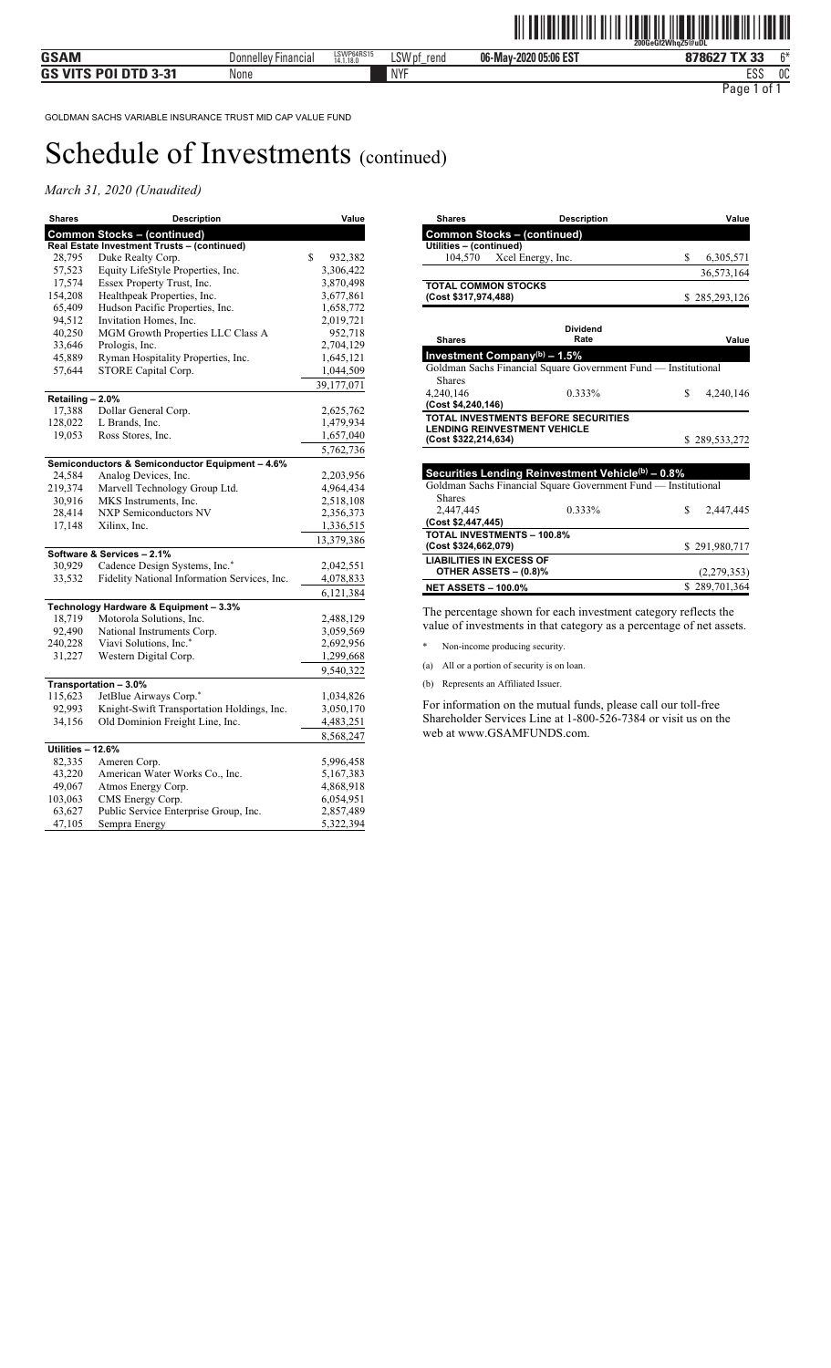GOLDMAN SACHS VARIABLE INSURANCE TRUST MID CAP VALUE FUND

# Schedule of Investments (continued)

*March 31, 2020 (Unaudited)*

| Shares | Description | Value |
|---|---|---|
| **Common Stocks – (continued)** | | |
| **Real Estate Investment Trusts – (continued)** | | |
| 28,795 | Duke Realty Corp. | $ 932,382 |
| 57,523 | Equity LifeStyle Properties, Inc. | 3,306,422 |
| 17,574 | Essex Property Trust, Inc. | 3,870,498 |
| 154,208 | Healthpeak Properties, Inc. | 3,677,861 |
| 65,409 | Hudson Pacific Properties, Inc. | 1,658,772 |
| 94,512 | Invitation Homes, Inc. | 2,019,721 |
| 40,250 | MGM Growth Properties LLC Class A | 952,718 |
| 33,646 | Prologis, Inc. | 2,704,129 |
| 45,889 | Ryman Hospitality Properties, Inc. | 1,645,121 |
| 57,644 | STORE Capital Corp. | 1,044,509 |
| | | 39,177,071 |
| **Retailing – 2.0%** | | |
| 17,388 | Dollar General Corp. | 2,625,762 |
| 128,022 | L Brands, Inc. | 1,479,934 |
| 19,053 | Ross Stores, Inc. | 1,657,040 |
| | | 5,762,736 |
| **Semiconductors & Semiconductor Equipment – 4.6%** | | |
| 24,584 | Analog Devices, Inc. | 2,203,956 |
| 219,374 | Marvell Technology Group Ltd. | 4,964,434 |
| 30,916 | MKS Instruments, Inc. | 2,518,108 |
| 28,414 | NXP Semiconductors NV | 2,356,373 |
| 17,148 | Xilinx, Inc. | 1,336,515 |
| | | 13,379,386 |
| **Software & Services – 2.1%** | | |
| 30,929 | Cadence Design Systems, Inc.* | 2,042,551 |
| 33,532 | Fidelity National Information Services, Inc. | 4,078,833 |
| | | 6,121,384 |
| **Technology Hardware & Equipment – 3.3%** | | |
| 18,719 | Motorola Solutions, Inc. | 2,488,129 |
| 92,490 | National Instruments Corp. | 3,059,569 |
| 240,228 | Viavi Solutions, Inc.* | 2,692,956 |
| 31,227 | Western Digital Corp. | 1,299,668 |
| | | 9,540,322 |
| **Transportation – 3.0%** | | |
| 115,623 | JetBlue Airways Corp.* | 1,034,826 |
| 92,993 | Knight-Swift Transportation Holdings, Inc. | 3,050,170 |
| 34,156 | Old Dominion Freight Line, Inc. | 4,483,251 |
| | | 8,568,247 |
| **Utilities – 12.6%** | | |
| 82,335 | Ameren Corp. | 5,996,458 |
| 43,220 | American Water Works Co., Inc. | 5,167,383 |
| 49,067 | Atmos Energy Corp. | 4,868,918 |
| 103,063 | CMS Energy Corp. | 6,054,951 |
| 63,627 | Public Service Enterprise Group, Inc. | 2,857,489 |
| 47,105 | Sempra Energy | 5,322,394 |
| 104,570 | Xcel Energy, Inc. | $ 6,305,571 |
| | | 36,573,164 |
| **TOTAL COMMON STOCKS (Cost $317,974,488)** | | $ 285,293,126 |

| Shares | Dividend Rate | Value |
|---|---|---|
| **Investment Company[(b)] – 1.5%** | | |
| Goldman Sachs Financial Square Government Fund — Institutional Shares | | |
| 4,240,146 | 0.333% | $ 4,240,146 |
| (Cost $4,240,146) | | |
| **TOTAL INVESTMENTS BEFORE SECURITIES LENDING REINVESTMENT VEHICLE (Cost $322,214,634)** | | $ 289,533,272 |
| **Securities Lending Reinvestment Vehicle[(b)] – 0.8%** | | |
| Goldman Sachs Financial Square Government Fund — Institutional Shares | | |
| 2,447,445 | 0.333% | $ 2,447,445 |
| (Cost $2,447,445) | | |
| **TOTAL INVESTMENTS – 100.8% (Cost $324,662,079)** | | $ 291,980,717 |
| **LIABILITIES IN EXCESS OF OTHER ASSETS – (0.8)%** | | (2,279,353) |
| **NET ASSETS – 100.0%** | | $ 289,701,364 |

The percentage shown for each investment category reflects the value of investments in that category as a percentage of net assets.

\* Non-income producing security.

(a) All or a portion of security is on loan.

(b) Represents an Affiliated Issuer.

For information on the mutual funds, please call our toll-free Shareholder Services Line at 1-800-526-7384 or visit us on the web at www.GSAMFUNDS.com.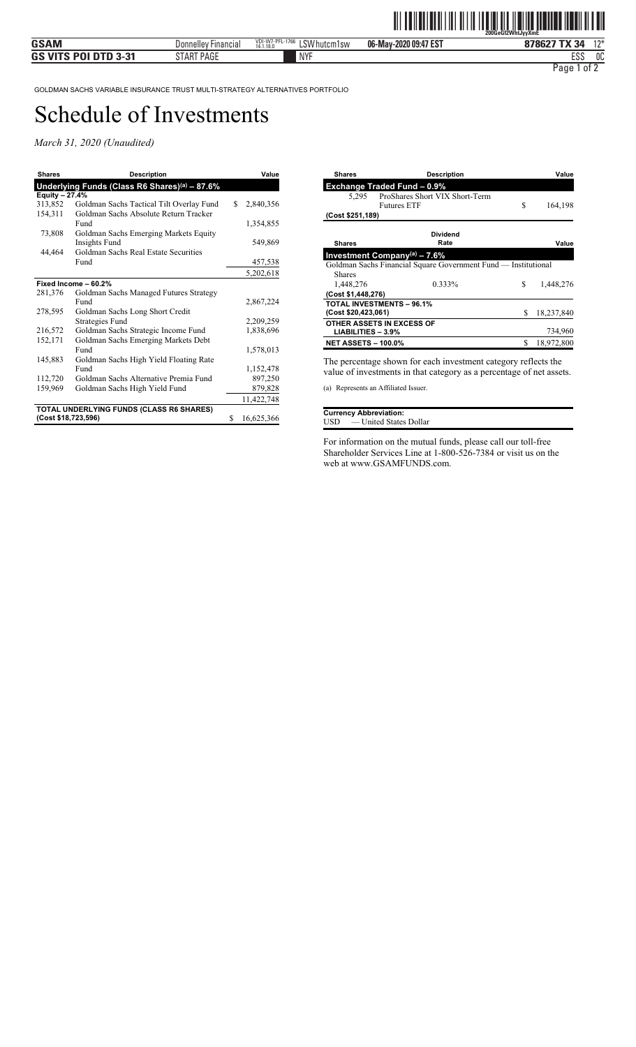GOLDMAN SACHS VARIABLE INSURANCE TRUST MULTI-STRATEGY ALTERNATIVES PORTFOLIO

# Schedule of Investments

*March 31, 2020 (Unaudited)*

| Shares | Description | Value |
|---|---|---|
| **Underlying Funds (Class R6 Shares)(a) – 87.6%** | | |
| **Equity – 27.4%** | | |
| 313,852 | Goldman Sachs Tactical Tilt Overlay Fund | $ 2,840,356 |
| 154,311 | Goldman Sachs Absolute Return Tracker Fund | 1,354,855 |
| 73,808 | Goldman Sachs Emerging Markets Equity Insights Fund | 549,869 |
| 44,464 | Goldman Sachs Real Estate Securities Fund | 457,538 |
| | | 5,202,618 |
| **Fixed Income – 60.2%** | | |
| 281,376 | Goldman Sachs Managed Futures Strategy Fund | 2,867,224 |
| 278,595 | Goldman Sachs Long Short Credit Strategies Fund | 2,209,259 |
| 216,572 | Goldman Sachs Strategic Income Fund | 1,838,696 |
| 152,171 | Goldman Sachs Emerging Markets Debt Fund | 1,578,013 |
| 145,883 | Goldman Sachs High Yield Floating Rate Fund | 1,152,478 |
| 112,720 | Goldman Sachs Alternative Premia Fund | 897,250 |
| 159,969 | Goldman Sachs High Yield Fund | 879,828 |
| | | 11,422,748 |
| **TOTAL UNDERLYING FUNDS (CLASS R6 SHARES) (Cost $18,723,596)** | | $ 16,625,366 |

| Shares | Description | Value |
|---|---|---|
| **Exchange Traded Fund – 0.9%** | | |
| 5,295 | ProShares Short VIX Short-Term Futures ETF | $ 164,198 |
| **(Cost $251,189)** | | |

| Shares | Dividend Rate | Value |
|---|---|---|
| **Investment Company(a) – 7.6%** | | |
| Goldman Sachs Financial Square Government Fund — Institutional Shares | | |
| 1,448,276 | 0.333% | $ 1,448,276 |
| **(Cost $1,448,276)** | | |
| **TOTAL INVESTMENTS – 96.1% (Cost $20,423,061)** | | $ 18,237,840 |
| **OTHER ASSETS IN EXCESS OF LIABILITIES – 3.9%** | | 734,960 |
| **NET ASSETS – 100.0%** | | $ 18,972,800 |

The percentage shown for each investment category reflects the value of investments in that category as a percentage of net assets.

(a) Represents an Affiliated Issuer.

**Currency Abbreviation:**
USD — United States Dollar

For information on the mutual funds, please call our toll-free Shareholder Services Line at 1-800-526-7384 or visit us on the web at www.GSAMFUNDS.com.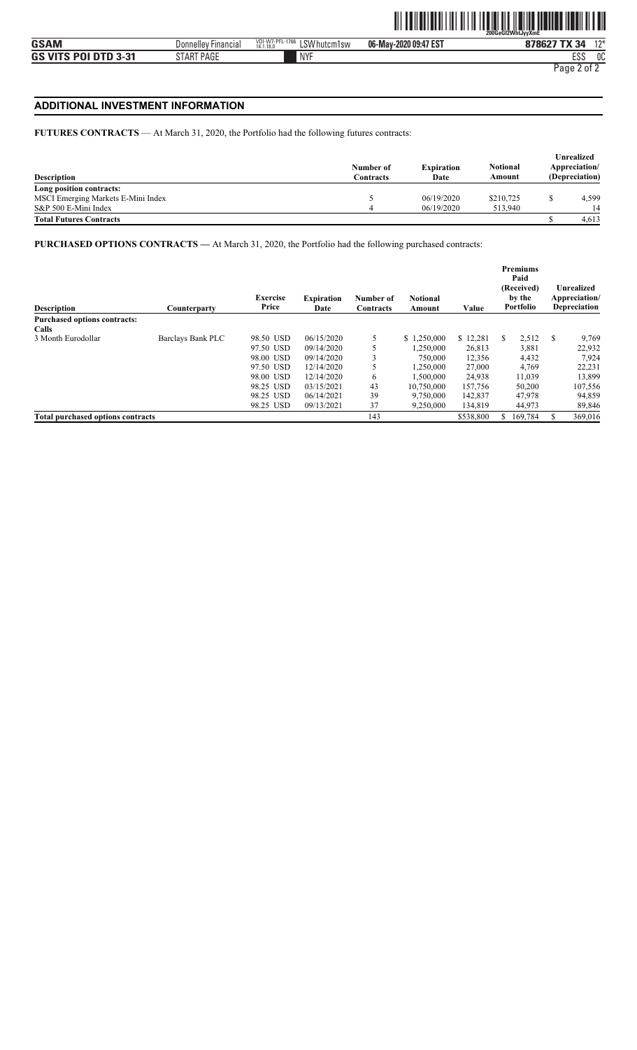## ADDITIONAL INVESTMENT INFORMATION

**FUTURES CONTRACTS** — At March 31, 2020, the Portfolio had the following futures contracts:

| Description | Number of Contracts | Expiration Date | Notional Amount | Unrealized Appreciation/ (Depreciation) |
|---|---|---|---|---|
| **Long position contracts:** | | | | |
| MSCI Emerging Markets E-Mini Index | 5 | 06/19/2020 | $210,725 | $ 4,599 |
| S&P 500 E-Mini Index | 4 | 06/19/2020 | 513,940 | 14 |
| **Total Futures Contracts** | | | | $ 4,613 |

**PURCHASED OPTIONS CONTRACTS —** At March 31, 2020, the Portfolio had the following purchased contracts:

| Description | Counterparty | Exercise Price | Expiration Date | Number of Contracts | Notional Amount | Value | Premiums Paid (Received) by the Portfolio | Unrealized Appreciation/ Depreciation |
|---|---|---|---|---|---|---|---|---|
| **Purchased options contracts:** | | | | | | | | |
| **Calls** | | | | | | | | |
| 3 Month Eurodollar | Barclays Bank PLC | 98.50 USD | 06/15/2020 | 5 | $ 1,250,000 | $ 12,281 | $ 2,512 | $ 9,769 |
| | | 97.50 USD | 09/14/2020 | 5 | 1,250,000 | 26,813 | 3,881 | 22,932 |
| | | 98.00 USD | 09/14/2020 | 3 | 750,000 | 12,356 | 4,432 | 7,924 |
| | | 97.50 USD | 12/14/2020 | 5 | 1,250,000 | 27,000 | 4,769 | 22,231 |
| | | 98.00 USD | 12/14/2020 | 6 | 1,500,000 | 24,938 | 11,039 | 13,899 |
| | | 98.25 USD | 03/15/2021 | 43 | 10,750,000 | 157,756 | 50,200 | 107,556 |
| | | 98.25 USD | 06/14/2021 | 39 | 9,750,000 | 142,837 | 47,978 | 94,859 |
| | | 98.25 USD | 09/13/2021 | 37 | 9,250,000 | 134,819 | 44,973 | 89,846 |
| **Total purchased options contracts** | | | | 143 | | $538,800 | $ 169,784 | $ 369,016 |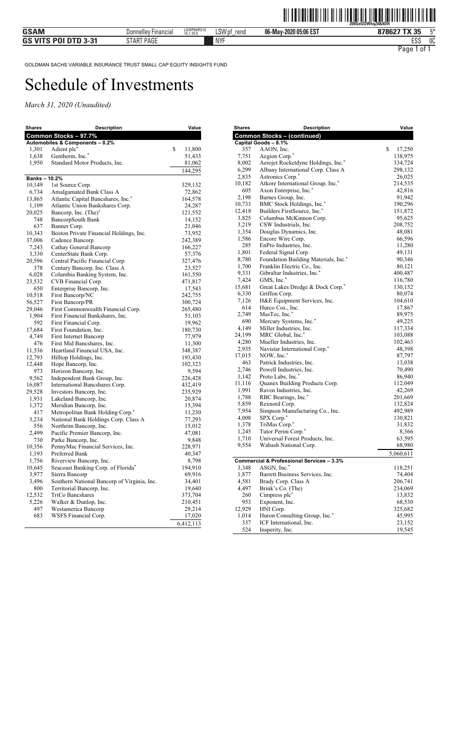GOLDMAN SACHS VARIABLE INSURANCE TRUST SMALL CAP EQUITY INSIGHTS FUND

# Schedule of Investments

*March 31, 2020 (Unaudited)*

| Shares | Description | Value |
|---|---|---|
| **Common Stocks – 97.7%** | | |
| **Automobiles & Components – 0.2%** | | |
| 1,301 | Adient plc* | $ 11,800 |
| 1,638 | Gentherm, Inc.* | 51,433 |
| 1,950 | Standard Motor Products, Inc. | 81,062 |
| | | 144,295 |
| **Banks – 10.2%** | | |
| 10,149 | 1st Source Corp. | 329,132 |
| 6,734 | Amalgamated Bank Class A | 72,862 |
| 13,865 | Atlantic Capital Bancshares, Inc.* | 164,578 |
| 1,109 | Atlantic Union Bankshares Corp. | 24,287 |
| 20,025 | Bancorp, Inc. (The)* | 121,552 |
| 748 | BancorpSouth Bank | 14,152 |
| 637 | Banner Corp. | 21,046 |
| 10,343 | Boston Private Financial Holdings, Inc. | 73,952 |
| 37,006 | Cadence Bancorp | 242,389 |
| 7,243 | Cathay General Bancorp | 166,227 |
| 3,330 | CenterState Bank Corp. | 57,376 |
| 20,596 | Central Pacific Financial Corp. | 327,476 |
| 378 | Century Bancorp, Inc. Class A | 23,527 |
| 6,028 | Columbia Banking System, Inc. | 161,550 |
| 23,532 | CVB Financial Corp. | 471,817 |
| 650 | Enterprise Bancorp, Inc. | 17,543 |
| 10,518 | First Bancorp/NC | 242,755 |
| 56,527 | First Bancorp/PR | 300,724 |
| 29,046 | First Commonwealth Financial Corp. | 265,480 |
| 1,904 | First Financial Bankshares, Inc. | 51,103 |
| 592 | First Financial Corp. | 19,962 |
| 17,684 | First Foundation, Inc. | 180,730 |
| 4,749 | First Internet Bancorp | 77,979 |
| 476 | First Mid Bancshares, Inc. | 11,300 |
| 11,536 | Heartland Financial USA, Inc. | 348,387 |
| 12,793 | Hilltop Holdings, Inc. | 193,430 |
| 12,448 | Hope Bancorp, Inc. | 102,323 |
| 973 | Horizon Bancorp, Inc. | 9,594 |
| 9,562 | Independent Bank Group, Inc. | 226,428 |
| 16,087 | International Bancshares Corp. | 432,419 |
| 29,528 | Investors Bancorp, Inc. | 235,929 |
| 1,931 | Lakeland Bancorp, Inc. | 20,874 |
| 1,372 | Meridian Bancorp, Inc. | 15,394 |
| 417 | Metropolitan Bank Holding Corp.* | 11,230 |
| 3,234 | National Bank Holdings Corp. Class A | 77,293 |
| 556 | Northrim Bancorp, Inc. | 15,012 |
| 2,499 | Pacific Premier Bancorp, Inc. | 47,081 |
| 730 | Parke Bancorp, Inc. | 9,848 |
| 10,356 | PennyMac Financial Services, Inc. | 228,971 |
| 1,193 | Preferred Bank | 40,347 |
| 1,756 | Riverview Bancorp, Inc. | 8,798 |
| 10,645 | Seacoast Banking Corp. of Florida* | 194,910 |
| 3,977 | Sierra Bancorp | 69,916 |
| 3,496 | Southern National Bancorp of Virginia, Inc. | 34,401 |
| 800 | Territorial Bancorp, Inc. | 19,640 |
| 12,532 | TriCo Bancshares | 373,704 |
| 5,226 | Walker & Dunlop, Inc. | 210,451 |
| 497 | Westamerica Bancorp | 29,214 |
| 683 | WSFS Financial Corp. | 17,020 |
| | | 6,412,113 |
| **Common Stocks – (continued)** | | |
| **Capital Goods – 8.1%** | | |
| 357 | AAON, Inc. | $ 17,250 |
| 7,751 | Aegion Corp.* | 138,975 |
| 8,002 | Aerojet Rocketdyne Holdings, Inc.* | 334,724 |
| 6,299 | Albany International Corp. Class A | 298,132 |
| 2,835 | Astronics Corp.* | 26,025 |
| 10,182 | Atkore International Group, Inc.* | 214,535 |
| 605 | Axon Enterprise, Inc.* | 42,816 |
| 2,198 | Barnes Group, Inc. | 91,942 |
| 10,733 | BMC Stock Holdings, Inc.* | 190,296 |
| 12,418 | Builders FirstSource, Inc.* | 151,872 |
| 3,825 | Columbus McKinnon Corp. | 95,625 |
| 3,219 | CSW Industrials, Inc. | 208,752 |
| 1,354 | Douglas Dynamics, Inc. | 48,081 |
| 1,586 | Encore Wire Corp. | 66,596 |
| 285 | EnPro Industries, Inc. | 11,280 |
| 1,801 | Federal Signal Corp. | 49,131 |
| 8,780 | Foundation Building Materials, Inc.* | 90,346 |
| 1,700 | Franklin Electric Co., Inc. | 80,121 |
| 9,331 | Gibraltar Industries, Inc.* | 400,487 |
| 7,424 | GMS, Inc.* | 116,780 |
| 15,681 | Great Lakes Dredge & Dock Corp.* | 130,152 |
| 6,330 | Griffon Corp. | 80,074 |
| 7,126 | H&E Equipment Services, Inc. | 104,610 |
| 614 | Hurco Cos., Inc. | 17,867 |
| 2,749 | MasTec, Inc.* | 89,975 |
| 690 | Mercury Systems, Inc.* | 49,225 |
| 4,149 | Miller Industries, Inc. | 117,334 |
| 24,199 | MRC Global, Inc.* | 103,088 |
| 4,280 | Mueller Industries, Inc. | 102,463 |
| 2,935 | Navistar International Corp.* | 48,398 |
| 17,015 | NOW, Inc.* | 87,797 |
| 463 | Patrick Industries, Inc. | 13,038 |
| 2,746 | Powell Industries, Inc. | 70,490 |
| 1,142 | Proto Labs, Inc.* | 86,940 |
| 11,116 | Quanex Building Products Corp. | 112,049 |
| 1,991 | Raven Industries, Inc. | 42,269 |
| 1,788 | RBC Bearings, Inc.* | 201,669 |
| 5,859 | Rexnord Corp. | 132,824 |
| 7,954 | Simpson Manufacturing Co., Inc. | 492,989 |
| 4,008 | SPX Corp.* | 130,821 |
| 1,378 | TriMas Corp.* | 31,832 |
| 1,245 | Tutor Perini Corp.* | 8,366 |
| 1,710 | Universal Forest Products, Inc. | 63,595 |
| 9,554 | Wabash National Corp. | 68,980 |
| | | 5,060,611 |
| **Commercial & Professional Services – 3.3%** | | |
| 3,348 | ASGN, Inc.* | 118,251 |
| 1,877 | Barrett Business Services, Inc. | 74,404 |
| 4,581 | Brady Corp. Class A | 206,741 |
| 4,497 | Brink's Co. (The) | 234,069 |
| 260 | Cimpress plc* | 13,832 |
| 953 | Exponent, Inc. | 68,530 |
| 12,929 | HNI Corp. | 325,682 |
| 1,014 | Huron Consulting Group, Inc.* | 45,995 |
| 337 | ICF International, Inc. | 23,152 |
| 524 | Insperity, Inc. | 19,545 |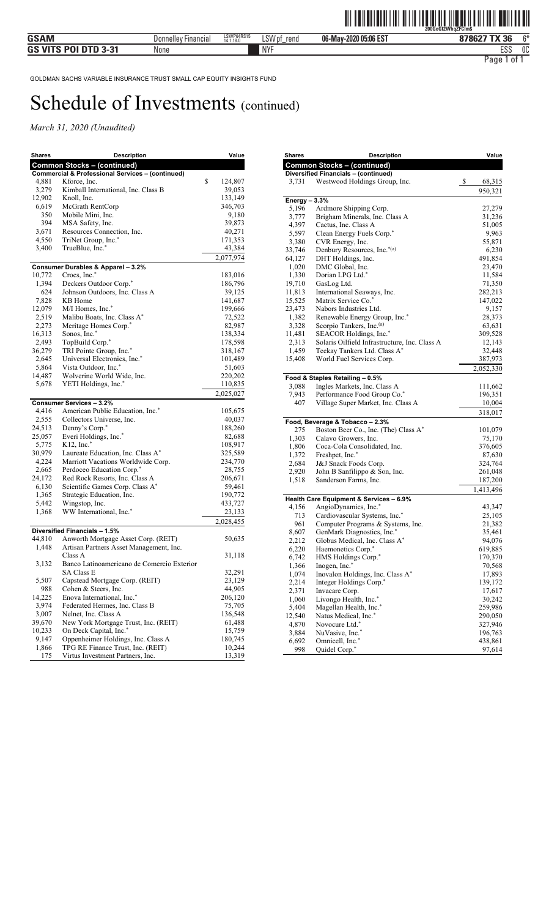GOLDMAN SACHS VARIABLE INSURANCE TRUST SMALL CAP EQUITY INSIGHTS FUND

# Schedule of Investments (continued)

*March 31, 2020 (Unaudited)*

| Shares | Description | Value |
|---|---|---|
| **Common Stocks – (continued)** | | |
| **Commercial & Professional Services – (continued)** | | |
| 4,881 | Kforce, Inc. | $ 124,807 |
| 3,279 | Kimball International, Inc. Class B | 39,053 |
| 12,902 | Knoll, Inc. | 133,149 |
| 6,619 | McGrath RentCorp | 346,703 |
| 350 | Mobile Mini, Inc. | 9,180 |
| 394 | MSA Safety, Inc. | 39,873 |
| 3,671 | Resources Connection, Inc. | 40,271 |
| 4,550 | TriNet Group, Inc.* | 171,353 |
| 3,400 | TrueBlue, Inc.* | 43,384 |
| | | 2,077,974 |
| **Consumer Durables & Apparel – 3.2%** | | |
| 10,772 | Crocs, Inc.* | 183,016 |
| 1,394 | Deckers Outdoor Corp.* | 186,796 |
| 624 | Johnson Outdoors, Inc. Class A | 39,125 |
| 7,828 | KB Home | 141,687 |
| 12,079 | M/I Homes, Inc.* | 199,666 |
| 2,519 | Malibu Boats, Inc. Class A* | 72,522 |
| 2,273 | Meritage Homes Corp.* | 82,987 |
| 16,313 | Sonos, Inc.* | 138,334 |
| 2,493 | TopBuild Corp.* | 178,598 |
| 36,279 | TRI Pointe Group, Inc.* | 318,167 |
| 2,645 | Universal Electronics, Inc.* | 101,489 |
| 5,864 | Vista Outdoor, Inc.* | 51,603 |
| 14,487 | Wolverine World Wide, Inc. | 220,202 |
| 5,678 | YETI Holdings, Inc.* | 110,835 |
| | | 2,025,027 |
| **Consumer Services – 3.2%** | | |
| 4,416 | American Public Education, Inc.* | 105,675 |
| 2,555 | Collectors Universe, Inc. | 40,037 |
| 24,513 | Denny's Corp.* | 188,260 |
| 25,057 | Everi Holdings, Inc.* | 82,688 |
| 5,775 | K12, Inc.* | 108,917 |
| 30,979 | Laureate Education, Inc. Class A* | 325,589 |
| 4,224 | Marriott Vacations Worldwide Corp. | 234,770 |
| 2,665 | Perdoceo Education Corp.* | 28,755 |
| 24,172 | Red Rock Resorts, Inc. Class A | 206,671 |
| 6,130 | Scientific Games Corp. Class A* | 59,461 |
| 1,365 | Strategic Education, Inc. | 190,772 |
| 5,442 | Wingstop, Inc. | 433,727 |
| 1,368 | WW International, Inc.* | 23,133 |
| | | 2,028,455 |
| **Diversified Financials – 1.5%** | | |
| 44,810 | Anworth Mortgage Asset Corp. (REIT) | 50,635 |
| 1,448 | Artisan Partners Asset Management, Inc. Class A | 31,118 |
| 3,132 | Banco Latinoamericano de Comercio Exterior SA Class E | 32,291 |
| 5,507 | Capstead Mortgage Corp. (REIT) | 23,129 |
| 988 | Cohen & Steers, Inc. | 44,905 |
| 14,225 | Enova International, Inc.* | 206,120 |
| 3,974 | Federated Hermes, Inc. Class B | 75,705 |
| 3,007 | Nelnet, Inc. Class A | 136,548 |
| 39,670 | New York Mortgage Trust, Inc. (REIT) | 61,488 |
| 10,233 | On Deck Capital, Inc.* | 15,759 |
| 9,147 | Oppenheimer Holdings, Inc. Class A | 180,745 |
| 1,866 | TPG RE Finance Trust, Inc. (REIT) | 10,244 |
| 175 | Virtus Investment Partners, Inc. | 13,319 |
| **Diversified Financials – (continued)** | | |
| 3,731 | Westwood Holdings Group, Inc. | $ 68,315 |
| | | 950,321 |
| **Energy – 3.3%** | | |
| 5,196 | Ardmore Shipping Corp. | 27,279 |
| 3,777 | Brigham Minerals, Inc. Class A | 31,236 |
| 4,397 | Cactus, Inc. Class A | 51,005 |
| 5,597 | Clean Energy Fuels Corp.* | 9,963 |
| 3,380 | CVR Energy, Inc. | 55,871 |
| 33,746 | Denbury Resources, Inc.*(a) | 6,230 |
| 64,127 | DHT Holdings, Inc. | 491,854 |
| 1,020 | DMC Global, Inc. | 23,470 |
| 1,330 | Dorian LPG Ltd.* | 11,584 |
| 19,710 | GasLog Ltd. | 71,350 |
| 11,813 | International Seaways, Inc. | 282,213 |
| 15,525 | Matrix Service Co.* | 147,022 |
| 23,473 | Nabors Industries Ltd. | 9,157 |
| 1,382 | Renewable Energy Group, Inc.* | 28,373 |
| 3,328 | Scorpio Tankers, Inc.(a) | 63,631 |
| 11,481 | SEACOR Holdings, Inc.* | 309,528 |
| 2,313 | Solaris Oilfield Infrastructure, Inc. Class A | 12,143 |
| 1,459 | Teekay Tankers Ltd. Class A* | 32,448 |
| 15,408 | World Fuel Services Corp. | 387,973 |
| | | 2,052,330 |
| **Food & Staples Retailing – 0.5%** | | |
| 3,088 | Ingles Markets, Inc. Class A | 111,662 |
| 7,943 | Performance Food Group Co.* | 196,351 |
| 407 | Village Super Market, Inc. Class A | 10,004 |
| | | 318,017 |
| **Food, Beverage & Tobacco – 2.3%** | | |
| 275 | Boston Beer Co., Inc. (The) Class A* | 101,079 |
| 1,303 | Calavo Growers, Inc. | 75,170 |
| 1,806 | Coca-Cola Consolidated, Inc. | 376,605 |
| 1,372 | Freshpet, Inc.* | 87,630 |
| 2,684 | J&J Snack Foods Corp. | 324,764 |
| 2,920 | John B Sanfilippo & Son, Inc. | 261,048 |
| 1,518 | Sanderson Farms, Inc. | 187,200 |
| | | 1,413,496 |
| **Health Care Equipment & Services – 6.9%** | | |
| 4,156 | AngioDynamics, Inc.* | 43,347 |
| 713 | Cardiovascular Systems, Inc.* | 25,105 |
| 961 | Computer Programs & Systems, Inc. | 21,382 |
| 8,607 | GenMark Diagnostics, Inc.* | 35,461 |
| 2,212 | Globus Medical, Inc. Class A* | 94,076 |
| 6,220 | Haemonetics Corp.* | 619,885 |
| 6,742 | HMS Holdings Corp.* | 170,370 |
| 1,366 | Inogen, Inc.* | 70,568 |
| 1,074 | Inovalon Holdings, Inc. Class A* | 17,893 |
| 2,214 | Integer Holdings Corp.* | 139,172 |
| 2,371 | Invacare Corp. | 17,617 |
| 1,060 | Livongo Health, Inc.* | 30,242 |
| 5,404 | Magellan Health, Inc.* | 259,986 |
| 12,540 | Natus Medical, Inc.* | 290,050 |
| 4,870 | Novocure Ltd.* | 327,946 |
| 3,884 | NuVasive, Inc.* | 196,763 |
| 6,692 | Omnicell, Inc.* | 438,861 |
| 998 | Quidel Corp.* | 97,614 |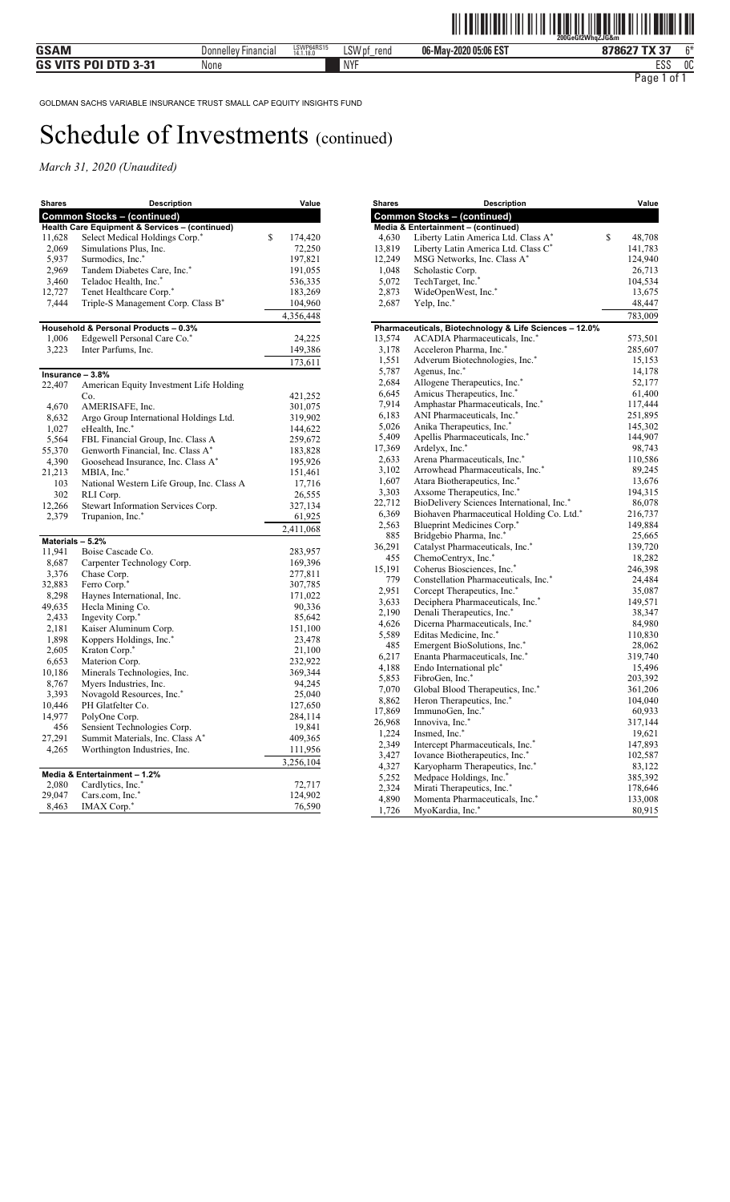GOLDMAN SACHS VARIABLE INSURANCE TRUST SMALL CAP EQUITY INSIGHTS FUND

# Schedule of Investments (continued)

*March 31, 2020 (Unaudited)*

| Shares | Description | Value |
|---|---|---|
| **Common Stocks – (continued)** | | |
| **Health Care Equipment & Services – (continued)** | | |
| 11,628 | Select Medical Holdings Corp.* | $ 174,420 |
| 2,069 | Simulations Plus, Inc. | 72,250 |
| 5,937 | Surmodics, Inc.* | 197,821 |
| 2,969 | Tandem Diabetes Care, Inc.* | 191,055 |
| 3,460 | Teladoc Health, Inc.* | 536,335 |
| 12,727 | Tenet Healthcare Corp.* | 183,269 |
| 7,444 | Triple-S Management Corp. Class B* | 104,960 |
| | | 4,356,448 |
| **Household & Personal Products – 0.3%** | | |
| 1,006 | Edgewell Personal Care Co.* | 24,225 |
| 3,223 | Inter Parfums, Inc. | 149,386 |
| | | 173,611 |
| **Insurance – 3.8%** | | |
| 22,407 | American Equity Investment Life Holding Co. | 421,252 |
| 4,670 | AMERISAFE, Inc. | 301,075 |
| 8,632 | Argo Group International Holdings Ltd. | 319,902 |
| 1,027 | eHealth, Inc.* | 144,622 |
| 5,564 | FBL Financial Group, Inc. Class A | 259,672 |
| 55,370 | Genworth Financial, Inc. Class A* | 183,828 |
| 4,390 | Goosehead Insurance, Inc. Class A* | 195,926 |
| 21,213 | MBIA, Inc.* | 151,461 |
| 103 | National Western Life Group, Inc. Class A | 17,716 |
| 302 | RLI Corp. | 26,555 |
| 12,266 | Stewart Information Services Corp. | 327,134 |
| 2,379 | Trupanion, Inc.* | 61,925 |
| | | 2,411,068 |
| **Materials – 5.2%** | | |
| 11,941 | Boise Cascade Co. | 283,957 |
| 8,687 | Carpenter Technology Corp. | 169,396 |
| 3,376 | Chase Corp. | 277,811 |
| 32,883 | Ferro Corp.* | 307,785 |
| 8,298 | Haynes International, Inc. | 171,022 |
| 49,635 | Hecla Mining Co. | 90,336 |
| 2,433 | Ingevity Corp.* | 85,642 |
| 2,181 | Kaiser Aluminum Corp. | 151,100 |
| 1,898 | Koppers Holdings, Inc.* | 23,478 |
| 2,605 | Kraton Corp.* | 21,100 |
| 6,653 | Materion Corp. | 232,922 |
| 10,186 | Minerals Technologies, Inc. | 369,344 |
| 8,767 | Myers Industries, Inc. | 94,245 |
| 3,393 | Novagold Resources, Inc.* | 25,040 |
| 10,446 | PH Glatfelter Co. | 127,650 |
| 14,977 | PolyOne Corp. | 284,114 |
| 456 | Sensient Technologies Corp. | 19,841 |
| 27,291 | Summit Materials, Inc. Class A* | 409,365 |
| 4,265 | Worthington Industries, Inc. | 111,956 |
| | | 3,256,104 |
| **Media & Entertainment – 1.2%** | | |
| 2,080 | Cardlytics, Inc.* | 72,717 |
| 29,047 | Cars.com, Inc.* | 124,902 |
| 8,463 | IMAX Corp.* | 76,590 |

| Shares | Description | Value |
|---|---|---|
| **Common Stocks – (continued)** | | |
| **Media & Entertainment – (continued)** | | |
| 4,630 | Liberty Latin America Ltd. Class A* | $ 48,708 |
| 13,819 | Liberty Latin America Ltd. Class C* | 141,783 |
| 12,249 | MSG Networks, Inc. Class A* | 124,940 |
| 1,048 | Scholastic Corp. | 26,713 |
| 5,072 | TechTarget, Inc.* | 104,534 |
| 2,873 | WideOpenWest, Inc.* | 13,675 |
| 2,687 | Yelp, Inc.* | 48,447 |
| | | 783,009 |
| **Pharmaceuticals, Biotechnology & Life Sciences – 12.0%** | | |
| 13,574 | ACADIA Pharmaceuticals, Inc.* | 573,501 |
| 3,178 | Acceleron Pharma, Inc.* | 285,607 |
| 1,551 | Adverum Biotechnologies, Inc.* | 15,153 |
| 5,787 | Agenus, Inc.* | 14,178 |
| 2,684 | Allogene Therapeutics, Inc.* | 52,177 |
| 6,645 | Amicus Therapeutics, Inc.* | 61,400 |
| 7,914 | Amphastar Pharmaceuticals, Inc.* | 117,444 |
| 6,183 | ANI Pharmaceuticals, Inc.* | 251,895 |
| 5,026 | Anika Therapeutics, Inc.* | 145,302 |
| 5,409 | Apellis Pharmaceuticals, Inc.* | 144,907 |
| 17,369 | Ardelyx, Inc.* | 98,743 |
| 2,633 | Arena Pharmaceuticals, Inc.* | 110,586 |
| 3,102 | Arrowhead Pharmaceuticals, Inc.* | 89,245 |
| 1,607 | Atara Biotherapeutics, Inc.* | 13,676 |
| 3,303 | Axsome Therapeutics, Inc.* | 194,315 |
| 22,712 | BioDelivery Sciences International, Inc.* | 86,078 |
| 6,369 | Biohaven Pharmaceutical Holding Co. Ltd.* | 216,737 |
| 2,563 | Blueprint Medicines Corp.* | 149,884 |
| 885 | Bridgebio Pharma, Inc.* | 25,665 |
| 36,291 | Catalyst Pharmaceuticals, Inc.* | 139,720 |
| 455 | ChemoCentryx, Inc.* | 18,282 |
| 15,191 | Coherus Biosciences, Inc.* | 246,398 |
| 779 | Constellation Pharmaceuticals, Inc.* | 24,484 |
| 2,951 | Corcept Therapeutics, Inc.* | 35,087 |
| 3,633 | Deciphera Pharmaceuticals, Inc.* | 149,571 |
| 2,190 | Denali Therapeutics, Inc.* | 38,347 |
| 4,626 | Dicerna Pharmaceuticals, Inc.* | 84,980 |
| 5,589 | Editas Medicine, Inc.* | 110,830 |
| 485 | Emergent BioSolutions, Inc.* | 28,062 |
| 6,217 | Enanta Pharmaceuticals, Inc.* | 319,740 |
| 4,188 | Endo International plc* | 15,496 |
| 5,853 | FibroGen, Inc.* | 203,392 |
| 7,070 | Global Blood Therapeutics, Inc.* | 361,206 |
| 8,862 | Heron Therapeutics, Inc.* | 104,040 |
| 17,869 | ImmunoGen, Inc.* | 60,933 |
| 26,968 | Innoviva, Inc.* | 317,144 |
| 1,224 | Insmed, Inc.* | 19,621 |
| 2,349 | Intercept Pharmaceuticals, Inc.* | 147,893 |
| 3,427 | Iovance Biotherapeutics, Inc.* | 102,587 |
| 4,327 | Karyopharm Therapeutics, Inc.* | 83,122 |
| 5,252 | Medpace Holdings, Inc.* | 385,392 |
| 2,324 | Mirati Therapeutics, Inc.* | 178,646 |
| 4,890 | Momenta Pharmaceuticals, Inc.* | 133,008 |
| 1,726 | MyoKardia, Inc.* | 80,915 |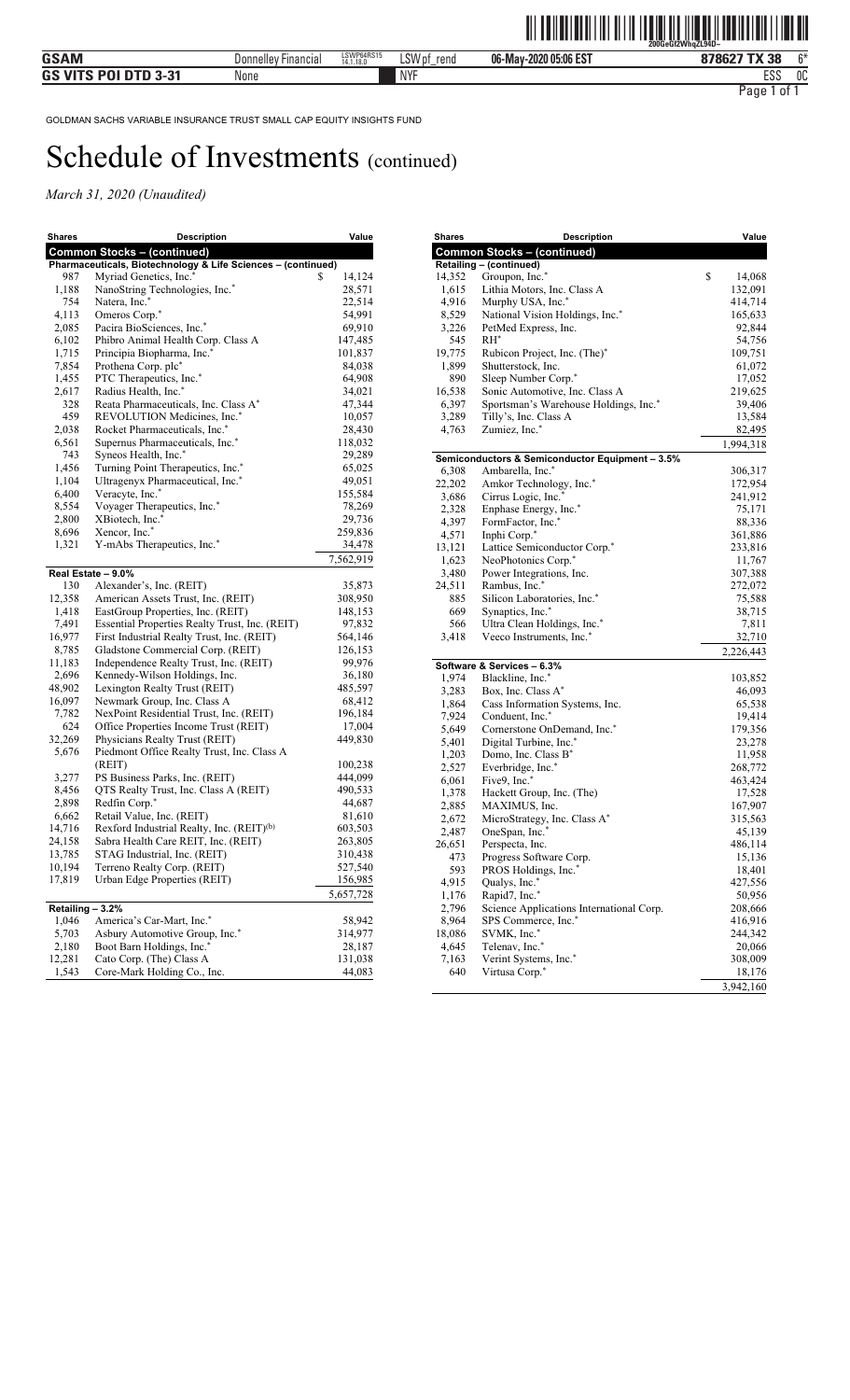GOLDMAN SACHS VARIABLE INSURANCE TRUST SMALL CAP EQUITY INSIGHTS FUND

# Schedule of Investments (continued)

*March 31, 2020 (Unaudited)*

| Shares | Description | Value |
|---|---|---|
| **Common Stocks – (continued)** | | |
| **Pharmaceuticals, Biotechnology & Life Sciences – (continued)** | | |
| 987 | Myriad Genetics, Inc.* | $ 14,124 |
| 1,188 | NanoString Technologies, Inc.* | 28,571 |
| 754 | Natera, Inc.* | 22,514 |
| 4,113 | Omeros Corp.* | 54,991 |
| 2,085 | Pacira BioSciences, Inc.* | 69,910 |
| 6,102 | Phibro Animal Health Corp. Class A | 147,485 |
| 1,715 | Principia Biopharma, Inc.* | 101,837 |
| 7,854 | Prothena Corp. plc* | 84,038 |
| 1,455 | PTC Therapeutics, Inc.* | 64,908 |
| 2,617 | Radius Health, Inc.* | 34,021 |
| 328 | Reata Pharmaceuticals, Inc. Class A* | 47,344 |
| 459 | REVOLUTION Medicines, Inc.* | 10,057 |
| 2,038 | Rocket Pharmaceuticals, Inc.* | 28,430 |
| 6,561 | Supernus Pharmaceuticals, Inc.* | 118,032 |
| 743 | Syneos Health, Inc.* | 29,289 |
| 1,456 | Turning Point Therapeutics, Inc.* | 65,025 |
| 1,104 | Ultragenyx Pharmaceutical, Inc.* | 49,051 |
| 6,400 | Veracyte, Inc.* | 155,584 |
| 8,554 | Voyager Therapeutics, Inc.* | 78,269 |
| 2,800 | XBiotech, Inc.* | 29,736 |
| 8,696 | Xencor, Inc.* | 259,836 |
| 1,321 | Y-mAbs Therapeutics, Inc.* | 34,478 |
| | | 7,562,919 |
| **Real Estate – 9.0%** | | |
| 130 | Alexander's, Inc. (REIT) | 35,873 |
| 12,358 | American Assets Trust, Inc. (REIT) | 308,950 |
| 1,418 | EastGroup Properties, Inc. (REIT) | 148,153 |
| 7,491 | Essential Properties Realty Trust, Inc. (REIT) | 97,832 |
| 16,977 | First Industrial Realty Trust, Inc. (REIT) | 564,146 |
| 8,785 | Gladstone Commercial Corp. (REIT) | 126,153 |
| 11,183 | Independence Realty Trust, Inc. (REIT) | 99,976 |
| 2,696 | Kennedy-Wilson Holdings, Inc. | 36,180 |
| 48,902 | Lexington Realty Trust (REIT) | 485,597 |
| 16,097 | Newmark Group, Inc. Class A | 68,412 |
| 7,782 | NexPoint Residential Trust, Inc. (REIT) | 196,184 |
| 624 | Office Properties Income Trust (REIT) | 17,004 |
| 32,269 | Physicians Realty Trust (REIT) | 449,830 |
| 5,676 | Piedmont Office Realty Trust, Inc. Class A (REIT) | 100,238 |
| 3,277 | PS Business Parks, Inc. (REIT) | 444,099 |
| 8,456 | QTS Realty Trust, Inc. Class A (REIT) | 490,533 |
| 2,898 | Redfin Corp.* | 44,687 |
| 6,662 | Retail Value, Inc. (REIT) | 81,610 |
| 14,716 | Rexford Industrial Realty, Inc. (REIT)(b) | 603,503 |
| 24,158 | Sabra Health Care REIT, Inc. (REIT) | 263,805 |
| 13,785 | STAG Industrial, Inc. (REIT) | 310,438 |
| 10,194 | Terreno Realty Corp. (REIT) | 527,540 |
| 17,819 | Urban Edge Properties (REIT) | 156,985 |
| | | 5,657,728 |
| **Retailing – 3.2%** | | |
| 1,046 | America's Car-Mart, Inc.* | 58,942 |
| 5,703 | Asbury Automotive Group, Inc.* | 314,977 |
| 2,180 | Boot Barn Holdings, Inc.* | 28,187 |
| 12,281 | Cato Corp. (The) Class A | 131,038 |
| 1,543 | Core-Mark Holding Co., Inc. | 44,083 |
| 14,352 | Groupon, Inc.* | $ 14,068 |
| 1,615 | Lithia Motors, Inc. Class A | 132,091 |
| 4,916 | Murphy USA, Inc.* | 414,714 |
| 8,529 | National Vision Holdings, Inc.* | 165,633 |
| 3,226 | PetMed Express, Inc. | 92,844 |
| 545 | RH* | 54,756 |
| 19,775 | Rubicon Project, Inc. (The)* | 109,751 |
| 1,899 | Shutterstock, Inc. | 61,072 |
| 890 | Sleep Number Corp.* | 17,052 |
| 16,538 | Sonic Automotive, Inc. Class A | 219,625 |
| 6,397 | Sportsman's Warehouse Holdings, Inc.* | 39,406 |
| 3,289 | Tilly's, Inc. Class A | 13,584 |
| 4,763 | Zumiez, Inc.* | 82,495 |
| | | 1,994,318 |
| **Semiconductors & Semiconductor Equipment – 3.5%** | | |
| 6,308 | Ambarella, Inc.* | 306,317 |
| 22,202 | Amkor Technology, Inc.* | 172,954 |
| 3,686 | Cirrus Logic, Inc.* | 241,912 |
| 2,328 | Enphase Energy, Inc.* | 75,171 |
| 4,397 | FormFactor, Inc.* | 88,336 |
| 4,571 | Inphi Corp.* | 361,886 |
| 13,121 | Lattice Semiconductor Corp.* | 233,816 |
| 1,623 | NeoPhotonics Corp.* | 11,767 |
| 3,480 | Power Integrations, Inc. | 307,388 |
| 24,511 | Rambus, Inc.* | 272,072 |
| 885 | Silicon Laboratories, Inc.* | 75,588 |
| 669 | Synaptics, Inc.* | 38,715 |
| 566 | Ultra Clean Holdings, Inc.* | 7,811 |
| 3,418 | Veeco Instruments, Inc.* | 32,710 |
| | | 2,226,443 |
| **Software & Services – 6.3%** | | |
| 1,974 | Blackline, Inc.* | 103,852 |
| 3,283 | Box, Inc. Class A* | 46,093 |
| 1,864 | Cass Information Systems, Inc. | 65,538 |
| 7,924 | Conduent, Inc.* | 19,414 |
| 5,649 | Cornerstone OnDemand, Inc.* | 179,356 |
| 5,401 | Digital Turbine, Inc.* | 23,278 |
| 1,203 | Domo, Inc. Class B* | 11,958 |
| 2,527 | Everbridge, Inc.* | 268,772 |
| 6,061 | Five9, Inc.* | 463,424 |
| 1,378 | Hackett Group, Inc. (The) | 17,528 |
| 2,885 | MAXIMUS, Inc. | 167,907 |
| 2,672 | MicroStrategy, Inc. Class A* | 315,563 |
| 2,487 | OneSpan, Inc.* | 45,139 |
| 26,651 | Perspecta, Inc. | 486,114 |
| 473 | Progress Software Corp. | 15,136 |
| 593 | PROS Holdings, Inc.* | 18,401 |
| 4,915 | Qualys, Inc.* | 427,556 |
| 1,176 | Rapid7, Inc.* | 50,956 |
| 2,796 | Science Applications International Corp. | 208,666 |
| 8,964 | SPS Commerce, Inc.* | 416,916 |
| 18,086 | SVMK, Inc.* | 244,342 |
| 4,645 | Telenav, Inc.* | 20,066 |
| 7,163 | Verint Systems, Inc.* | 308,009 |
| 640 | Virtusa Corp.* | 18,176 |
| | | 3,942,160 |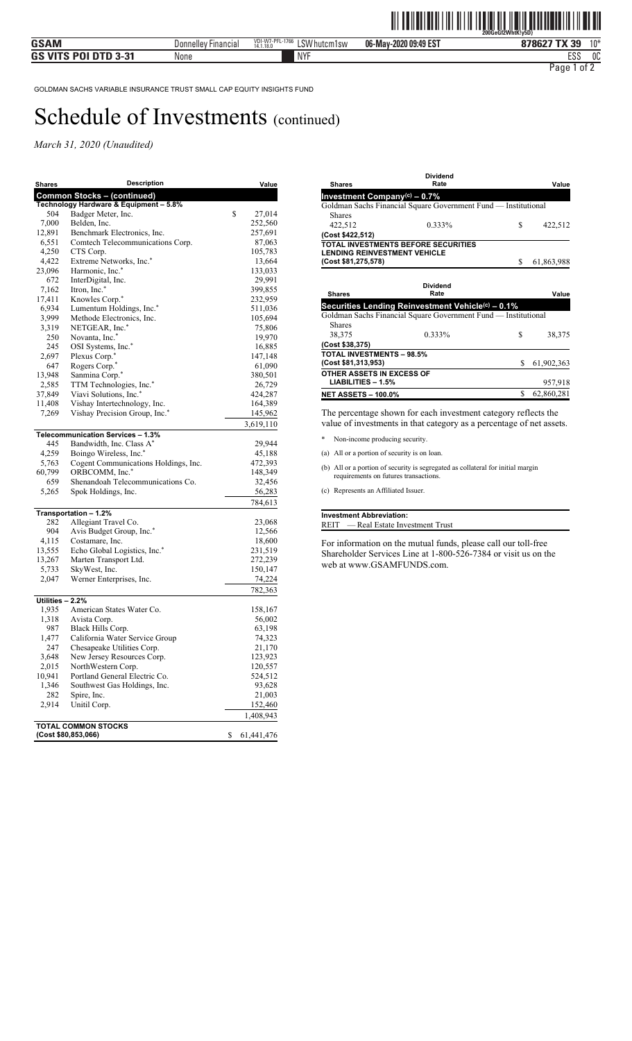GOLDMAN SACHS VARIABLE INSURANCE TRUST SMALL CAP EQUITY INSIGHTS FUND

# Schedule of Investments (continued)

*March 31, 2020 (Unaudited)*

| Shares | Description | Value |
|---|---|---|
| **Common Stocks – (continued)** | | |
| **Technology Hardware & Equipment – 5.8%** | | |
| 504 | Badger Meter, Inc. | $ 27,014 |
| 7,000 | Belden, Inc. | 252,560 |
| 12,891 | Benchmark Electronics, Inc. | 257,691 |
| 6,551 | Comtech Telecommunications Corp. | 87,063 |
| 4,250 | CTS Corp. | 105,783 |
| 4,422 | Extreme Networks, Inc.* | 13,664 |
| 23,096 | Harmonic, Inc.* | 133,033 |
| 672 | InterDigital, Inc. | 29,991 |
| 7,162 | Itron, Inc.* | 399,855 |
| 17,411 | Knowles Corp.* | 232,959 |
| 6,934 | Lumentum Holdings, Inc.* | 511,036 |
| 3,999 | Methode Electronics, Inc. | 105,694 |
| 3,319 | NETGEAR, Inc.* | 75,806 |
| 250 | Novanta, Inc.* | 19,970 |
| 245 | OSI Systems, Inc.* | 16,885 |
| 2,697 | Plexus Corp.* | 147,148 |
| 647 | Rogers Corp.* | 61,090 |
| 13,948 | Sanmina Corp.* | 380,501 |
| 2,585 | TTM Technologies, Inc.* | 26,729 |
| 37,849 | Viavi Solutions, Inc.* | 424,287 |
| 11,408 | Vishay Intertechnology, Inc. | 164,389 |
| 7,269 | Vishay Precision Group, Inc.* | 145,962 |
| | | 3,619,110 |
| **Telecommunication Services – 1.3%** | | |
| 445 | Bandwidth, Inc. Class A* | 29,944 |
| 4,259 | Boingo Wireless, Inc.* | 45,188 |
| 5,763 | Cogent Communications Holdings, Inc. | 472,393 |
| 60,799 | ORBCOMM, Inc.* | 148,349 |
| 659 | Shenandoah Telecommunications Co. | 32,456 |
| 5,265 | Spok Holdings, Inc. | 56,283 |
| | | 784,613 |
| **Transportation – 1.2%** | | |
| 282 | Allegiant Travel Co. | 23,068 |
| 904 | Avis Budget Group, Inc.* | 12,566 |
| 4,115 | Costamare, Inc. | 18,600 |
| 13,555 | Echo Global Logistics, Inc.* | 231,519 |
| 13,267 | Marten Transport Ltd. | 272,239 |
| 5,733 | SkyWest, Inc. | 150,147 |
| 2,047 | Werner Enterprises, Inc. | 74,224 |
| | | 782,363 |
| **Utilities – 2.2%** | | |
| 1,935 | American States Water Co. | 158,167 |
| 1,318 | Avista Corp. | 56,002 |
| 987 | Black Hills Corp. | 63,198 |
| 1,477 | California Water Service Group | 74,323 |
| 247 | Chesapeake Utilities Corp. | 21,170 |
| 3,648 | New Jersey Resources Corp. | 123,923 |
| 2,015 | NorthWestern Corp. | 120,557 |
| 10,941 | Portland General Electric Co. | 524,512 |
| 1,346 | Southwest Gas Holdings, Inc. | 93,628 |
| 282 | Spire, Inc. | 21,003 |
| 2,914 | Unitil Corp. | 152,460 |
| | | 1,408,943 |
| **TOTAL COMMON STOCKS (Cost $80,853,066)** | | $ 61,441,476 |

| Shares | Dividend Rate | Value |
|---|---|---|
| **Investment Company(c) – 0.7%** | | |
| Goldman Sachs Financial Square Government Fund — Institutional Shares | | |
| 422,512 | 0.333% | $ 422,512 |
| (Cost $422,512) | | |
| **TOTAL INVESTMENTS BEFORE SECURITIES LENDING REINVESTMENT VEHICLE (Cost $81,275,578)** | | $ 61,863,988 |

| Shares | Dividend Rate | Value |
|---|---|---|
| **Securities Lending Reinvestment Vehicle(c) – 0.1%** | | |
| Goldman Sachs Financial Square Government Fund — Institutional Shares | | |
| 38,375 | 0.333% | $ 38,375 |
| (Cost $38,375) | | |
| **TOTAL INVESTMENTS – 98.5% (Cost $81,313,953)** | | $ 61,902,363 |
| **OTHER ASSETS IN EXCESS OF LIABILITIES – 1.5%** | | 957,918 |
| **NET ASSETS – 100.0%** | | $ 62,860,281 |

The percentage shown for each investment category reflects the value of investments in that category as a percentage of net assets.

\* Non-income producing security.

(a) All or a portion of security is on loan.

(b) All or a portion of security is segregated as collateral for initial margin requirements on futures transactions.

(c) Represents an Affiliated Issuer.

**Investment Abbreviation:**
REIT — Real Estate Investment Trust

For information on the mutual funds, please call our toll-free Shareholder Services Line at 1-800-526-7384 or visit us on the web at www.GSAMFUNDS.com.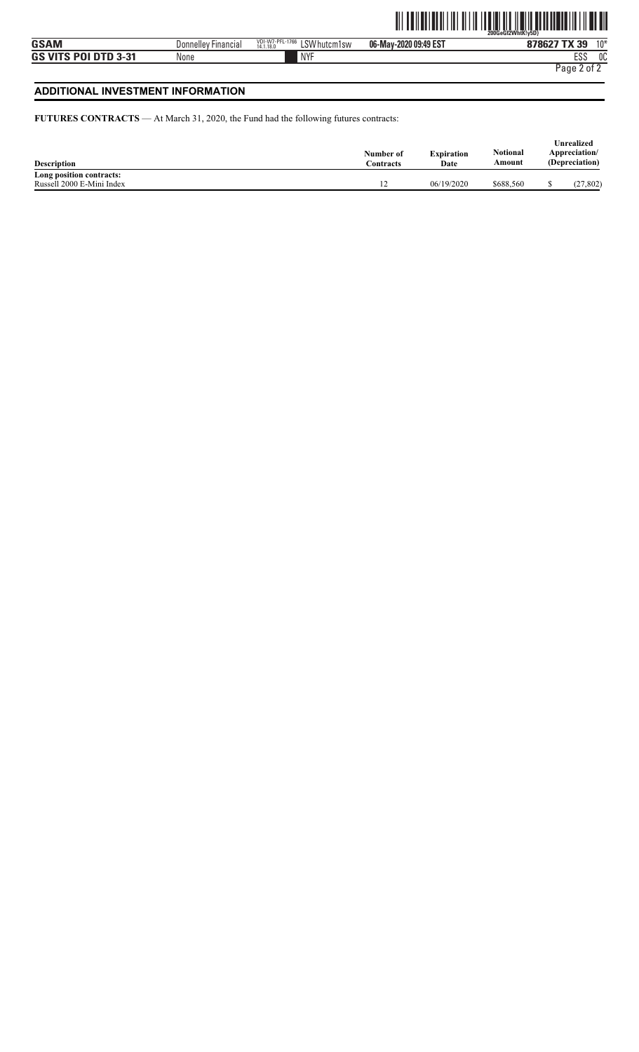## ADDITIONAL INVESTMENT INFORMATION

**FUTURES CONTRACTS** — At March 31, 2020, the Fund had the following futures contracts:

| Description | Number of Contracts | Expiration Date | Notional Amount | Unrealized Appreciation/ (Depreciation) |
|---|---|---|---|---|
| **Long position contracts:** | | | | |
| Russell 2000 E-Mini Index | 12 | 06/19/2020 | $688,560 | $ (27,802) |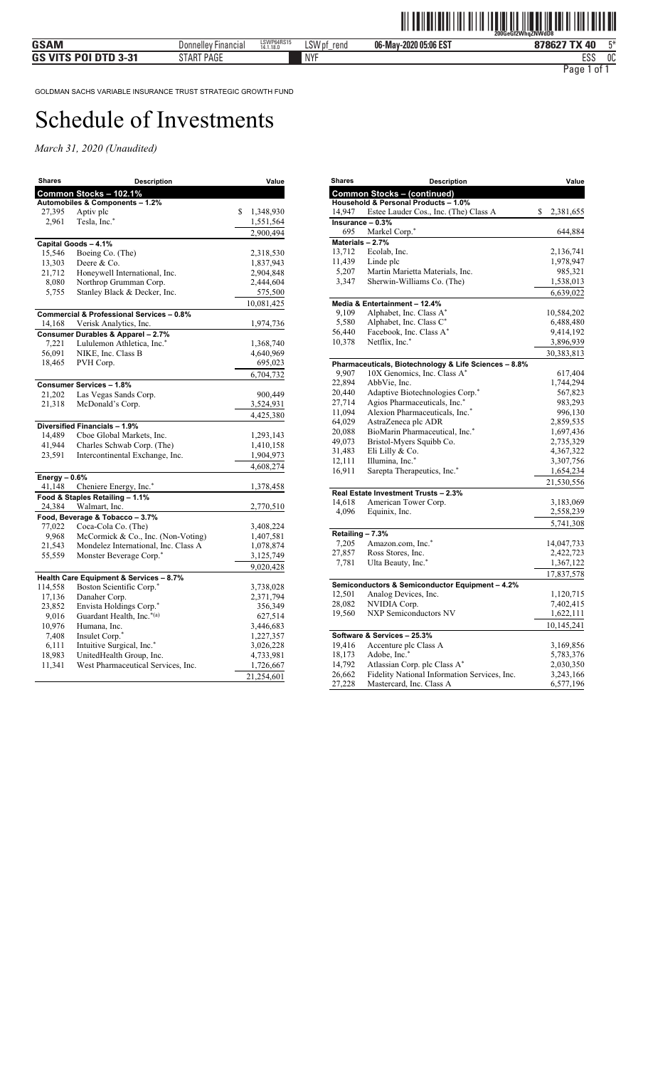GOLDMAN SACHS VARIABLE INSURANCE TRUST STRATEGIC GROWTH FUND

# Schedule of Investments

*March 31, 2020 (Unaudited)*

| Shares | Description | Value |
|---|---|---|
| **Common Stocks – 102.1%** | | |
| **Automobiles & Components – 1.2%** | | |
| 27,395 | Aptiv plc | $ 1,348,930 |
| 2,961 | Tesla, Inc.* | 1,551,564 |
| | | 2,900,494 |
| **Capital Goods – 4.1%** | | |
| 15,546 | Boeing Co. (The) | 2,318,530 |
| 13,303 | Deere & Co. | 1,837,943 |
| 21,712 | Honeywell International, Inc. | 2,904,848 |
| 8,080 | Northrop Grumman Corp. | 2,444,604 |
| 5,755 | Stanley Black & Decker, Inc. | 575,500 |
| | | 10,081,425 |
| **Commercial & Professional Services – 0.8%** | | |
| 14,168 | Verisk Analytics, Inc. | 1,974,736 |
| **Consumer Durables & Apparel – 2.7%** | | |
| 7,221 | Lululemon Athletica, Inc.* | 1,368,740 |
| 56,091 | NIKE, Inc. Class B | 4,640,969 |
| 18,465 | PVH Corp. | 695,023 |
| | | 6,704,732 |
| **Consumer Services – 1.8%** | | |
| 21,202 | Las Vegas Sands Corp. | 900,449 |
| 21,318 | McDonald's Corp. | 3,524,931 |
| | | 4,425,380 |
| **Diversified Financials – 1.9%** | | |
| 14,489 | Cboe Global Markets, Inc. | 1,293,143 |
| 41,944 | Charles Schwab Corp. (The) | 1,410,158 |
| 23,591 | Intercontinental Exchange, Inc. | 1,904,973 |
| | | 4,608,274 |
| **Energy – 0.6%** | | |
| 41,148 | Cheniere Energy, Inc.* | 1,378,458 |
| **Food & Staples Retailing – 1.1%** | | |
| 24,384 | Walmart, Inc. | 2,770,510 |
| **Food, Beverage & Tobacco – 3.7%** | | |
| 77,022 | Coca-Cola Co. (The) | 3,408,224 |
| 9,968 | McCormick & Co., Inc. (Non-Voting) | 1,407,581 |
| 21,543 | Mondelez International, Inc. Class A | 1,078,874 |
| 55,559 | Monster Beverage Corp.* | 3,125,749 |
| | | 9,020,428 |
| **Health Care Equipment & Services – 8.7%** | | |
| 114,558 | Boston Scientific Corp.* | 3,738,028 |
| 17,136 | Danaher Corp. | 2,371,794 |
| 23,852 | Envista Holdings Corp.* | 356,349 |
| 9,016 | Guardant Health, Inc.*(a) | 627,514 |
| 10,976 | Humana, Inc. | 3,446,683 |
| 7,408 | Insulet Corp.* | 1,227,357 |
| 6,111 | Intuitive Surgical, Inc.* | 3,026,228 |
| 18,983 | UnitedHealth Group, Inc. | 4,733,981 |
| 11,341 | West Pharmaceutical Services, Inc. | 1,726,667 |
| | | 21,254,601 |
| **Common Stocks – (continued)** | | |
| **Household & Personal Products – 1.0%** | | |
| 14,947 | Estee Lauder Cos., Inc. (The) Class A | $ 2,381,655 |
| **Insurance – 0.3%** | | |
| 695 | Markel Corp.* | 644,884 |
| **Materials – 2.7%** | | |
| 13,712 | Ecolab, Inc. | 2,136,741 |
| 11,439 | Linde plc | 1,978,947 |
| 5,207 | Martin Marietta Materials, Inc. | 985,321 |
| 3,347 | Sherwin-Williams Co. (The) | 1,538,013 |
| | | 6,639,022 |
| **Media & Entertainment – 12.4%** | | |
| 9,109 | Alphabet, Inc. Class A* | 10,584,202 |
| 5,580 | Alphabet, Inc. Class C* | 6,488,480 |
| 56,440 | Facebook, Inc. Class A* | 9,414,192 |
| 10,378 | Netflix, Inc.* | 3,896,939 |
| | | 30,383,813 |
| **Pharmaceuticals, Biotechnology & Life Sciences – 8.8%** | | |
| 9,907 | 10X Genomics, Inc. Class A* | 617,404 |
| 22,894 | AbbVie, Inc. | 1,744,294 |
| 20,440 | Adaptive Biotechnologies Corp.* | 567,823 |
| 27,714 | Agios Pharmaceuticals, Inc.* | 983,293 |
| 11,094 | Alexion Pharmaceuticals, Inc.* | 996,130 |
| 64,029 | AstraZeneca plc ADR | 2,859,535 |
| 20,088 | BioMarin Pharmaceutical, Inc.* | 1,697,436 |
| 49,073 | Bristol-Myers Squibb Co. | 2,735,329 |
| 31,483 | Eli Lilly & Co. | 4,367,322 |
| 12,111 | Illumina, Inc.* | 3,307,756 |
| 16,911 | Sarepta Therapeutics, Inc.* | 1,654,234 |
| | | 21,530,556 |
| **Real Estate Investment Trusts – 2.3%** | | |
| 14,618 | American Tower Corp. | 3,183,069 |
| 4,096 | Equinix, Inc. | 2,558,239 |
| | | 5,741,308 |
| **Retailing – 7.3%** | | |
| 7,205 | Amazon.com, Inc.* | 14,047,733 |
| 27,857 | Ross Stores, Inc. | 2,422,723 |
| 7,781 | Ulta Beauty, Inc.* | 1,367,122 |
| | | 17,837,578 |
| **Semiconductors & Semiconductor Equipment – 4.2%** | | |
| 12,501 | Analog Devices, Inc. | 1,120,715 |
| 28,082 | NVIDIA Corp. | 7,402,415 |
| 19,560 | NXP Semiconductors NV | 1,622,111 |
| | | 10,145,241 |
| **Software & Services – 25.3%** | | |
| 19,416 | Accenture plc Class A | 3,169,856 |
| 18,173 | Adobe, Inc.* | 5,783,376 |
| 14,792 | Atlassian Corp. plc Class A* | 2,030,350 |
| 26,662 | Fidelity National Information Services, Inc. | 3,243,166 |
| 27,228 | Mastercard, Inc. Class A | 6,577,196 |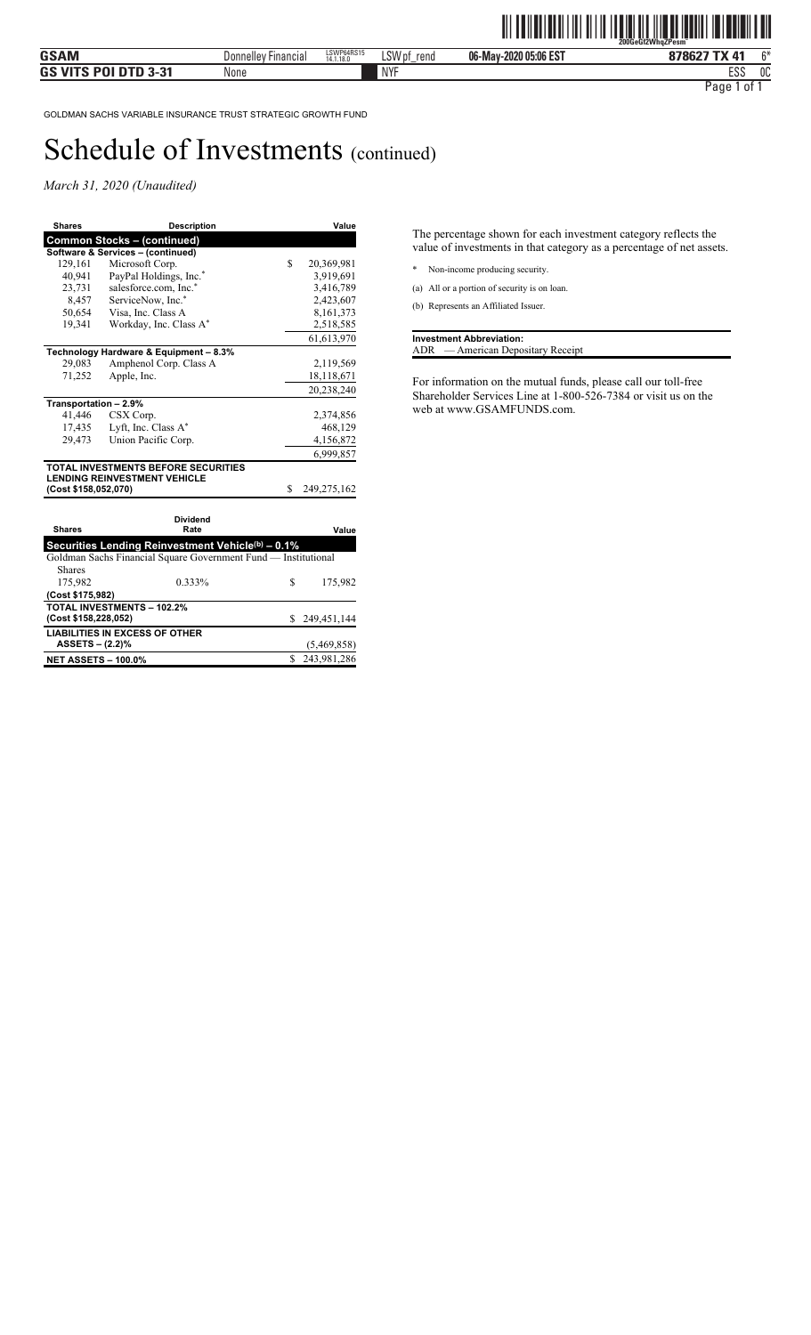GOLDMAN SACHS VARIABLE INSURANCE TRUST STRATEGIC GROWTH FUND

# Schedule of Investments (continued)

*March 31, 2020 (Unaudited)*

| Shares | Description | Value |
|---|---|---|
| **Common Stocks – (continued)** | | |
| **Software & Services – (continued)** | | |
| 129,161 | Microsoft Corp. | $ 20,369,981 |
| 40,941 | PayPal Holdings, Inc.* | 3,919,691 |
| 23,731 | salesforce.com, Inc.* | 3,416,789 |
| 8,457 | ServiceNow, Inc.* | 2,423,607 |
| 50,654 | Visa, Inc. Class A | 8,161,373 |
| 19,341 | Workday, Inc. Class A* | 2,518,585 |
| | | 61,613,970 |
| **Technology Hardware & Equipment – 8.3%** | | |
| 29,083 | Amphenol Corp. Class A | 2,119,569 |
| 71,252 | Apple, Inc. | 18,118,671 |
| | | 20,238,240 |
| **Transportation – 2.9%** | | |
| 41,446 | CSX Corp. | 2,374,856 |
| 17,435 | Lyft, Inc. Class A* | 468,129 |
| 29,473 | Union Pacific Corp. | 4,156,872 |
| | | 6,999,857 |
| **TOTAL INVESTMENTS BEFORE SECURITIES LENDING REINVESTMENT VEHICLE (Cost $158,052,070)** | | $ 249,275,162 |

| Shares | Dividend Rate | Value |
|---|---|---|
| **Securities Lending Reinvestment Vehicle(b) – 0.1%** | | |
| Goldman Sachs Financial Square Government Fund — Institutional Shares | | |
| 175,982 | 0.333% | $ 175,982 |
| **(Cost $175,982)** | | |
| **TOTAL INVESTMENTS – 102.2% (Cost $158,228,052)** | | $ 249,451,144 |
| **LIABILITIES IN EXCESS OF OTHER ASSETS – (2.2)%** | | (5,469,858) |
| **NET ASSETS – 100.0%** | | $ 243,981,286 |

The percentage shown for each investment category reflects the value of investments in that category as a percentage of net assets.

\* Non-income producing security.

(a) All or a portion of security is on loan.

(b) Represents an Affiliated Issuer.

**Investment Abbreviation:**

ADR — American Depositary Receipt

For information on the mutual funds, please call our toll-free Shareholder Services Line at 1-800-526-7384 or visit us on the web at www.GSAMFUNDS.com.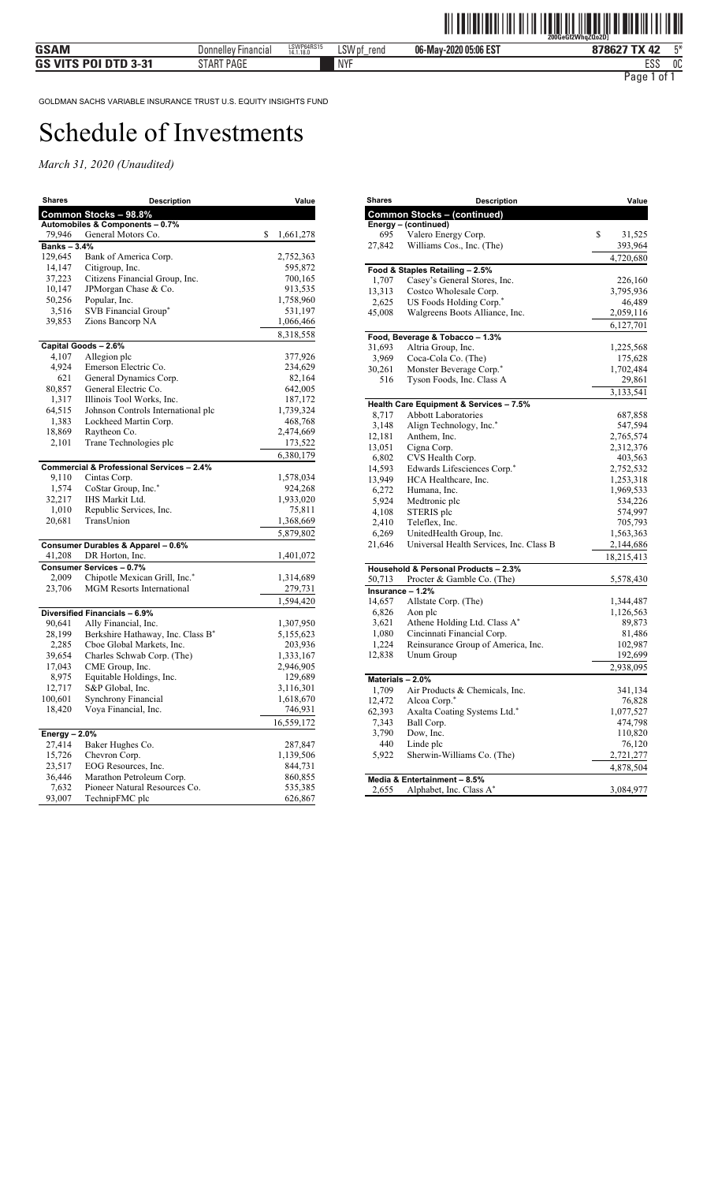GOLDMAN SACHS VARIABLE INSURANCE TRUST U.S. EQUITY INSIGHTS FUND

# Schedule of Investments

*March 31, 2020 (Unaudited)*

| Shares | Description | Value |
|---|---|---|
| **Common Stocks – 98.8%** | | |
| **Automobiles & Components – 0.7%** | | |
| 79,946 | General Motors Co. | $ 1,661,278 |
| **Banks – 3.4%** | | |
| 129,645 | Bank of America Corp. | 2,752,363 |
| 14,147 | Citigroup, Inc. | 595,872 |
| 37,223 | Citizens Financial Group, Inc. | 700,165 |
| 10,147 | JPMorgan Chase & Co. | 913,535 |
| 50,256 | Popular, Inc. | 1,758,960 |
| 3,516 | SVB Financial Group* | 531,197 |
| 39,853 | Zions Bancorp NA | 1,066,466 |
| | | 8,318,558 |
| **Capital Goods – 2.6%** | | |
| 4,107 | Allegion plc | 377,926 |
| 4,924 | Emerson Electric Co. | 234,629 |
| 621 | General Dynamics Corp. | 82,164 |
| 80,857 | General Electric Co. | 642,005 |
| 1,317 | Illinois Tool Works, Inc. | 187,172 |
| 64,515 | Johnson Controls International plc | 1,739,324 |
| 1,383 | Lockheed Martin Corp. | 468,768 |
| 18,869 | Raytheon Co. | 2,474,669 |
| 2,101 | Trane Technologies plc | 173,522 |
| | | 6,380,179 |
| **Commercial & Professional Services – 2.4%** | | |
| 9,110 | Cintas Corp. | 1,578,034 |
| 1,574 | CoStar Group, Inc.* | 924,268 |
| 32,217 | IHS Markit Ltd. | 1,933,020 |
| 1,010 | Republic Services, Inc. | 75,811 |
| 20,681 | TransUnion | 1,368,669 |
| | | 5,879,802 |
| **Consumer Durables & Apparel – 0.6%** | | |
| 41,208 | DR Horton, Inc. | 1,401,072 |
| **Consumer Services – 0.7%** | | |
| 2,009 | Chipotle Mexican Grill, Inc.* | 1,314,689 |
| 23,706 | MGM Resorts International | 279,731 |
| | | 1,594,420 |
| **Diversified Financials – 6.9%** | | |
| 90,641 | Ally Financial, Inc. | 1,307,950 |
| 28,199 | Berkshire Hathaway, Inc. Class B* | 5,155,623 |
| 2,285 | Cboe Global Markets, Inc. | 203,936 |
| 39,654 | Charles Schwab Corp. (The) | 1,333,167 |
| 17,043 | CME Group, Inc. | 2,946,905 |
| 8,975 | Equitable Holdings, Inc. | 129,689 |
| 12,717 | S&P Global, Inc. | 3,116,301 |
| 100,601 | Synchrony Financial | 1,618,670 |
| 18,420 | Voya Financial, Inc. | 746,931 |
| | | 16,559,172 |
| **Energy – 2.0%** | | |
| 27,414 | Baker Hughes Co. | 287,847 |
| 15,726 | Chevron Corp. | 1,139,506 |
| 23,517 | EOG Resources, Inc. | 844,731 |
| 36,446 | Marathon Petroleum Corp. | 860,855 |
| 7,632 | Pioneer Natural Resources Co. | 535,385 |
| 93,007 | TechnipFMC plc | 626,867 |
| **Common Stocks – (continued)** | | |
| **Energy – (continued)** | | |
| 695 | Valero Energy Corp. | $ 31,525 |
| 27,842 | Williams Cos., Inc. (The) | 393,964 |
| | | 4,720,680 |
| **Food & Staples Retailing – 2.5%** | | |
| 1,707 | Casey's General Stores, Inc. | 226,160 |
| 13,313 | Costco Wholesale Corp. | 3,795,936 |
| 2,625 | US Foods Holding Corp.* | 46,489 |
| 45,008 | Walgreens Boots Alliance, Inc. | 2,059,116 |
| | | 6,127,701 |
| **Food, Beverage & Tobacco – 1.3%** | | |
| 31,693 | Altria Group, Inc. | 1,225,568 |
| 3,969 | Coca-Cola Co. (The) | 175,628 |
| 30,261 | Monster Beverage Corp.* | 1,702,484 |
| 516 | Tyson Foods, Inc. Class A | 29,861 |
| | | 3,133,541 |
| **Health Care Equipment & Services – 7.5%** | | |
| 8,717 | Abbott Laboratories | 687,858 |
| 3,148 | Align Technology, Inc.* | 547,594 |
| 12,181 | Anthem, Inc. | 2,765,574 |
| 13,051 | Cigna Corp. | 2,312,376 |
| 6,802 | CVS Health Corp. | 403,563 |
| 14,593 | Edwards Lifesciences Corp.* | 2,752,532 |
| 13,949 | HCA Healthcare, Inc. | 1,253,318 |
| 6,272 | Humana, Inc. | 1,969,533 |
| 5,924 | Medtronic plc | 534,226 |
| 4,108 | STERIS plc | 574,997 |
| 2,410 | Teleflex, Inc. | 705,793 |
| 6,269 | UnitedHealth Group, Inc. | 1,563,363 |
| 21,646 | Universal Health Services, Inc. Class B | 2,144,686 |
| | | 18,215,413 |
| **Household & Personal Products – 2.3%** | | |
| 50,713 | Procter & Gamble Co. (The) | 5,578,430 |
| **Insurance – 1.2%** | | |
| 14,657 | Allstate Corp. (The) | 1,344,487 |
| 6,826 | Aon plc | 1,126,563 |
| 3,621 | Athene Holding Ltd. Class A* | 89,873 |
| 1,080 | Cincinnati Financial Corp. | 81,486 |
| 1,224 | Reinsurance Group of America, Inc. | 102,987 |
| 12,838 | Unum Group | 192,699 |
| | | 2,938,095 |
| **Materials – 2.0%** | | |
| 1,709 | Air Products & Chemicals, Inc. | 341,134 |
| 12,472 | Alcoa Corp.* | 76,828 |
| 62,393 | Axalta Coating Systems Ltd.* | 1,077,527 |
| 7,343 | Ball Corp. | 474,798 |
| 3,790 | Dow, Inc. | 110,820 |
| 440 | Linde plc | 76,120 |
| 5,922 | Sherwin-Williams Co. (The) | 2,721,277 |
| | | 4,878,504 |
| **Media & Entertainment – 8.5%** | | |
| 2,655 | Alphabet, Inc. Class A* | 3,084,977 |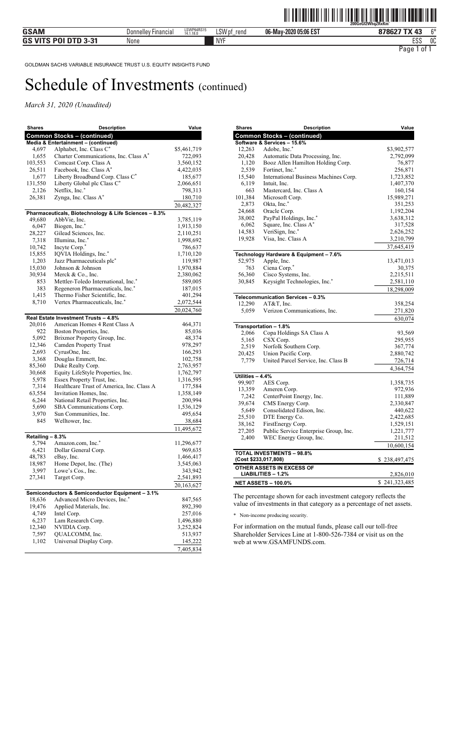GOLDMAN SACHS VARIABLE INSURANCE TRUST U.S. EQUITY INSIGHTS FUND

# Schedule of Investments (continued)

*March 31, 2020 (Unaudited)*

| Shares | Description | Value |
|---|---|---|
| **Common Stocks – (continued)** | | |
| **Media & Entertainment – (continued)** | | |
| 4,697 | Alphabet, Inc. Class C* | $5,461,719 |
| 1,655 | Charter Communications, Inc. Class A* | 722,093 |
| 103,553 | Comcast Corp. Class A | 3,560,152 |
| 26,511 | Facebook, Inc. Class A* | 4,422,035 |
| 1,677 | Liberty Broadband Corp. Class C* | 185,677 |
| 131,550 | Liberty Global plc Class C* | 2,066,651 |
| 2,126 | Netflix, Inc.* | 798,313 |
| 26,381 | Zynga, Inc. Class A* | 180,710 |
| | | 20,482,327 |
| **Pharmaceuticals, Biotechnology & Life Sciences – 8.3%** | | |
| 49,680 | AbbVie, Inc. | 3,785,119 |
| 6,047 | Biogen, Inc.* | 1,913,150 |
| 28,227 | Gilead Sciences, Inc. | 2,110,251 |
| 7,318 | Illumina, Inc.* | 1,998,692 |
| 10,742 | Incyte Corp.* | 786,637 |
| 15,855 | IQVIA Holdings, Inc.* | 1,710,120 |
| 1,203 | Jazz Pharmaceuticals plc* | 119,987 |
| 15,030 | Johnson & Johnson | 1,970,884 |
| 30,934 | Merck & Co., Inc. | 2,380,062 |
| 853 | Mettler-Toledo International, Inc.* | 589,005 |
| 383 | Regeneron Pharmaceuticals, Inc.* | 187,015 |
| 1,415 | Thermo Fisher Scientific, Inc. | 401,294 |
| 8,710 | Vertex Pharmaceuticals, Inc.* | 2,072,544 |
| | | 20,024,760 |
| **Real Estate Investment Trusts – 4.8%** | | |
| 20,016 | American Homes 4 Rent Class A | 464,371 |
| 922 | Boston Properties, Inc. | 85,036 |
| 5,092 | Brixmor Property Group, Inc. | 48,374 |
| 12,346 | Camden Property Trust | 978,297 |
| 2,693 | CyrusOne, Inc. | 166,293 |
| 3,368 | Douglas Emmett, Inc. | 102,758 |
| 85,360 | Duke Realty Corp. | 2,763,957 |
| 30,668 | Equity LifeStyle Properties, Inc. | 1,762,797 |
| 5,978 | Essex Property Trust, Inc. | 1,316,595 |
| 7,314 | Healthcare Trust of America, Inc. Class A | 177,584 |
| 63,554 | Invitation Homes, Inc. | 1,358,149 |
| 6,244 | National Retail Properties, Inc. | 200,994 |
| 5,690 | SBA Communications Corp. | 1,536,129 |
| 3,970 | Sun Communities, Inc. | 495,654 |
| 845 | Welltower, Inc. | 38,684 |
| | | 11,495,672 |
| **Retailing – 8.3%** | | |
| 5,794 | Amazon.com, Inc.* | 11,296,677 |
| 6,421 | Dollar General Corp. | 969,635 |
| 48,783 | eBay, Inc. | 1,466,417 |
| 18,987 | Home Depot, Inc. (The) | 3,545,063 |
| 3,997 | Lowe's Cos., Inc. | 343,942 |
| 27,341 | Target Corp. | 2,541,893 |
| | | 20,163,627 |
| **Semiconductors & Semiconductor Equipment – 3.1%** | | |
| 18,636 | Advanced Micro Devices, Inc.* | 847,565 |
| 19,476 | Applied Materials, Inc. | 892,390 |
| 4,749 | Intel Corp. | 257,016 |
| 6,237 | Lam Research Corp. | 1,496,880 |
| 12,340 | NVIDIA Corp. | 3,252,824 |
| 7,597 | QUALCOMM, Inc. | 513,937 |
| 1,102 | Universal Display Corp. | 145,222 |
| | | 7,405,834 |
| **Software & Services – 15.6%** | | |
| 12,263 | Adobe, Inc.* | $3,902,577 |
| 20,428 | Automatic Data Processing, Inc. | 2,792,099 |
| 1,120 | Booz Allen Hamilton Holding Corp. | 76,877 |
| 2,539 | Fortinet, Inc.* | 256,871 |
| 15,540 | International Business Machines Corp. | 1,723,852 |
| 6,119 | Intuit, Inc. | 1,407,370 |
| 663 | Mastercard, Inc. Class A | 160,154 |
| 101,384 | Microsoft Corp. | 15,989,271 |
| 2,873 | Okta, Inc.* | 351,253 |
| 24,668 | Oracle Corp. | 1,192,204 |
| 38,002 | PayPal Holdings, Inc.* | 3,638,312 |
| 6,062 | Square, Inc. Class A* | 317,528 |
| 14,583 | VeriSign, Inc.* | 2,626,252 |
| 19,928 | Visa, Inc. Class A | 3,210,799 |
| | | 37,645,419 |
| **Technology Hardware & Equipment – 7.6%** | | |
| 52,975 | Apple, Inc. | 13,471,013 |
| 763 | Ciena Corp.* | 30,375 |
| 56,360 | Cisco Systems, Inc. | 2,215,511 |
| 30,845 | Keysight Technologies, Inc.* | 2,581,110 |
| | | 18,298,009 |
| **Telecommunication Services – 0.3%** | | |
| 12,290 | AT&T, Inc. | 358,254 |
| 5,059 | Verizon Communications, Inc. | 271,820 |
| | | 630,074 |
| **Transportation – 1.8%** | | |
| 2,066 | Copa Holdings SA Class A | 93,569 |
| 5,165 | CSX Corp. | 295,955 |
| 2,519 | Norfolk Southern Corp. | 367,774 |
| 20,425 | Union Pacific Corp. | 2,880,742 |
| 7,779 | United Parcel Service, Inc. Class B | 726,714 |
| | | 4,364,754 |
| **Utilities – 4.4%** | | |
| 99,907 | AES Corp. | 1,358,735 |
| 13,359 | Ameren Corp. | 972,936 |
| 7,242 | CenterPoint Energy, Inc. | 111,889 |
| 39,674 | CMS Energy Corp. | 2,330,847 |
| 5,649 | Consolidated Edison, Inc. | 440,622 |
| 25,510 | DTE Energy Co. | 2,422,685 |
| 38,162 | FirstEnergy Corp. | 1,529,151 |
| 27,205 | Public Service Enterprise Group, Inc. | 1,221,777 |
| 2,400 | WEC Energy Group, Inc. | 211,512 |
| | | 10,600,154 |
| **TOTAL INVESTMENTS – 98.8%** | | |
| **(Cost $233,017,808)** | | $ 238,497,475 |
| **OTHER ASSETS IN EXCESS OF LIABILITIES – 1.2%** | | 2,826,010 |
| **NET ASSETS – 100.0%** | | $ 241,323,485 |

The percentage shown for each investment category reflects the value of investments in that category as a percentage of net assets.

\* Non-income producing security.

For information on the mutual funds, please call our toll-free Shareholder Services Line at 1-800-526-7384 or visit us on the web at www.GSAMFUNDS.com.